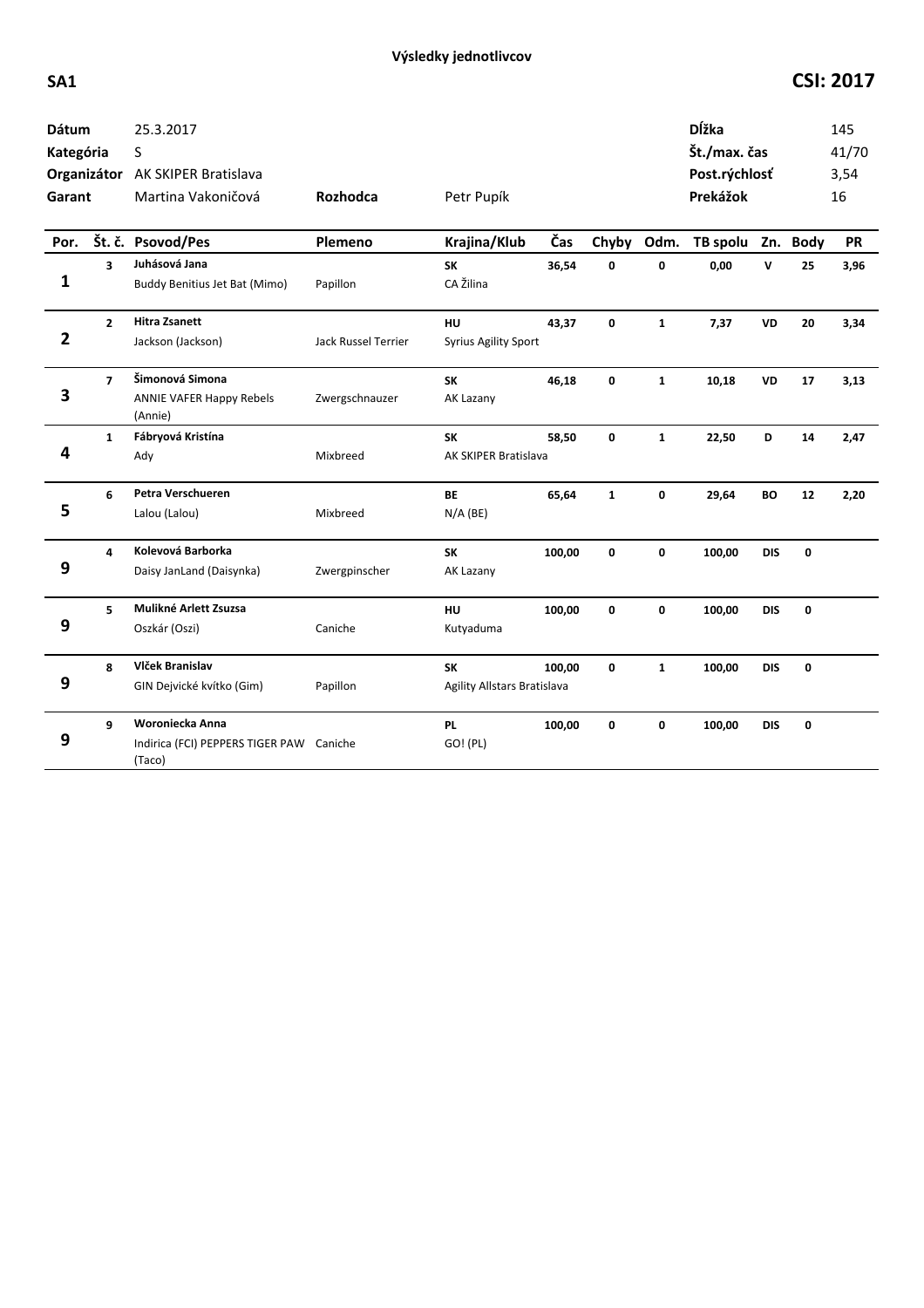# Výsledky jednotlivcov

**SA1** **CSI: 2017**

| | | | | | |
|---|---|---|---|---|---|
| **Dátum** | 25.3.2017 | | | **Dĺžka** | 145 |
| **Kategória** | S | | | **Št./max. čas** | 41/70 |
| **Organizátor** | AK SKIPER Bratislava | | | **Post.rýchlosť** | 3,54 |
| **Garant** | Martina Vakoničová | **Rozhodca** | Petr Pupík | **Prekážok** | 16 |

| Por. | Št. č. | Psovod/Pes | Plemeno | Krajina/Klub | Čas | Chyby | Odm. | TB spolu | Zn. | Body | PR |
|---|---|---|---|---|---|---|---|---|---|---|---|
| 1 | 3 | **Juhásová Jana**<br>Buddy Benitius Jet Bat (Mimo) | Papillon | **SK**<br>CA Žilina | **36,54** | **0** | **0** | **0,00** | **V** | **25** | **3,96** |
| 2 | 2 | **Hitra Zsanett**<br>Jackson (Jackson) | Jack Russel Terrier | **HU**<br>Syrius Agility Sport | **43,37** | **0** | **1** | **7,37** | **VD** | **20** | **3,34** |
| 3 | 7 | **Šimonová Simona**<br>ANNIE VAFER Happy Rebels (Annie) | Zwergschnauzer | **SK**<br>AK Lazany | **46,18** | **0** | **1** | **10,18** | **VD** | **17** | **3,13** |
| 4 | 1 | **Fábryová Kristína**<br>Ady | Mixbreed | **SK**<br>AK SKIPER Bratislava | **58,50** | **0** | **1** | **22,50** | **D** | **14** | **2,47** |
| 5 | 6 | **Petra Verschueren**<br>Lalou (Lalou) | Mixbreed | **BE**<br>N/A (BE) | **65,64** | **1** | **0** | **29,64** | **BO** | **12** | **2,20** |
| 9 | 4 | **Kolevová Barborka**<br>Daisy JanLand (Daisynka) | Zwergpinscher | **SK**<br>AK Lazany | **100,00** | **0** | **0** | **100,00** | **DIS** | **0** | |
| 9 | 5 | **Mulikné Arlett Zsuzsa**<br>Oszkár (Oszi) | Caniche | **HU**<br>Kutyaduma | **100,00** | **0** | **0** | **100,00** | **DIS** | **0** | |
| 9 | 8 | **Vlček Branislav**<br>GIN Dejvické kvítko (Gim) | Papillon | **SK**<br>Agility Allstars Bratislava | **100,00** | **0** | **1** | **100,00** | **DIS** | **0** | |
| 9 | 9 | **Woroniecka Anna**<br>Indirica (FCI) PEPPERS TIGER PAW (Taco) | Caniche | **PL**<br>GO! (PL) | **100,00** | **0** | **0** | **100,00** | **DIS** | **0** | |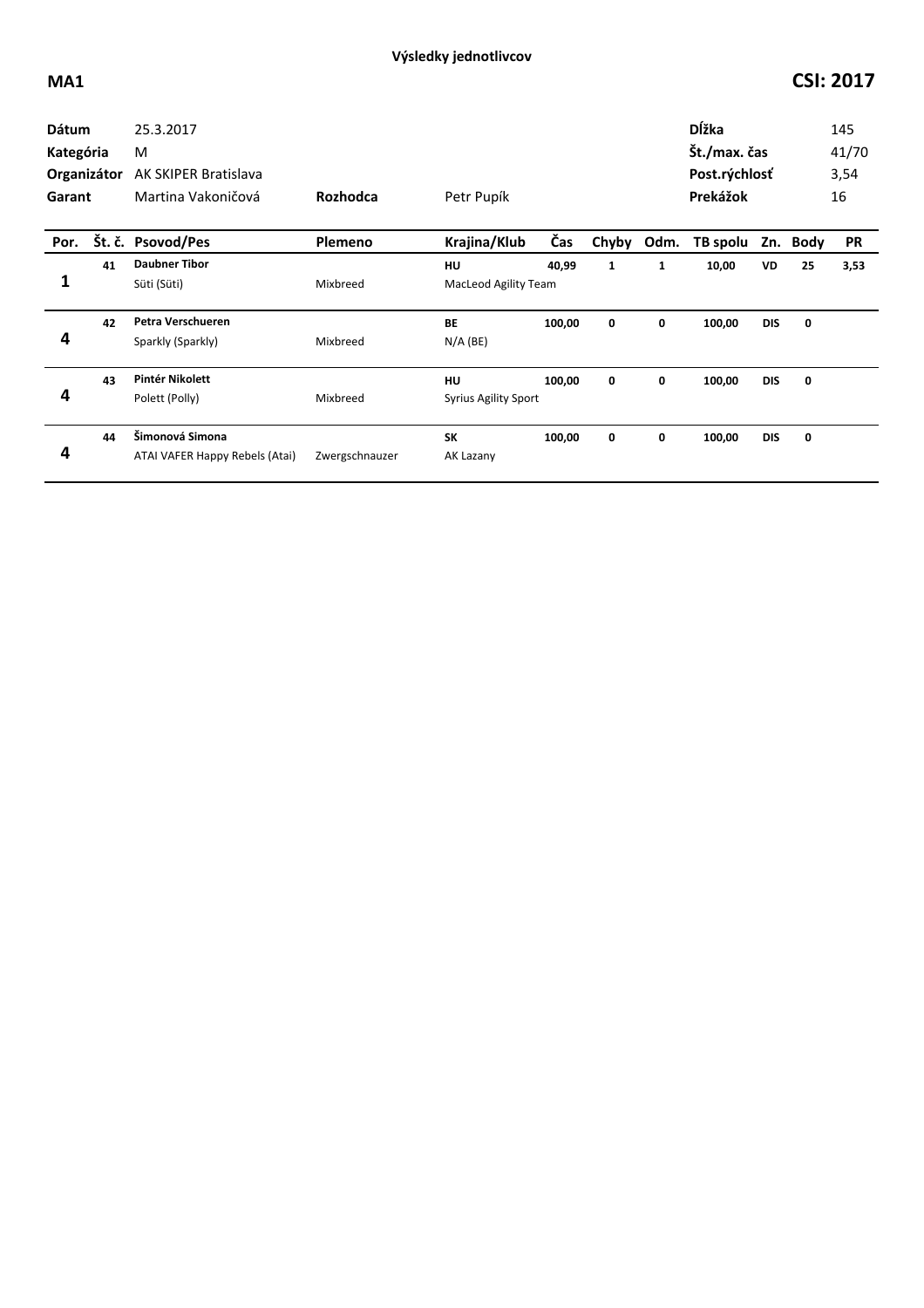### Výsledky jednotlivcov

**MA1** **CSI: 2017**

| | | | | |
|---|---|---|---|---|
| **Dátum** | 25.3.2017 | | **Dĺžka** | 145 |
| **Kategória** | M | | **Št./max. čas** | 41/70 |
| **Organizátor** | AK SKIPER Bratislava | | **Post.rýchlosť** | 3,54 |
| **Garant** | Martina Vakoničová | **Rozhodca** Petr Pupík | **Prekážok** | 16 |

| Por. | Št. č. | Psovod/Pes | Plemeno | Krajina/Klub | Čas | Chyby | Odm. | TB spolu | Zn. | Body | PR |
|---|---|---|---|---|---|---|---|---|---|---|---|
| 1 | 41 | **Daubner Tibor**<br>Süti (Süti) | Mixbreed | **HU**<br>MacLeod Agility Team | 40,99 | 1 | 1 | 10,00 | VD | 25 | 3,53 |
| 4 | 42 | **Petra Verschueren**<br>Sparkly (Sparkly) | Mixbreed | **BE**<br>N/A (BE) | 100,00 | 0 | 0 | 100,00 | DIS | 0 | |
| 4 | 43 | **Pintér Nikolett**<br>Polett (Polly) | Mixbreed | **HU**<br>Syrius Agility Sport | 100,00 | 0 | 0 | 100,00 | DIS | 0 | |
| 4 | 44 | **Šimonová Simona**<br>ATAI VAFER Happy Rebels (Atai) | Zwergschnauzer | **SK**<br>AK Lazany | 100,00 | 0 | 0 | 100,00 | DIS | 0 | |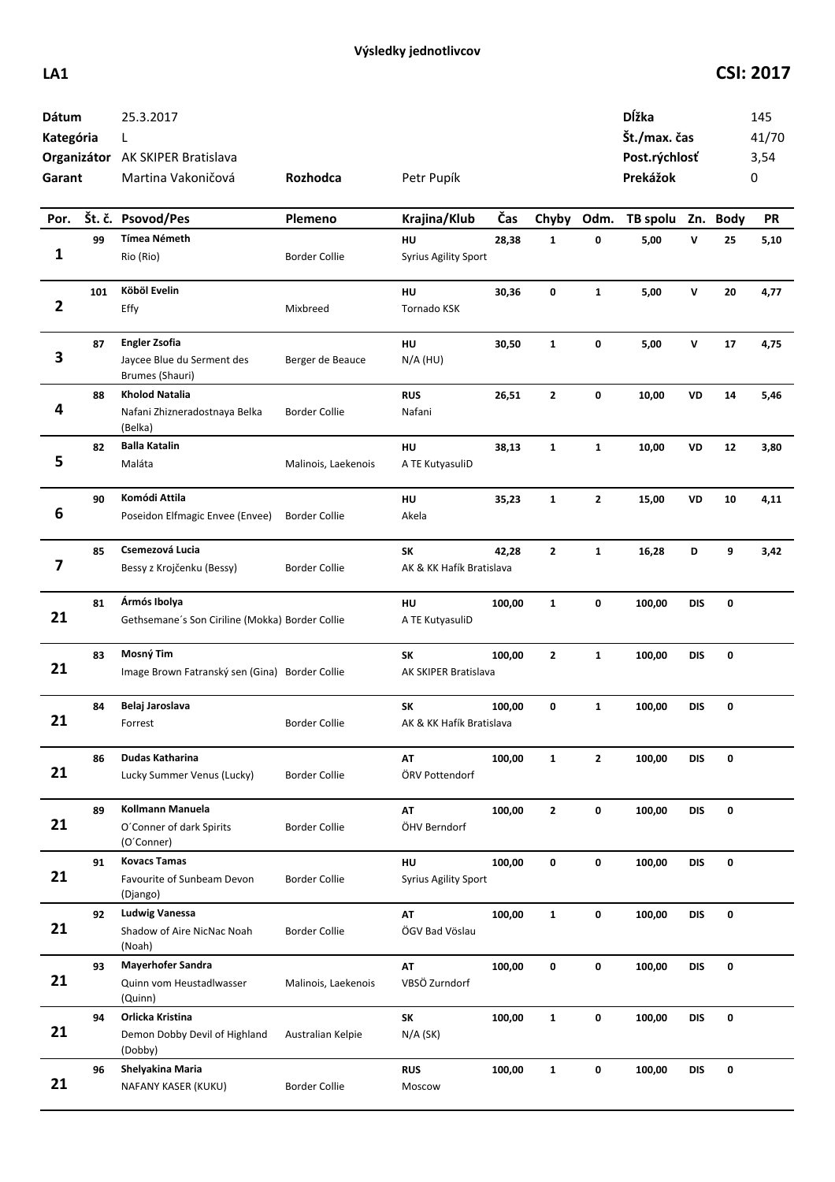**Výsledky jednotlivcov**

**LA1** **CSI: 2017**

| | | | | | |
|---|---|---|---|---|---|
| **Dátum** | 25.3.2017 | | | **Dĺžka** | 145 |
| **Kategória** | L | | | **Št./max. čas** | 41/70 |
| **Organizátor** | AK SKIPER Bratislava | | | **Post.rýchlosť** | 3,54 |
| **Garant** | Martina Vakoničová | **Rozhodca** | Petr Pupík | **Prekážok** | 0 |

| Por. | Št. č. | Psovod/Pes | Plemeno | Krajina/Klub | Čas | Chyby | Odm. | TB spolu | Zn. | Body | PR |
|---|---|---|---|---|---|---|---|---|---|---|---|
| 1 | 99 | **Tímea Németh**<br>Rio (Rio) | Border Collie | **HU**<br>Syrius Agility Sport | **28,38** | **1** | **0** | **5,00** | **V** | **25** | **5,10** |
| 2 | 101 | **Köböl Evelin**<br>Effy | Mixbreed | **HU**<br>Tornado KSK | **30,36** | **0** | **1** | **5,00** | **V** | **20** | **4,77** |
| 3 | 87 | **Engler Zsofia**<br>Jaycee Blue du Serment des Brumes (Shauri) | Berger de Beauce | **HU**<br>N/A (HU) | **30,50** | **1** | **0** | **5,00** | **V** | **17** | **4,75** |
| 4 | 88 | **Kholod Natalia**<br>Nafani Zhizneradostnaya Belka (Belka) | Border Collie | **RUS**<br>Nafani | **26,51** | **2** | **0** | **10,00** | **VD** | **14** | **5,46** |
| 5 | 82 | **Balla Katalin**<br>Maláta | Malinois, Laekenois | **HU**<br>A TE KutyasuliD | **38,13** | **1** | **1** | **10,00** | **VD** | **12** | **3,80** |
| 6 | 90 | **Komódi Attila**<br>Poseidon Elfmagic Envee (Envee) | Border Collie | **HU**<br>Akela | **35,23** | **1** | **2** | **15,00** | **VD** | **10** | **4,11** |
| 7 | 85 | **Csemezová Lucia**<br>Bessy z Krojčenku (Bessy) | Border Collie | **SK**<br>AK & KK Hafík Bratislava | **42,28** | **2** | **1** | **16,28** | **D** | **9** | **3,42** |
| 21 | 81 | **Ármós Ibolya**<br>Gethsemane´s Son Ciriline (Mokka) | Border Collie | **HU**<br>A TE KutyasuliD | **100,00** | **1** | **0** | **100,00** | **DIS** | **0** | |
| 21 | 83 | **Mosný Tim**<br>Image Brown Fatranský sen (Gina) | Border Collie | **SK**<br>AK SKIPER Bratislava | **100,00** | **2** | **1** | **100,00** | **DIS** | **0** | |
| 21 | 84 | **Belaj Jaroslava**<br>Forrest | Border Collie | **SK**<br>AK & KK Hafík Bratislava | **100,00** | **0** | **1** | **100,00** | **DIS** | **0** | |
| 21 | 86 | **Dudas Katharina**<br>Lucky Summer Venus (Lucky) | Border Collie | **AT**<br>ÖRV Pottendorf | **100,00** | **1** | **2** | **100,00** | **DIS** | **0** | |
| 21 | 89 | **Kollmann Manuela**<br>O´Conner of dark Spirits (O´Conner) | Border Collie | **AT**<br>ÖHV Berndorf | **100,00** | **2** | **0** | **100,00** | **DIS** | **0** | |
| 21 | 91 | **Kovacs Tamas**<br>Favourite of Sunbeam Devon (Django) | Border Collie | **HU**<br>Syrius Agility Sport | **100,00** | **0** | **0** | **100,00** | **DIS** | **0** | |
| 21 | 92 | **Ludwig Vanessa**<br>Shadow of Aire NicNac Noah (Noah) | Border Collie | **AT**<br>ÖGV Bad Vöslau | **100,00** | **1** | **0** | **100,00** | **DIS** | **0** | |
| 21 | 93 | **Mayerhofer Sandra**<br>Quinn vom Heustadlwasser (Quinn) | Malinois, Laekenois | **AT**<br>VBSÖ Zurndorf | **100,00** | **0** | **0** | **100,00** | **DIS** | **0** | |
| 21 | 94 | **Orlicka Kristina**<br>Demon Dobby Devil of Highland (Dobby) | Australian Kelpie | **SK**<br>N/A (SK) | **100,00** | **1** | **0** | **100,00** | **DIS** | **0** | |
| 21 | 96 | **Shelyakina Maria**<br>NAFANY KASER (KUKU) | Border Collie | **RUS**<br>Moscow | **100,00** | **1** | **0** | **100,00** | **DIS** | **0** | |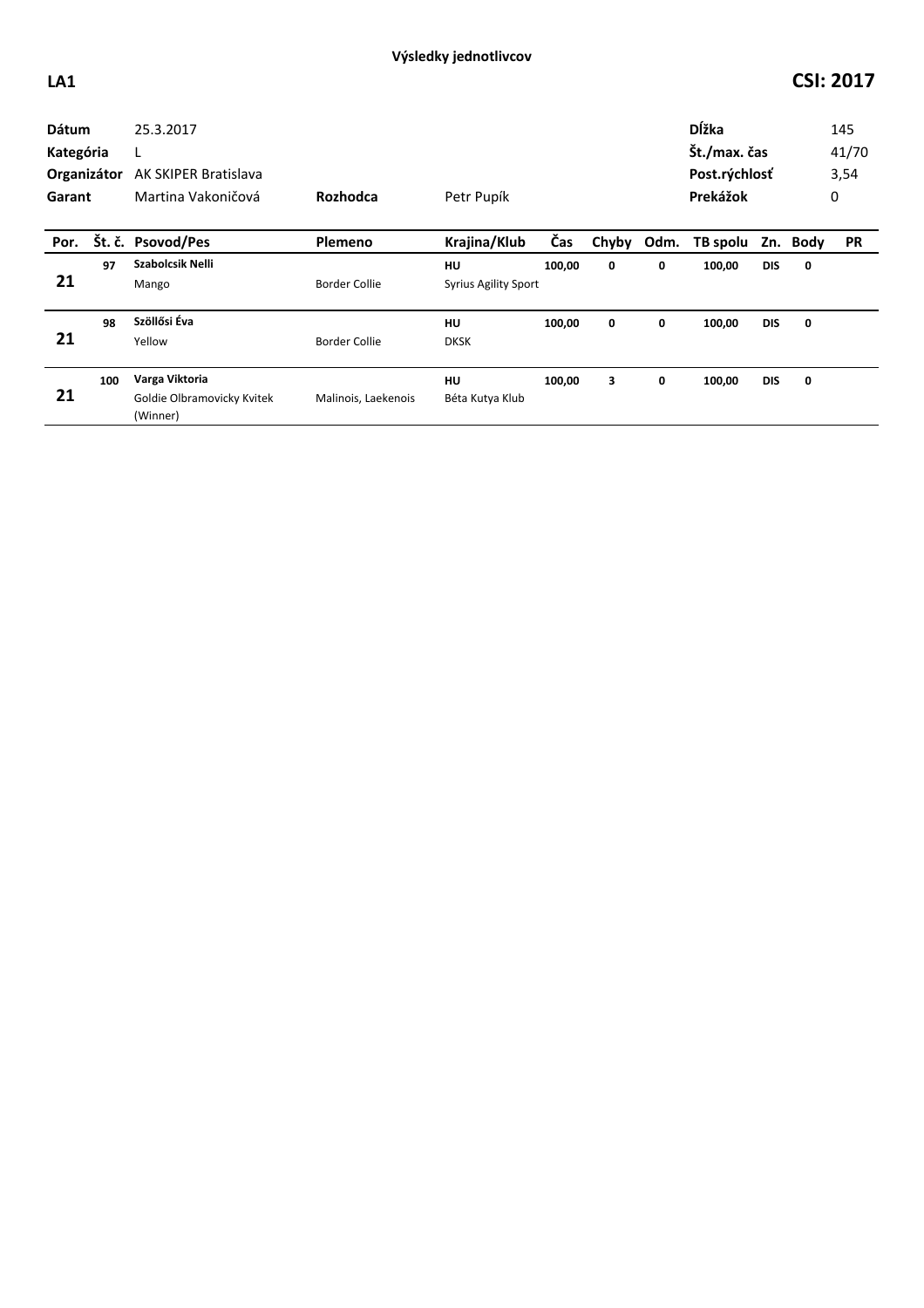**Výsledky jednotlivcov**

**LA1** **CSI: 2017**

| | | | | | |
|---|---|---|---|---|---|
| **Dátum** | 25.3.2017 | | | **Dĺžka** | 145 |
| **Kategória** | L | | | **Št./max. čas** | 41/70 |
| **Organizátor** | AK SKIPER Bratislava | | | **Post.rýchlosť** | 3,54 |
| **Garant** | Martina Vakoničová | **Rozhodca** | Petr Pupík | **Prekážok** | 0 |

| Por. | Št. č. | Psovod/Pes | Plemeno | Krajina/Klub | Čas | Chyby | Odm. | TB spolu | Zn. | Body | PR |
|---|---|---|---|---|---|---|---|---|---|---|---|
| 21 | 97 | **Szabolcsik Nelli**<br>Mango | Border Collie | **HU**<br>Syrius Agility Sport | **100,00** | **0** | **0** | **100,00** | **DIS** | **0** | |
| 21 | 98 | **Szöllősi Éva**<br>Yellow | Border Collie | **HU**<br>DKSK | **100,00** | **0** | **0** | **100,00** | **DIS** | **0** | |
| 21 | 100 | **Varga Viktoria**<br>Goldie Olbramovicky Kvitek (Winner) | Malinois, Laekenois | **HU**<br>Béta Kutya Klub | **100,00** | **3** | **0** | **100,00** | **DIS** | **0** | |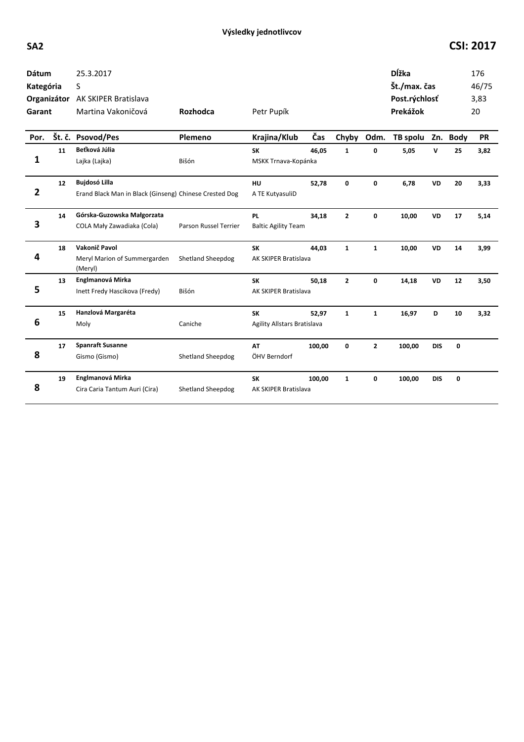**Výsledky jednotlivcov**

**SA2** **CSI: 2017**

| | | | |
|---|---|---|---|
| **Dátum** | 25.3.2017 | **Dĺžka** | 176 |
| **Kategória** | S | **Št./max. čas** | 46/75 |
| **Organizátor** | AK SKIPER Bratislava | **Post.rýchlosť** | 3,83 |
| **Garant** | Martina Vakoničová **Rozhodca** Petr Pupík | **Prekážok** | 20 |

| Por. | Št. č. | Psovod/Pes | Plemeno | Krajina/Klub | Čas | Chyby | Odm. | TB spolu | Zn. | Body | PR |
|---|---|---|---|---|---|---|---|---|---|---|---|
| 1 | 11 | **Beťková Júlia**<br>Lajka (Lajka) | Bišón | **SK**<br>MSKK Trnava-Kopánka | 46,05 | 1 | 0 | 5,05 | V | 25 | 3,82 |
| 2 | 12 | **Bujdosó Lilla**<br>Erand Black Man in Black (Ginseng) | Chinese Crested Dog | **HU**<br>A TE KutyasuliD | 52,78 | 0 | 0 | 6,78 | VD | 20 | 3,33 |
| 3 | 14 | **Górska-Guzowska Małgorzata**<br>COLA Mały Zawadiaka (Cola) | Parson Russel Terrier | **PL**<br>Baltic Agility Team | 34,18 | 2 | 0 | 10,00 | VD | 17 | 5,14 |
| 4 | 18 | **Vakonič Pavol**<br>Meryl Marion of Summergarden (Meryl) | Shetland Sheepdog | **SK**<br>AK SKIPER Bratislava | 44,03 | 1 | 1 | 10,00 | VD | 14 | 3,99 |
| 5 | 13 | **Englmanová Mirka**<br>Inett Fredy Hascikova (Fredy) | Bišón | **SK**<br>AK SKIPER Bratislava | 50,18 | 2 | 0 | 14,18 | VD | 12 | 3,50 |
| 6 | 15 | **Hanzlová Margaréta**<br>Moly | Caniche | **SK**<br>Agility Allstars Bratislava | 52,97 | 1 | 1 | 16,97 | D | 10 | 3,32 |
| 8 | 17 | **Spanraft Susanne**<br>Gismo (Gismo) | Shetland Sheepdog | **AT**<br>ÖHV Berndorf | 100,00 | 0 | 2 | 100,00 | DIS | 0 | |
| 8 | 19 | **Englmanová Mirka**<br>Cira Caria Tantum Auri (Cira) | Shetland Sheepdog | **SK**<br>AK SKIPER Bratislava | 100,00 | 1 | 0 | 100,00 | DIS | 0 | |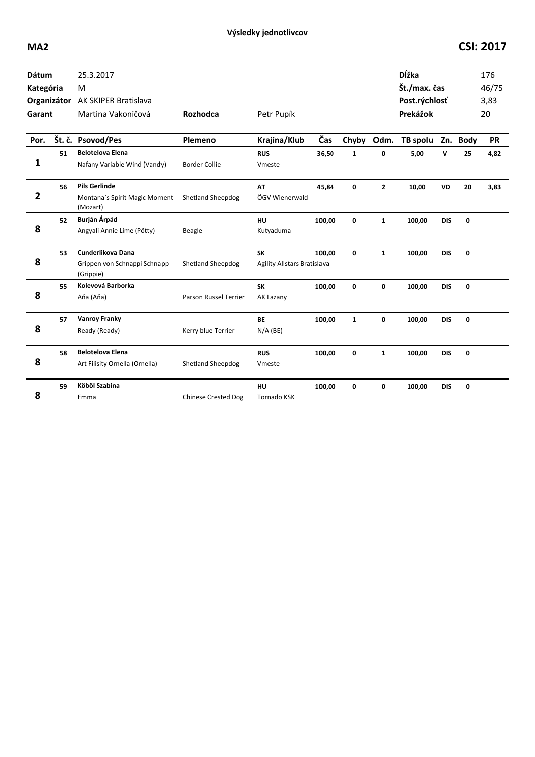**Výsledky jednotlivcov**

**MA2** **CSI: 2017**

| | | | |
|---|---|---|---|
| **Dátum** | 25.3.2017 | **Dĺžka** | 176 |
| **Kategória** | M | **Št./max. čas** | 46/75 |
| **Organizátor** | AK SKIPER Bratislava | **Post.rýchlosť** | 3,83 |
| **Garant** | Martina Vakoničová | **Prekážok** | 20 |
| **Rozhodca** | Petr Pupík | | |

| Por. | Št. č. | Psovod/Pes | Plemeno | Krajina/Klub | Čas | Chyby | Odm. | TB spolu | Zn. | Body | PR |
|---|---|---|---|---|---|---|---|---|---|---|---|
| 1 | 51 | **Belotelova Elena**<br>Nafany Variable Wind (Vandy) | Border Collie | **RUS**<br>Vmeste | **36,50** | **1** | **0** | **5,00** | **V** | **25** | **4,82** |
| 2 | 56 | **Pils Gerlinde**<br>Montana`s Spirit Magic Moment (Mozart) | Shetland Sheepdog | **AT**<br>ÖGV Wienerwald | **45,84** | **0** | **2** | **10,00** | **VD** | **20** | **3,83** |
| 8 | 52 | **Burján Árpád**<br>Angyali Annie Lime (Pötty) | Beagle | **HU**<br>Kutyaduma | **100,00** | **0** | **1** | **100,00** | **DIS** | **0** | |
| 8 | 53 | **Cunderlikova Dana**<br>Grippen von Schnappi Schnapp (Grippie) | Shetland Sheepdog | **SK**<br>Agility Allstars Bratislava | **100,00** | **0** | **1** | **100,00** | **DIS** | **0** | |
| 8 | 55 | **Kolevová Barborka**<br>Aňa (Aňa) | Parson Russel Terrier | **SK**<br>AK Lazany | **100,00** | **0** | **0** | **100,00** | **DIS** | **0** | |
| 8 | 57 | **Vanroy Franky**<br>Ready (Ready) | Kerry blue Terrier | **BE**<br>N/A (BE) | **100,00** | **1** | **0** | **100,00** | **DIS** | **0** | |
| 8 | 58 | **Belotelova Elena**<br>Art Filisity Ornella (Ornella) | Shetland Sheepdog | **RUS**<br>Vmeste | **100,00** | **0** | **1** | **100,00** | **DIS** | **0** | |
| 8 | 59 | **Köböl Szabina**<br>Emma | Chinese Crested Dog | **HU**<br>Tornado KSK | **100,00** | **0** | **0** | **100,00** | **DIS** | **0** | |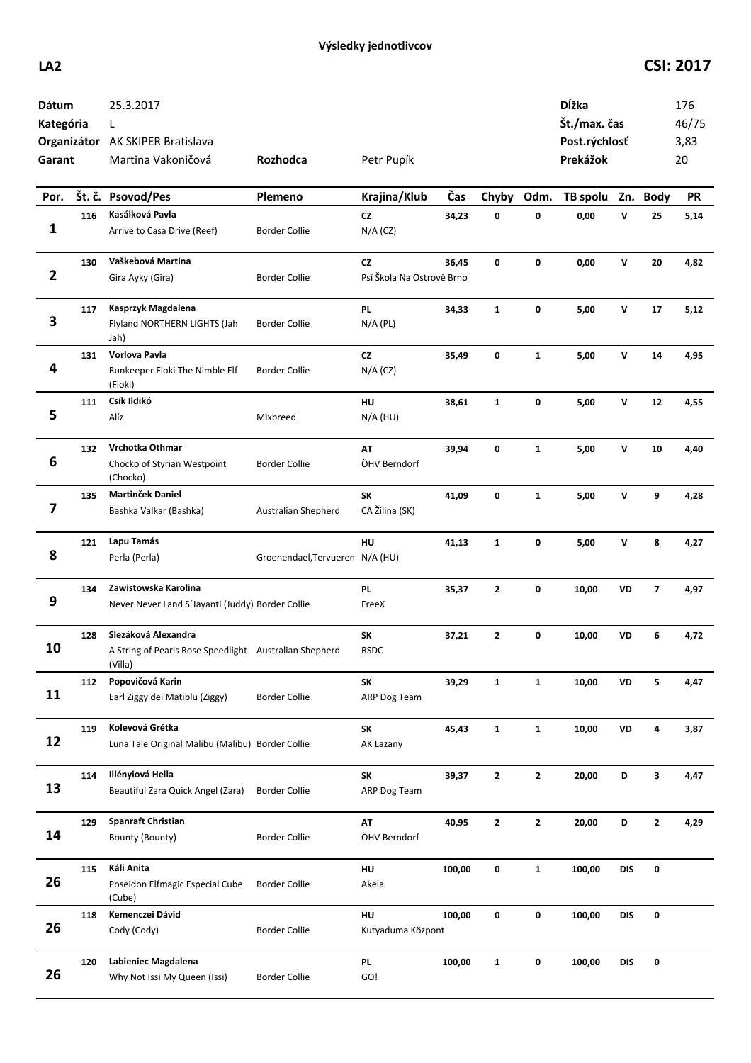# Výsledky jednotlivcov

**LA2** **CSI: 2017**

| | | | | | |
|---|---|---|---|---|---|
| **Dátum** | 25.3.2017 | | | **Dĺžka** | 176 |
| **Kategória** | L | | | **Št./max. čas** | 46/75 |
| **Organizátor** | AK SKIPER Bratislava | | | **Post.rýchlosť** | 3,83 |
| **Garant** | Martina Vakoničová | **Rozhodca** | Petr Pupík | **Prekážok** | 20 |

| Por. | Št. č. | Psovod/Pes | Plemeno | Krajina/Klub | Čas | Chyby | Odm. | TB spolu | Zn. | Body | PR |
|---|---|---|---|---|---|---|---|---|---|---|---|
| 1 | 116 | **Kasálková Pavla**<br>Arrive to Casa Drive (Reef) | Border Collie | **CZ**<br>N/A (CZ) | 34,23 | 0 | 0 | 0,00 | V | 25 | 5,14 |
| 2 | 130 | **Vaškebová Martina**<br>Gira Ayky (Gira) | Border Collie | **CZ**<br>Psí Škola Na Ostrově Brno | 36,45 | 0 | 0 | 0,00 | V | 20 | 4,82 |
| 3 | 117 | **Kasprzyk Magdalena**<br>Flyland NORTHERN LIGHTS (Jah Jah) | Border Collie | **PL**<br>N/A (PL) | 34,33 | 1 | 0 | 5,00 | V | 17 | 5,12 |
| 4 | 131 | **Vorlova Pavla**<br>Runkeeper Floki The Nimble Elf (Floki) | Border Collie | **CZ**<br>N/A (CZ) | 35,49 | 0 | 1 | 5,00 | V | 14 | 4,95 |
| 5 | 111 | **Csík Ildikó**<br>Alíz | Mixbreed | **HU**<br>N/A (HU) | 38,61 | 1 | 0 | 5,00 | V | 12 | 4,55 |
| 6 | 132 | **Vrchotka Othmar**<br>Chocko of Styrian Westpoint (Chocko) | Border Collie | **AT**<br>ÖHV Berndorf | 39,94 | 0 | 1 | 5,00 | V | 10 | 4,40 |
| 7 | 135 | **Martinček Daniel**<br>Bashka Valkar (Bashka) | Australian Shepherd | **SK**<br>CA Žilina (SK) | 41,09 | 0 | 1 | 5,00 | V | 9 | 4,28 |
| 8 | 121 | **Lapu Tamás**<br>Perla (Perla) | Groenendael,Tervueren | **HU**<br>N/A (HU) | 41,13 | 1 | 0 | 5,00 | V | 8 | 4,27 |
| 9 | 134 | **Zawistowska Karolina**<br>Never Never Land S´Jayanti (Juddy) | Border Collie | **PL**<br>FreeX | 35,37 | 2 | 0 | 10,00 | VD | 7 | 4,97 |
| 10 | 128 | **Slezáková Alexandra**<br>A String of Pearls Rose Speedlight (Villa) | Australian Shepherd | **SK**<br>RSDC | 37,21 | 2 | 0 | 10,00 | VD | 6 | 4,72 |
| 11 | 112 | **Popovičová Karin**<br>Earl Ziggy dei Matiblu (Ziggy) | Border Collie | **SK**<br>ARP Dog Team | 39,29 | 1 | 1 | 10,00 | VD | 5 | 4,47 |
| 12 | 119 | **Kolevová Grétka**<br>Luna Tale Original Malibu (Malibu) | Border Collie | **SK**<br>AK Lazany | 45,43 | 1 | 1 | 10,00 | VD | 4 | 3,87 |
| 13 | 114 | **Illényiová Hella**<br>Beautiful Zara Quick Angel (Zara) | Border Collie | **SK**<br>ARP Dog Team | 39,37 | 2 | 2 | 20,00 | D | 3 | 4,47 |
| 14 | 129 | **Spanraft Christian**<br>Bounty (Bounty) | Border Collie | **AT**<br>ÖHV Berndorf | 40,95 | 2 | 2 | 20,00 | D | 2 | 4,29 |
| 26 | 115 | **Káli Anita**<br>Poseidon Elfmagic Especial Cube (Cube) | Border Collie | **HU**<br>Akela | 100,00 | 0 | 1 | 100,00 | DIS | 0 | |
| 26 | 118 | **Kemenczei Dávid**<br>Cody (Cody) | Border Collie | **HU**<br>Kutyaduma Központ | 100,00 | 0 | 0 | 100,00 | DIS | 0 | |
| 26 | 120 | **Labieniec Magdalena**<br>Why Not Issi My Queen (Issi) | Border Collie | **PL**<br>GO! | 100,00 | 1 | 0 | 100,00 | DIS | 0 | |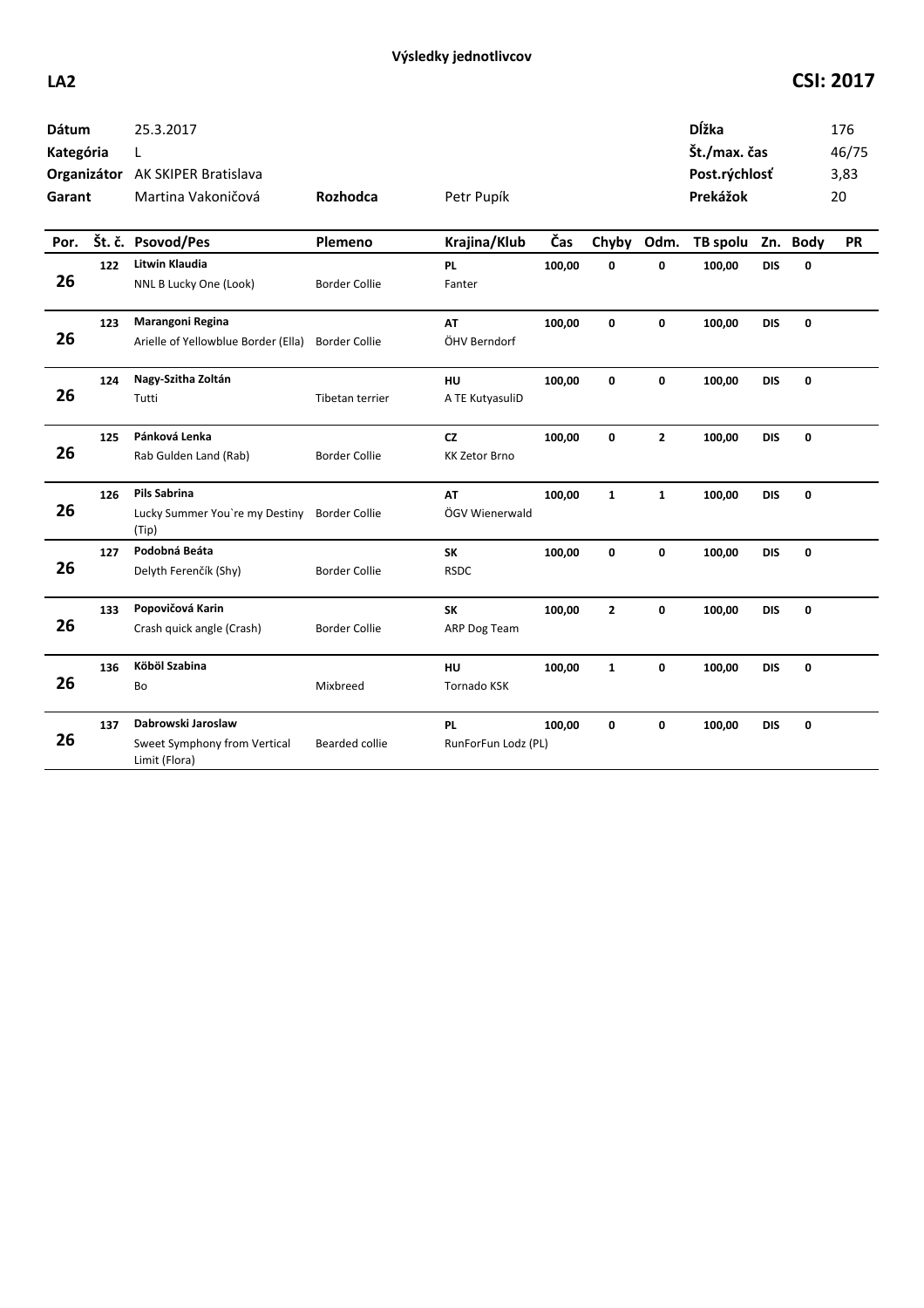**Výsledky jednotlivcov**

**LA2** **CSI: 2017**

| | | | | | | |
|---|---|---|---|---|---|---|
| **Dátum** | 25.3.2017 | | | **Dĺžka** | 176 |
| **Kategória** | L | | | **Št./max. čas** | 46/75 |
| **Organizátor** | AK SKIPER Bratislava | | | **Post.rýchlosť** | 3,83 |
| **Garant** | Martina Vakoničová | **Rozhodca** | Petr Pupík | **Prekážok** | 20 |

| Por. | Št. č. | Psovod/Pes | Plemeno | Krajina/Klub | Čas | Chyby | Odm. | TB spolu | Zn. | Body | PR |
|---|---|---|---|---|---|---|---|---|---|---|---|
| 26 | 122 | **Litwin Klaudia**<br>NNL B Lucky One (Look) | Border Collie | **PL**<br>Fanter | 100,00 | 0 | 0 | 100,00 | DIS | 0 | |
| 26 | 123 | **Marangoni Regina**<br>Arielle of Yellowblue Border (Ella) | Border Collie | **AT**<br>ÖHV Berndorf | 100,00 | 0 | 0 | 100,00 | DIS | 0 | |
| 26 | 124 | **Nagy-Szitha Zoltán**<br>Tutti | Tibetan terrier | **HU**<br>A TE KutyasuliD | 100,00 | 0 | 0 | 100,00 | DIS | 0 | |
| 26 | 125 | **Pánková Lenka**<br>Rab Gulden Land (Rab) | Border Collie | **CZ**<br>KK Zetor Brno | 100,00 | 0 | 2 | 100,00 | DIS | 0 | |
| 26 | 126 | **Pils Sabrina**<br>Lucky Summer You`re my Destiny (Tip) | Border Collie | **AT**<br>ÖGV Wienerwald | 100,00 | 1 | 1 | 100,00 | DIS | 0 | |
| 26 | 127 | **Podobná Beáta**<br>Delyth Ferenčík (Shy) | Border Collie | **SK**<br>RSDC | 100,00 | 0 | 0 | 100,00 | DIS | 0 | |
| 26 | 133 | **Popovičová Karin**<br>Crash quick angle (Crash) | Border Collie | **SK**<br>ARP Dog Team | 100,00 | 2 | 0 | 100,00 | DIS | 0 | |
| 26 | 136 | **Köböl Szabina**<br>Bo | Mixbreed | **HU**<br>Tornado KSK | 100,00 | 1 | 0 | 100,00 | DIS | 0 | |
| 26 | 137 | **Dabrowski Jaroslaw**<br>Sweet Symphony from Vertical Limit (Flora) | Bearded collie | **PL**<br>RunForFun Lodz (PL) | 100,00 | 0 | 0 | 100,00 | DIS | 0 | |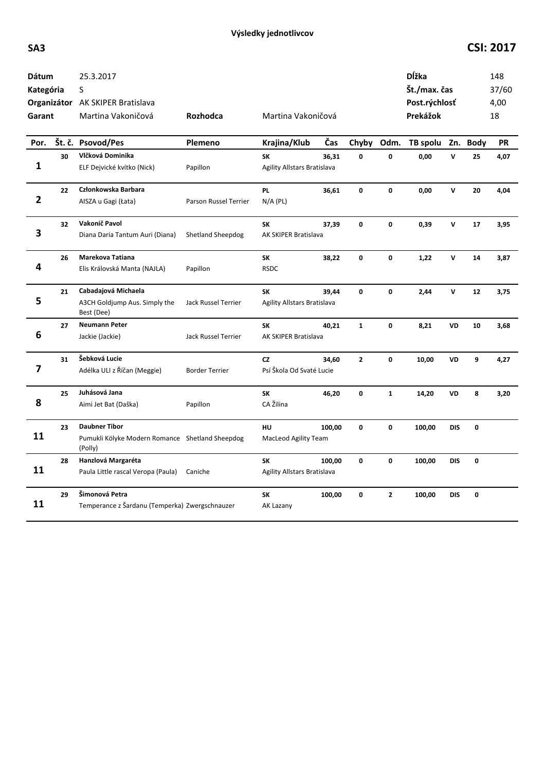# Výsledky jednotlivcov

**SA3** **CSI: 2017**

| | | | |
|---|---|---|---|
| **Dátum** | 25.3.2017 | **Dĺžka** | 148 |
| **Kategória** | S | **Št./max. čas** | 37/60 |
| **Organizátor** | AK SKIPER Bratislava | **Post.rýchlosť** | 4,00 |
| **Garant** | Martina Vakoničová | **Prekážok** | 18 |
| **Rozhodca** | Martina Vakoničová | | |

| Por. | Št. č. | Psovod/Pes | Plemeno | Krajina/Klub | Čas | Chyby | Odm. | TB spolu | Zn. | Body | PR |
|---|---|---|---|---|---|---|---|---|---|---|---|
| 1 | 30 | **Vlčková Dominika**<br>ELF Dejvické kvítko (Nick) | Papillon | **SK**<br>Agility Allstars Bratislava | 36,31 | 0 | 0 | 0,00 | V | 25 | 4,07 |
| 2 | 22 | **Członkowska Barbara**<br>AISZA u Gagi (Łata) | Parson Russel Terrier | **PL**<br>N/A (PL) | 36,61 | 0 | 0 | 0,00 | V | 20 | 4,04 |
| 3 | 32 | **Vakonič Pavol**<br>Diana Daria Tantum Auri (Diana) | Shetland Sheepdog | **SK**<br>AK SKIPER Bratislava | 37,39 | 0 | 0 | 0,39 | V | 17 | 3,95 |
| 4 | 26 | **Marekova Tatiana**<br>Elis Královská Manta (NAJLA) | Papillon | **SK**<br>RSDC | 38,22 | 0 | 0 | 1,22 | V | 14 | 3,87 |
| 5 | 21 | **Cabadajová Michaela**<br>A3CH Goldjump Aus. Simply the Best (Dee) | Jack Russel Terrier | **SK**<br>Agility Allstars Bratislava | 39,44 | 0 | 0 | 2,44 | V | 12 | 3,75 |
| 6 | 27 | **Neumann Peter**<br>Jackie (Jackie) | Jack Russel Terrier | **SK**<br>AK SKIPER Bratislava | 40,21 | 1 | 0 | 8,21 | VD | 10 | 3,68 |
| 7 | 31 | **Šebková Lucie**<br>Adélka ULI z Říčan (Meggie) | Border Terrier | **CZ**<br>Psí Škola Od Svaté Lucie | 34,60 | 2 | 0 | 10,00 | VD | 9 | 4,27 |
| 8 | 25 | **Juhásová Jana**<br>Aimi Jet Bat (Daška) | Papillon | **SK**<br>CA Žilina | 46,20 | 0 | 1 | 14,20 | VD | 8 | 3,20 |
| 11 | 23 | **Daubner Tibor**<br>Pumukli Kölyke Modern Romance (Polly) | Shetland Sheepdog | **HU**<br>MacLeod Agility Team | 100,00 | 0 | 0 | 100,00 | DIS | 0 | |
| 11 | 28 | **Hanzlová Margaréta**<br>Paula Little rascal Veropa (Paula) | Caniche | **SK**<br>Agility Allstars Bratislava | 100,00 | 0 | 0 | 100,00 | DIS | 0 | |
| 11 | 29 | **Šimonová Petra**<br>Temperance z Šardanu (Temperka) | Zwergschnauzer | **SK**<br>AK Lazany | 100,00 | 0 | 2 | 100,00 | DIS | 0 | |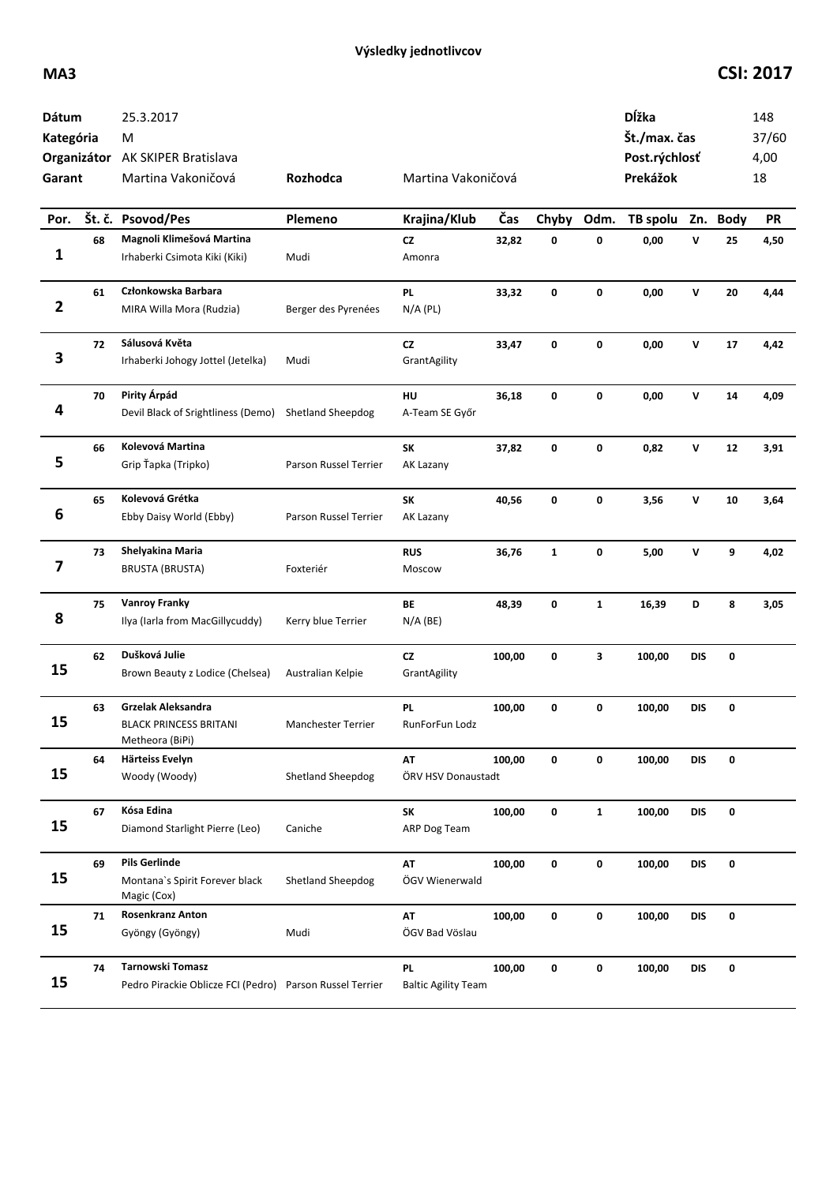**Výsledky jednotlivcov**

**MA3** **CSI: 2017**

| | | | | | |
|---|---|---|---|---|---|
| **Dátum** | 25.3.2017 | | | **Dĺžka** | 148 |
| **Kategória** | M | | | **Št./max. čas** | 37/60 |
| **Organizátor** | AK SKIPER Bratislava | | | **Post.rýchlosť** | 4,00 |
| **Garant** | Martina Vakoničová | **Rozhodca** | Martina Vakoničová | **Prekážok** | 18 |

| Por. | Št. č. | Psovod/Pes | Plemeno | Krajina/Klub | Čas | Chyby | Odm. | TB spolu | Zn. | Body | PR |
|---|---|---|---|---|---|---|---|---|---|---|---|
| **1** | **68** | **Magnoli Klimešová Martina**<br>Irhaberki Csimota Kiki (Kiki) | Mudi | **CZ**<br>Amonra | **32,82** | **0** | **0** | **0,00** | **V** | **25** | **4,50** |
| **2** | **61** | **Członkowska Barbara**<br>MIRA Willa Mora (Rudzia) | Berger des Pyrenées | **PL**<br>N/A (PL) | **33,32** | **0** | **0** | **0,00** | **V** | **20** | **4,44** |
| **3** | **72** | **Sálusová Květa**<br>Irhaberki Johogy Jottel (Jetelka) | Mudi | **CZ**<br>GrantAgility | **33,47** | **0** | **0** | **0,00** | **V** | **17** | **4,42** |
| **4** | **70** | **Pirity Árpád**<br>Devil Black of Srightliness (Demo) | Shetland Sheepdog | **HU**<br>A-Team SE Győr | **36,18** | **0** | **0** | **0,00** | **V** | **14** | **4,09** |
| **5** | **66** | **Kolevová Martina**<br>Grip Ťapka (Tripko) | Parson Russel Terrier | **SK**<br>AK Lazany | **37,82** | **0** | **0** | **0,82** | **V** | **12** | **3,91** |
| **6** | **65** | **Kolevová Grétka**<br>Ebby Daisy World (Ebby) | Parson Russel Terrier | **SK**<br>AK Lazany | **40,56** | **0** | **0** | **3,56** | **V** | **10** | **3,64** |
| **7** | **73** | **Shelyakina Maria**<br>BRUSTA (BRUSTA) | Foxteriér | **RUS**<br>Moscow | **36,76** | **1** | **0** | **5,00** | **V** | **9** | **4,02** |
| **8** | **75** | **Vanroy Franky**<br>Ilya (Iarla from MacGillycuddy) | Kerry blue Terrier | **BE**<br>N/A (BE) | **48,39** | **0** | **1** | **16,39** | **D** | **8** | **3,05** |
| **15** | **62** | **Dušková Julie**<br>Brown Beauty z Lodice (Chelsea) | Australian Kelpie | **CZ**<br>GrantAgility | **100,00** | **0** | **3** | **100,00** | **DIS** | **0** | |
| **15** | **63** | **Grzelak Aleksandra**<br>BLACK PRINCESS BRITANI Metheora (BiPi) | Manchester Terrier | **PL**<br>RunForFun Lodz | **100,00** | **0** | **0** | **100,00** | **DIS** | **0** | |
| **15** | **64** | **Härteiss Evelyn**<br>Woody (Woody) | Shetland Sheepdog | **AT**<br>ÖRV HSV Donaustadt | **100,00** | **0** | **0** | **100,00** | **DIS** | **0** | |
| **15** | **67** | **Kósa Edina**<br>Diamond Starlight Pierre (Leo) | Caniche | **SK**<br>ARP Dog Team | **100,00** | **0** | **1** | **100,00** | **DIS** | **0** | |
| **15** | **69** | **Pils Gerlinde**<br>Montana`s Spirit Forever black Magic (Cox) | Shetland Sheepdog | **AT**<br>ÖGV Wienerwald | **100,00** | **0** | **0** | **100,00** | **DIS** | **0** | |
| **15** | **71** | **Rosenkranz Anton**<br>Gyöngy (Gyöngy) | Mudi | **AT**<br>ÖGV Bad Vöslau | **100,00** | **0** | **0** | **100,00** | **DIS** | **0** | |
| **15** | **74** | **Tarnowski Tomasz**<br>Pedro Pirackie Oblicze FCI (Pedro) | Parson Russel Terrier | **PL**<br>Baltic Agility Team | **100,00** | **0** | **0** | **100,00** | **DIS** | **0** | |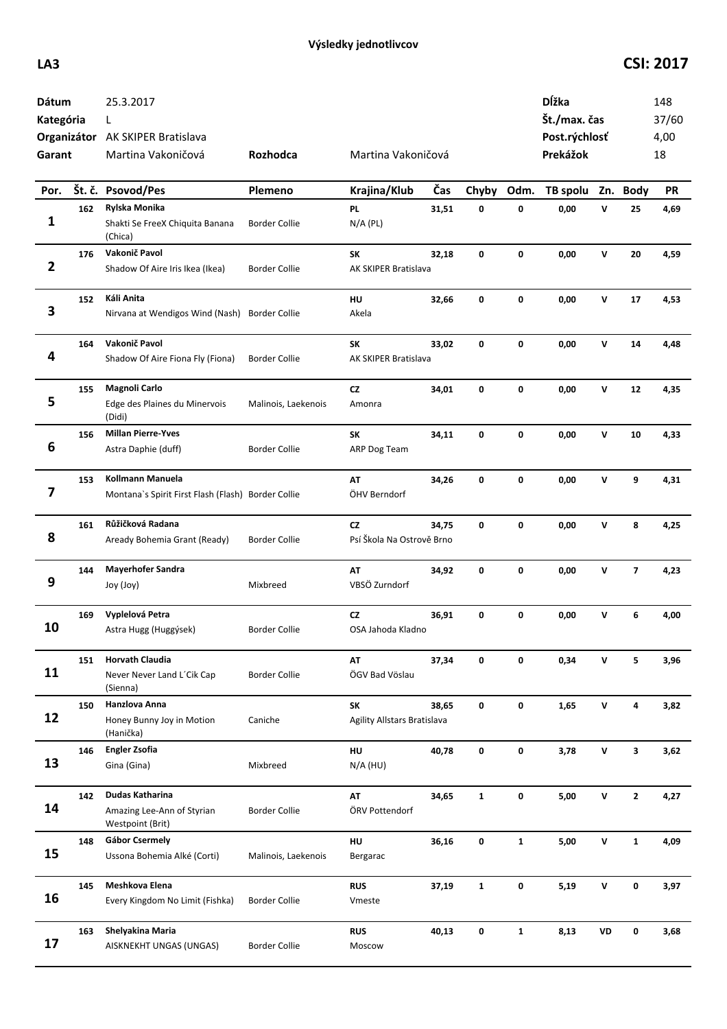**Výsledky jednotlivcov**

**LA3** **CSI: 2017**

| | | | | | |
|---|---|---|---|---|---|
| **Dátum** | 25.3.2017 | | | **Dĺžka** | 148 |
| **Kategória** | L | | | **Št./max. čas** | 37/60 |
| **Organizátor** | AK SKIPER Bratislava | | | **Post.rýchlosť** | 4,00 |
| **Garant** | Martina Vakoničová | **Rozhodca** | Martina Vakoničová | **Prekážok** | 18 |

| Por. | Št. č. | Psovod/Pes | Plemeno | Krajina/Klub | Čas | Chyby | Odm. | TB spolu | Zn. | Body | PR |
|---|---|---|---|---|---|---|---|---|---|---|---|
| 1 | 162 | **Rylska Monika**<br>Shakti Se FreeX Chiquita Banana (Chica) | Border Collie | **PL**<br>N/A (PL) | 31,51 | 0 | 0 | 0,00 | V | 25 | 4,69 |
| 2 | 176 | **Vakonič Pavol**<br>Shadow Of Aire Iris Ikea (Ikea) | Border Collie | **SK**<br>AK SKIPER Bratislava | 32,18 | 0 | 0 | 0,00 | V | 20 | 4,59 |
| 3 | 152 | **Káli Anita**<br>Nirvana at Wendigos Wind (Nash) | Border Collie | **HU**<br>Akela | 32,66 | 0 | 0 | 0,00 | V | 17 | 4,53 |
| 4 | 164 | **Vakonič Pavol**<br>Shadow Of Aire Fiona Fly (Fiona) | Border Collie | **SK**<br>AK SKIPER Bratislava | 33,02 | 0 | 0 | 0,00 | V | 14 | 4,48 |
| 5 | 155 | **Magnoli Carlo**<br>Edge des Plaines du Minervois (Didi) | Malinois, Laekenois | **CZ**<br>Amonra | 34,01 | 0 | 0 | 0,00 | V | 12 | 4,35 |
| 6 | 156 | **Millan Pierre-Yves**<br>Astra Daphie (duff) | Border Collie | **SK**<br>ARP Dog Team | 34,11 | 0 | 0 | 0,00 | V | 10 | 4,33 |
| 7 | 153 | **Kollmann Manuela**<br>Montana`s Spirit First Flash (Flash) | Border Collie | **AT**<br>ÖHV Berndorf | 34,26 | 0 | 0 | 0,00 | V | 9 | 4,31 |
| 8 | 161 | **Růžičková Radana**<br>Aready Bohemia Grant (Ready) | Border Collie | **CZ**<br>Psí Škola Na Ostrově Brno | 34,75 | 0 | 0 | 0,00 | V | 8 | 4,25 |
| 9 | 144 | **Mayerhofer Sandra**<br>Joy (Joy) | Mixbreed | **AT**<br>VBSÖ Zurndorf | 34,92 | 0 | 0 | 0,00 | V | 7 | 4,23 |
| 10 | 169 | **Vyplelová Petra**<br>Astra Hugg (Huggýsek) | Border Collie | **CZ**<br>OSA Jahoda Kladno | 36,91 | 0 | 0 | 0,00 | V | 6 | 4,00 |
| 11 | 151 | **Horvath Claudia**<br>Never Never Land L´Cik Cap (Sienna) | Border Collie | **AT**<br>ÖGV Bad Vöslau | 37,34 | 0 | 0 | 0,34 | V | 5 | 3,96 |
| 12 | 150 | **Hanzlova Anna**<br>Honey Bunny Joy in Motion (Hanička) | Caniche | **SK**<br>Agility Allstars Bratislava | 38,65 | 0 | 0 | 1,65 | V | 4 | 3,82 |
| 13 | 146 | **Engler Zsofia**<br>Gina (Gina) | Mixbreed | **HU**<br>N/A (HU) | 40,78 | 0 | 0 | 3,78 | V | 3 | 3,62 |
| 14 | 142 | **Dudas Katharina**<br>Amazing Lee-Ann of Styrian Westpoint (Brit) | Border Collie | **AT**<br>ÖRV Pottendorf | 34,65 | 1 | 0 | 5,00 | V | 2 | 4,27 |
| 15 | 148 | **Gábor Csermely**<br>Ussona Bohemia Alké (Corti) | Malinois, Laekenois | **HU**<br>Bergarac | 36,16 | 0 | 1 | 5,00 | V | 1 | 4,09 |
| 16 | 145 | **Meshkova Elena**<br>Every Kingdom No Limit (Fishka) | Border Collie | **RUS**<br>Vmeste | 37,19 | 1 | 0 | 5,19 | V | 0 | 3,97 |
| 17 | 163 | **Shelyakina Maria**<br>AISKNEKHT UNGAS (UNGAS) | Border Collie | **RUS**<br>Moscow | 40,13 | 0 | 1 | 8,13 | VD | 0 | 3,68 |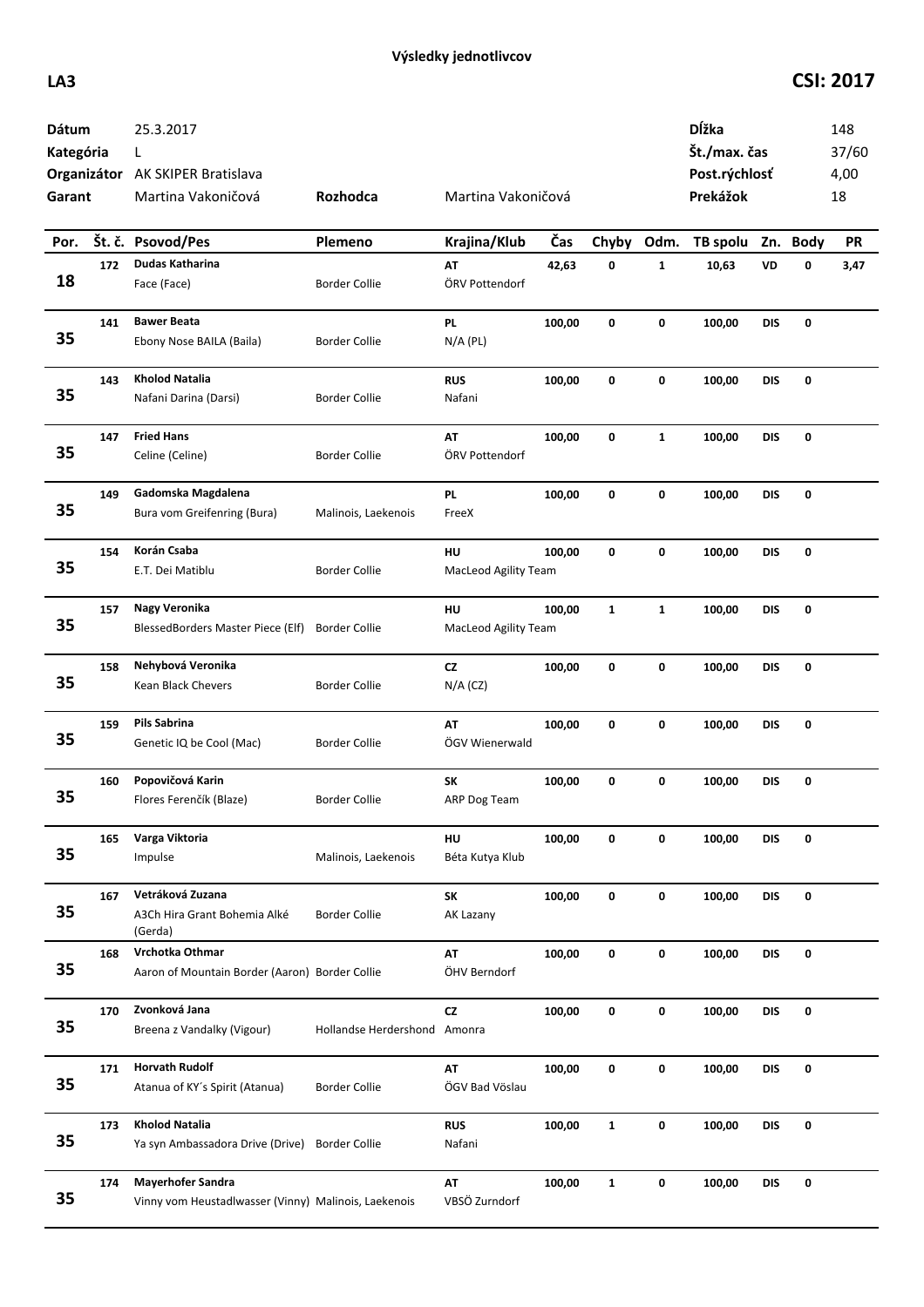# Výsledky jednotlivcov

**LA3** **CSI: 2017**

| | | | | | |
|---|---|---|---|---|---|
| **Dátum** | 25.3.2017 | | | **Dĺžka** | 148 |
| **Kategória** | L | | | **Št./max. čas** | 37/60 |
| **Organizátor** | AK SKIPER Bratislava | | | **Post.rýchlosť** | 4,00 |
| **Garant** | Martina Vakoničová | **Rozhodca** | Martina Vakoničová | **Prekážok** | 18 |

| Por. | Št. č. | Psovod/Pes | Plemeno | Krajina/Klub | Čas | Chyby | Odm. | TB spolu | Zn. | Body | PR |
|---|---|---|---|---|---|---|---|---|---|---|---|
| 18 | 172 | **Dudas Katharina**<br>Face (Face) | Border Collie | **AT**<br>ÖRV Pottendorf | **42,63** | **0** | **1** | **10,63** | **VD** | **0** | **3,47** |
| 35 | 141 | **Bawer Beata**<br>Ebony Nose BAILA (Baila) | Border Collie | **PL**<br>N/A (PL) | **100,00** | **0** | **0** | **100,00** | **DIS** | **0** | |
| 35 | 143 | **Kholod Natalia**<br>Nafani Darina (Darsi) | Border Collie | **RUS**<br>Nafani | **100,00** | **0** | **0** | **100,00** | **DIS** | **0** | |
| 35 | 147 | **Fried Hans**<br>Celine (Celine) | Border Collie | **AT**<br>ÖRV Pottendorf | **100,00** | **0** | **1** | **100,00** | **DIS** | **0** | |
| 35 | 149 | **Gadomska Magdalena**<br>Bura vom Greifenring (Bura) | Malinois, Laekenois | **PL**<br>FreeX | **100,00** | **0** | **0** | **100,00** | **DIS** | **0** | |
| 35 | 154 | **Korán Csaba**<br>E.T. Dei Matiblu | Border Collie | **HU**<br>MacLeod Agility Team | **100,00** | **0** | **0** | **100,00** | **DIS** | **0** | |
| 35 | 157 | **Nagy Veronika**<br>BlessedBorders Master Piece (Elf) | Border Collie | **HU**<br>MacLeod Agility Team | **100,00** | **1** | **1** | **100,00** | **DIS** | **0** | |
| 35 | 158 | **Nehybová Veronika**<br>Kean Black Chevers | Border Collie | **CZ**<br>N/A (CZ) | **100,00** | **0** | **0** | **100,00** | **DIS** | **0** | |
| 35 | 159 | **Pils Sabrina**<br>Genetic IQ be Cool (Mac) | Border Collie | **AT**<br>ÖGV Wienerwald | **100,00** | **0** | **0** | **100,00** | **DIS** | **0** | |
| 35 | 160 | **Popovičová Karin**<br>Flores Ferenčík (Blaze) | Border Collie | **SK**<br>ARP Dog Team | **100,00** | **0** | **0** | **100,00** | **DIS** | **0** | |
| 35 | 165 | **Varga Viktoria**<br>Impulse | Malinois, Laekenois | **HU**<br>Béta Kutya Klub | **100,00** | **0** | **0** | **100,00** | **DIS** | **0** | |
| 35 | 167 | **Vetráková Zuzana**<br>A3Ch Hira Grant Bohemia Alké (Gerda) | Border Collie | **SK**<br>AK Lazany | **100,00** | **0** | **0** | **100,00** | **DIS** | **0** | |
| 35 | 168 | **Vrchotka Othmar**<br>Aaron of Mountain Border (Aaron) | Border Collie | **AT**<br>ÖHV Berndorf | **100,00** | **0** | **0** | **100,00** | **DIS** | **0** | |
| 35 | 170 | **Zvonková Jana**<br>Breena z Vandalky (Vigour) | Hollandse Herdershond | **CZ**<br>Amonra | **100,00** | **0** | **0** | **100,00** | **DIS** | **0** | |
| 35 | 171 | **Horvath Rudolf**<br>Atanua of KY´s Spirit (Atanua) | Border Collie | **AT**<br>ÖGV Bad Vöslau | **100,00** | **0** | **0** | **100,00** | **DIS** | **0** | |
| 35 | 173 | **Kholod Natalia**<br>Ya syn Ambassadora Drive (Drive) | Border Collie | **RUS**<br>Nafani | **100,00** | **1** | **0** | **100,00** | **DIS** | **0** | |
| 35 | 174 | **Mayerhofer Sandra**<br>Vinny vom Heustadlwasser (Vinny) | Malinois, Laekenois | **AT**<br>VBSÖ Zurndorf | **100,00** | **1** | **0** | **100,00** | **DIS** | **0** | |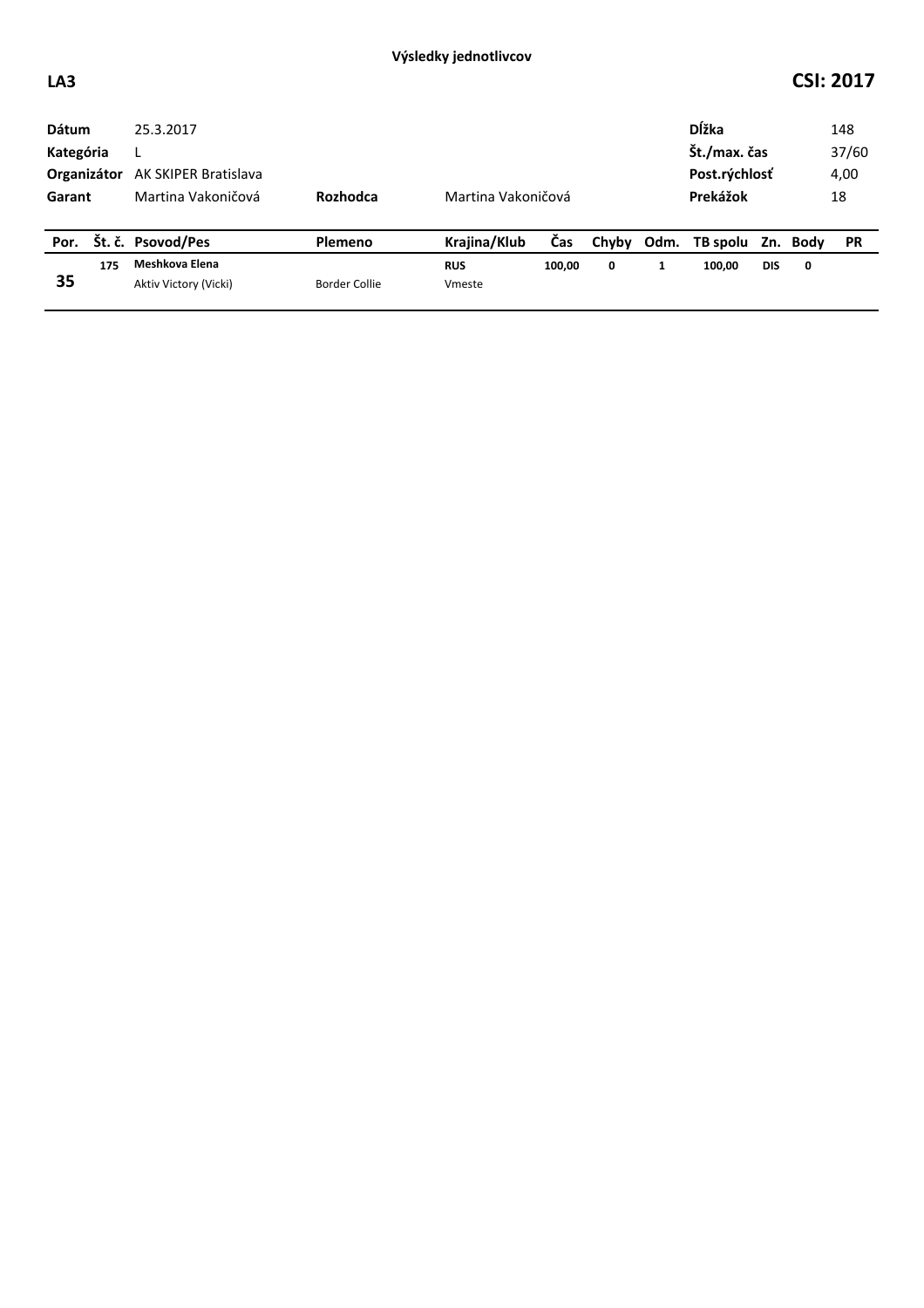**Výsledky jednotlivcov**

**LA3** **CSI: 2017**

| | | | |
|---|---|---|---|
| **Dátum** | 25.3.2017 | **Dĺžka** | 148 |
| **Kategória** | L | **Št./max. čas** | 37/60 |
| **Organizátor** | AK SKIPER Bratislava | **Post.rýchlosť** | 4,00 |
| **Garant** | Martina Vakoničová | **Prekážok** | 18 |

**Rozhodca** Martina Vakoničová

| Por. | Št. č. | Psovod/Pes | Plemeno | Krajina/Klub | Čas | Chyby | Odm. | TB spolu | Zn. | Body | PR |
|---|---|---|---|---|---|---|---|---|---|---|---|
| 35 | 175 | **Meshkova Elena**<br>Aktiv Victory (Vicki) | Border Collie | **RUS**<br>Vmeste | **100,00** | **0** | **1** | **100,00** | **DIS** | **0** | |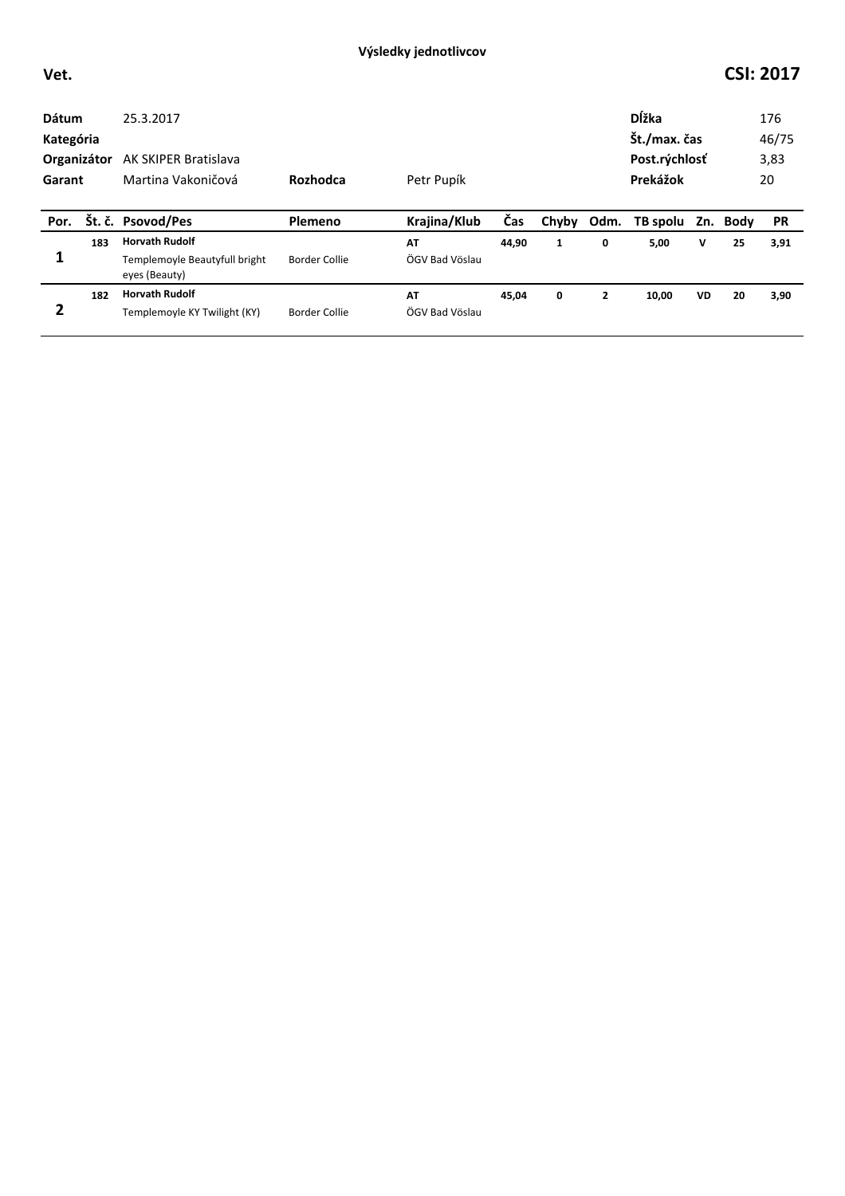**Výsledky jednotlivcov**

**Vet.** **CSI: 2017**

| | | | | | |
|---|---|---|---|---|---|
| **Dátum** | 25.3.2017 | | | **Dĺžka** | 176 |
| **Kategória** | | | | **Št./max. čas** | 46/75 |
| **Organizátor** | AK SKIPER Bratislava | | | **Post.rýchlosť** | 3,83 |
| **Garant** | Martina Vakoničová | **Rozhodca** | Petr Pupík | **Prekážok** | 20 |

| Por. | Št. č. | Psovod/Pes | Plemeno | Krajina/Klub | Čas | Chyby | Odm. | TB spolu | Zn. | Body | PR |
|---|---|---|---|---|---|---|---|---|---|---|---|
| **1** | **183** | **Horvath Rudolf**<br>Templemoyle Beautyfull bright eyes (Beauty) | Border Collie | **AT**<br>ÖGV Bad Vöslau | **44,90** | **1** | **0** | **5,00** | **V** | **25** | **3,91** |
| **2** | **182** | **Horvath Rudolf**<br>Templemoyle KY Twilight (KY) | Border Collie | **AT**<br>ÖGV Bad Vöslau | **45,04** | **0** | **2** | **10,00** | **VD** | **20** | **3,90** |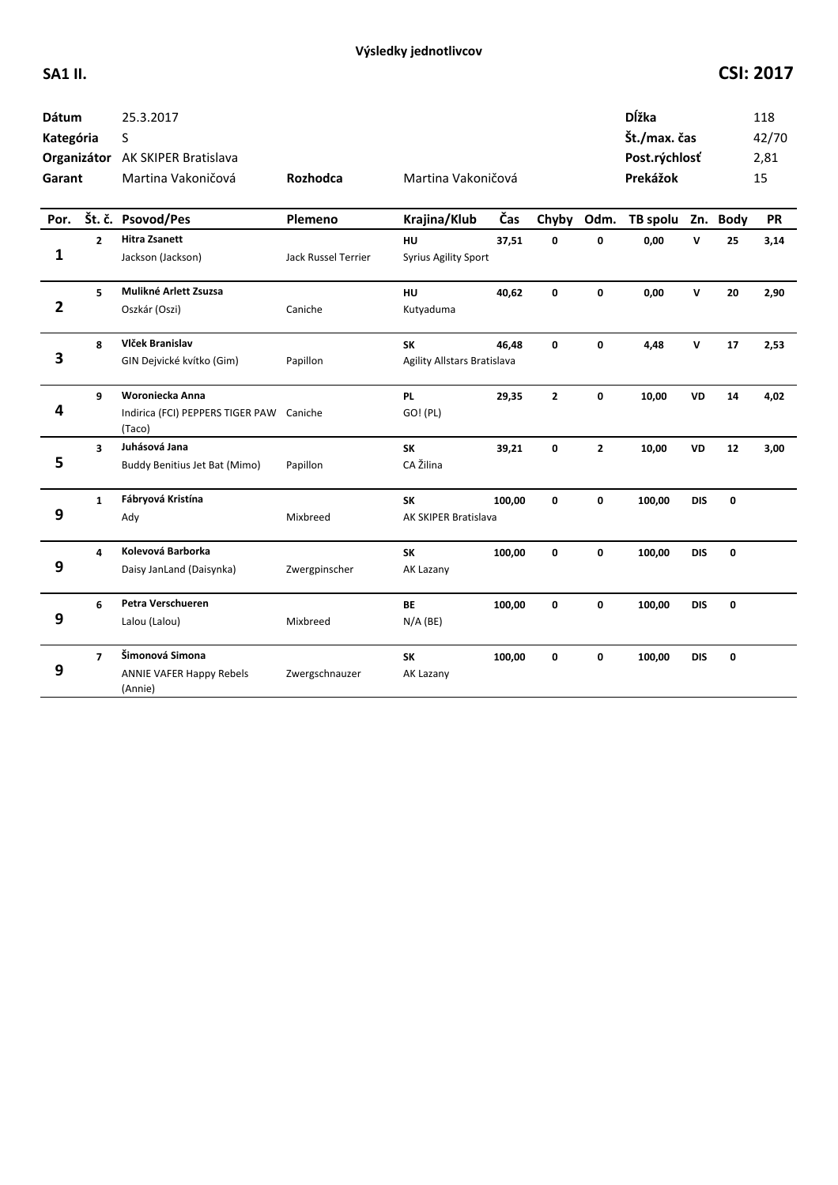**Výsledky jednotlivcov**

**SA1 II.** **CSI: 2017**

| | | | |
|---|---|---|---|
| **Dátum** | 25.3.2017 | **Dĺžka** | 118 |
| **Kategória** | S | **Št./max. čas** | 42/70 |
| **Organizátor** | AK SKIPER Bratislava | **Post.rýchlosť** | 2,81 |
| **Garant** | Martina Vakoničová | **Prekážok** | 15 |

**Rozhodca** Martina Vakoničová

| Por. | Št. č. | Psovod/Pes | Plemeno | Krajina/Klub | Čas | Chyby | Odm. | TB spolu | Zn. | Body | PR |
|---|---|---|---|---|---|---|---|---|---|---|---|
| 1 | 2 | **Hitra Zsanett**<br>Jackson (Jackson) | Jack Russel Terrier | **HU**<br>Syrius Agility Sport | 37,51 | 0 | 0 | 0,00 | V | 25 | 3,14 |
| 2 | 5 | **Mulikné Arlett Zsuzsa**<br>Oszkár (Oszi) | Caniche | **HU**<br>Kutyaduma | 40,62 | 0 | 0 | 0,00 | V | 20 | 2,90 |
| 3 | 8 | **Vlček Branislav**<br>GIN Dejvické kvítko (Gim) | Papillon | **SK**<br>Agility Allstars Bratislava | 46,48 | 0 | 0 | 4,48 | V | 17 | 2,53 |
| 4 | 9 | **Woroniecka Anna**<br>Indirica (FCI) PEPPERS TIGER PAW (Taco) | Caniche | **PL**<br>GO! (PL) | 29,35 | 2 | 0 | 10,00 | VD | 14 | 4,02 |
| 5 | 3 | **Juhásová Jana**<br>Buddy Benitius Jet Bat (Mimo) | Papillon | **SK**<br>CA Žilina | 39,21 | 0 | 2 | 10,00 | VD | 12 | 3,00 |
| 9 | 1 | **Fábryová Kristína**<br>Ady | Mixbreed | **SK**<br>AK SKIPER Bratislava | 100,00 | 0 | 0 | 100,00 | DIS | 0 | |
| 9 | 4 | **Kolevová Barborka**<br>Daisy JanLand (Daisynka) | Zwergpinscher | **SK**<br>AK Lazany | 100,00 | 0 | 0 | 100,00 | DIS | 0 | |
| 9 | 6 | **Petra Verschueren**<br>Lalou (Lalou) | Mixbreed | **BE**<br>N/A (BE) | 100,00 | 0 | 0 | 100,00 | DIS | 0 | |
| 9 | 7 | **Šimonová Simona**<br>ANNIE VAFER Happy Rebels (Annie) | Zwergschnauzer | **SK**<br>AK Lazany | 100,00 | 0 | 0 | 100,00 | DIS | 0 | |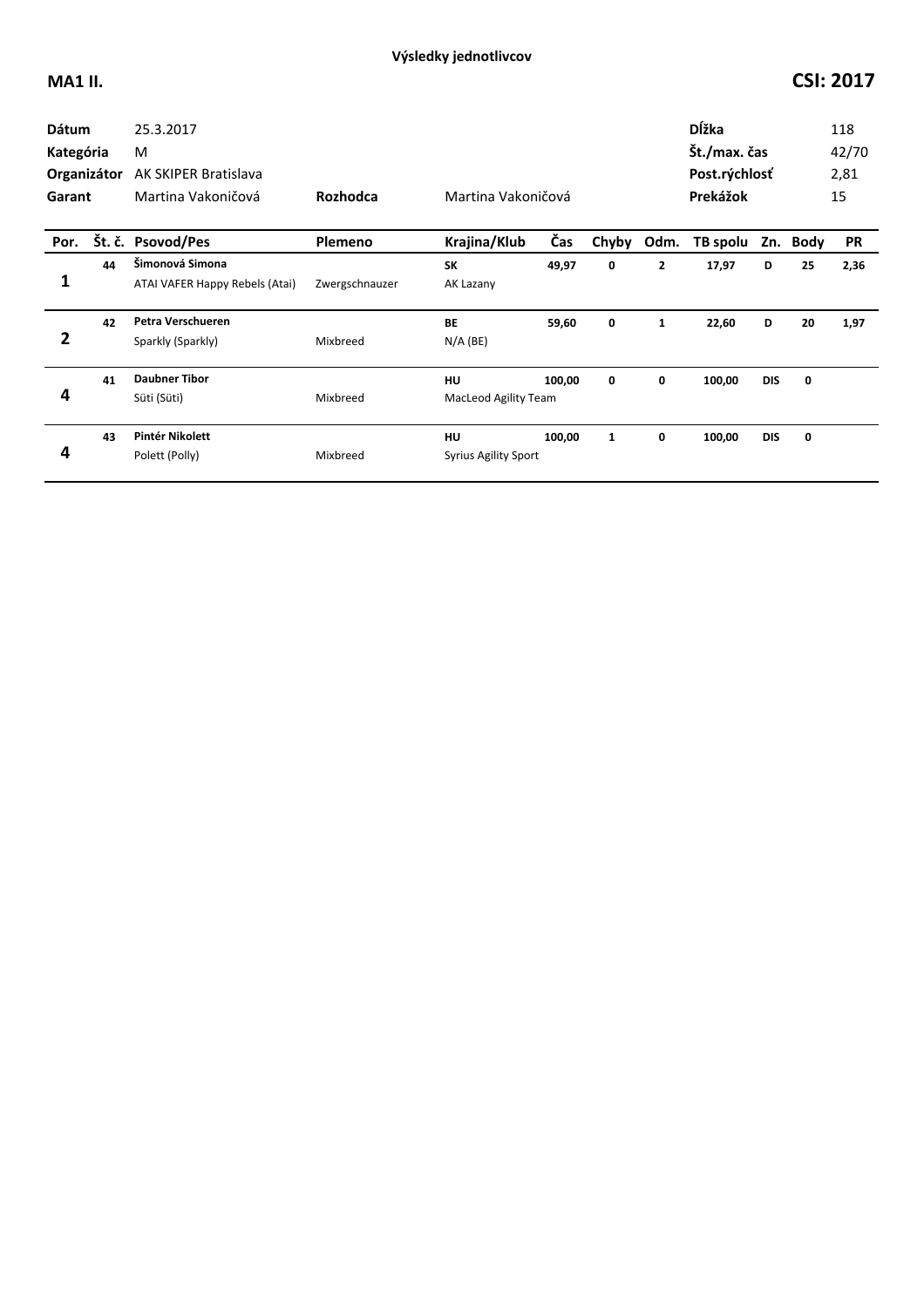**Výsledky jednotlivcov**

## MA1 II.

## CSI: 2017

| | | | |
|---|---|---|---|
| **Dátum** | 25.3.2017 | **Dĺžka** | 118 |
| **Kategória** | M | **Št./max. čas** | 42/70 |
| **Organizátor** | AK SKIPER Bratislava | **Post.rýchlosť** | 2,81 |
| **Garant** | Martina Vakoničová | **Prekážok** | 15 |
| **Rozhodca** | Martina Vakoničová | | |

| Por. | Št. č. | Psovod/Pes | Plemeno | Krajina/Klub | Čas | Chyby | Odm. | TB spolu | Zn. | Body | PR |
|---|---|---|---|---|---|---|---|---|---|---|---|
| 1 | 44 | **Šimonová Simona**<br>ATAI VAFER Happy Rebels (Atai) | Zwergschnauzer | **SK**<br>AK Lazany | 49,97 | 0 | 2 | 17,97 | D | 25 | 2,36 |
| 2 | 42 | **Petra Verschueren**<br>Sparkly (Sparkly) | Mixbreed | **BE**<br>N/A (BE) | 59,60 | 0 | 1 | 22,60 | D | 20 | 1,97 |
| 4 | 41 | **Daubner Tibor**<br>Süti (Süti) | Mixbreed | **HU**<br>MacLeod Agility Team | 100,00 | 0 | 0 | 100,00 | DIS | 0 | |
| 4 | 43 | **Pintér Nikolett**<br>Polett (Polly) | Mixbreed | **HU**<br>Syrius Agility Sport | 100,00 | 1 | 0 | 100,00 | DIS | 0 | |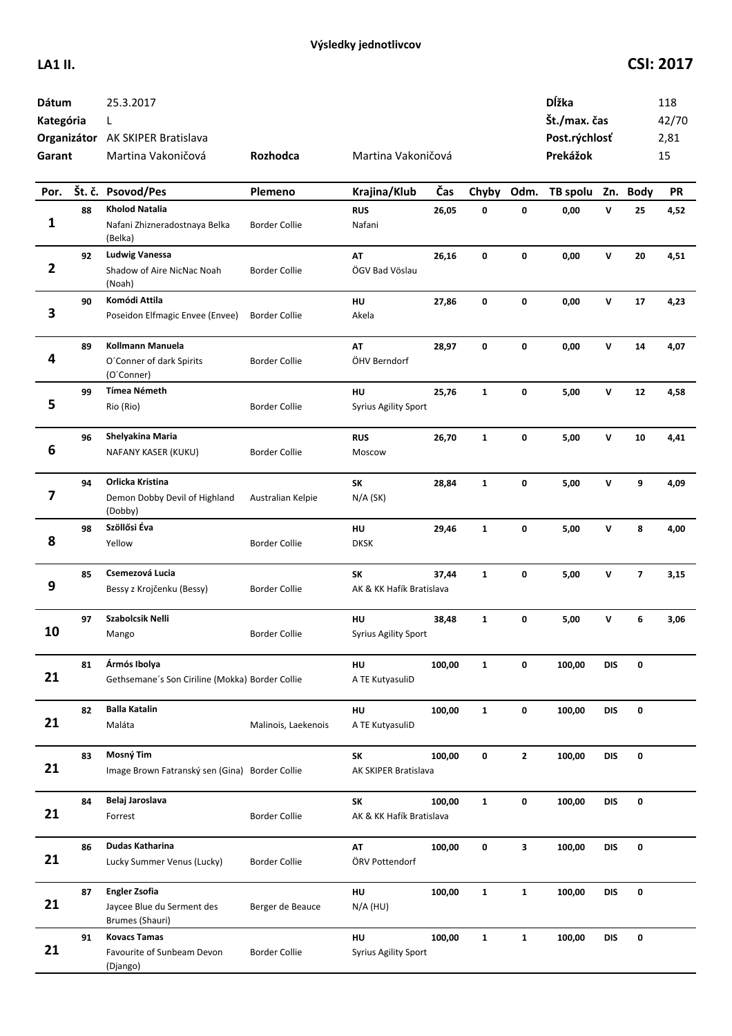**Výsledky jednotlivcov**

**LA1 II.** **CSI: 2017**

| | | | | | |
|---|---|---|---|---|---|
| **Dátum** | 25.3.2017 | | | **Dĺžka** | 118 |
| **Kategória** | L | | | **Št./max. čas** | 42/70 |
| **Organizátor** | AK SKIPER Bratislava | | | **Post.rýchlosť** | 2,81 |
| **Garant** | Martina Vakoničová | **Rozhodca** | Martina Vakoničová | **Prekážok** | 15 |

| Por. | Št. č. | Psovod/Pes | Plemeno | Krajina/Klub | Čas | Chyby | Odm. | TB spolu | Zn. | Body | PR |
|---|---|---|---|---|---|---|---|---|---|---|---|
| 1 | 88 | **Kholod Natalia**<br>Nafani Zhizneradostnaya Belka (Belka) | Border Collie | **RUS**<br>Nafani | 26,05 | 0 | 0 | 0,00 | V | 25 | 4,52 |
| 2 | 92 | **Ludwig Vanessa**<br>Shadow of Aire NicNac Noah (Noah) | Border Collie | **AT**<br>ÖGV Bad Vöslau | 26,16 | 0 | 0 | 0,00 | V | 20 | 4,51 |
| 3 | 90 | **Komódi Attila**<br>Poseidon Elfmagic Envee (Envee) | Border Collie | **HU**<br>Akela | 27,86 | 0 | 0 | 0,00 | V | 17 | 4,23 |
| 4 | 89 | **Kollmann Manuela**<br>O´Conner of dark Spirits (O´Conner) | Border Collie | **AT**<br>ÖHV Berndorf | 28,97 | 0 | 0 | 0,00 | V | 14 | 4,07 |
| 5 | 99 | **Tímea Németh**<br>Rio (Rio) | Border Collie | **HU**<br>Syrius Agility Sport | 25,76 | 1 | 0 | 5,00 | V | 12 | 4,58 |
| 6 | 96 | **Shelyakina Maria**<br>NAFANY KASER (KUKU) | Border Collie | **RUS**<br>Moscow | 26,70 | 1 | 0 | 5,00 | V | 10 | 4,41 |
| 7 | 94 | **Orlicka Kristina**<br>Demon Dobby Devil of Highland (Dobby) | Australian Kelpie | **SK**<br>N/A (SK) | 28,84 | 1 | 0 | 5,00 | V | 9 | 4,09 |
| 8 | 98 | **Szöllősi Éva**<br>Yellow | Border Collie | **HU**<br>DKSK | 29,46 | 1 | 0 | 5,00 | V | 8 | 4,00 |
| 9 | 85 | **Csemezová Lucia**<br>Bessy z Krojčenku (Bessy) | Border Collie | **SK**<br>AK & KK Hafík Bratislava | 37,44 | 1 | 0 | 5,00 | V | 7 | 3,15 |
| 10 | 97 | **Szabolcsik Nelli**<br>Mango | Border Collie | **HU**<br>Syrius Agility Sport | 38,48 | 1 | 0 | 5,00 | V | 6 | 3,06 |
| 21 | 81 | **Ármós Ibolya**<br>Gethsemane´s Son Ciriline (Mokka) | Border Collie | **HU**<br>A TE KutyasuliD | 100,00 | 1 | 0 | 100,00 | DIS | 0 | |
| 21 | 82 | **Balla Katalin**<br>Maláta | Malinois, Laekenois | **HU**<br>A TE KutyasuliD | 100,00 | 1 | 0 | 100,00 | DIS | 0 | |
| 21 | 83 | **Mosný Tim**<br>Image Brown Fatranský sen (Gina) | Border Collie | **SK**<br>AK SKIPER Bratislava | 100,00 | 0 | 2 | 100,00 | DIS | 0 | |
| 21 | 84 | **Belaj Jaroslava**<br>Forrest | Border Collie | **SK**<br>AK & KK Hafík Bratislava | 100,00 | 1 | 0 | 100,00 | DIS | 0 | |
| 21 | 86 | **Dudas Katharina**<br>Lucky Summer Venus (Lucky) | Border Collie | **AT**<br>ÖRV Pottendorf | 100,00 | 0 | 3 | 100,00 | DIS | 0 | |
| 21 | 87 | **Engler Zsofia**<br>Jaycee Blue du Serment des Brumes (Shauri) | Berger de Beauce | **HU**<br>N/A (HU) | 100,00 | 1 | 1 | 100,00 | DIS | 0 | |
| 21 | 91 | **Kovacs Tamas**<br>Favourite of Sunbeam Devon (Django) | Border Collie | **HU**<br>Syrius Agility Sport | 100,00 | 1 | 1 | 100,00 | DIS | 0 | |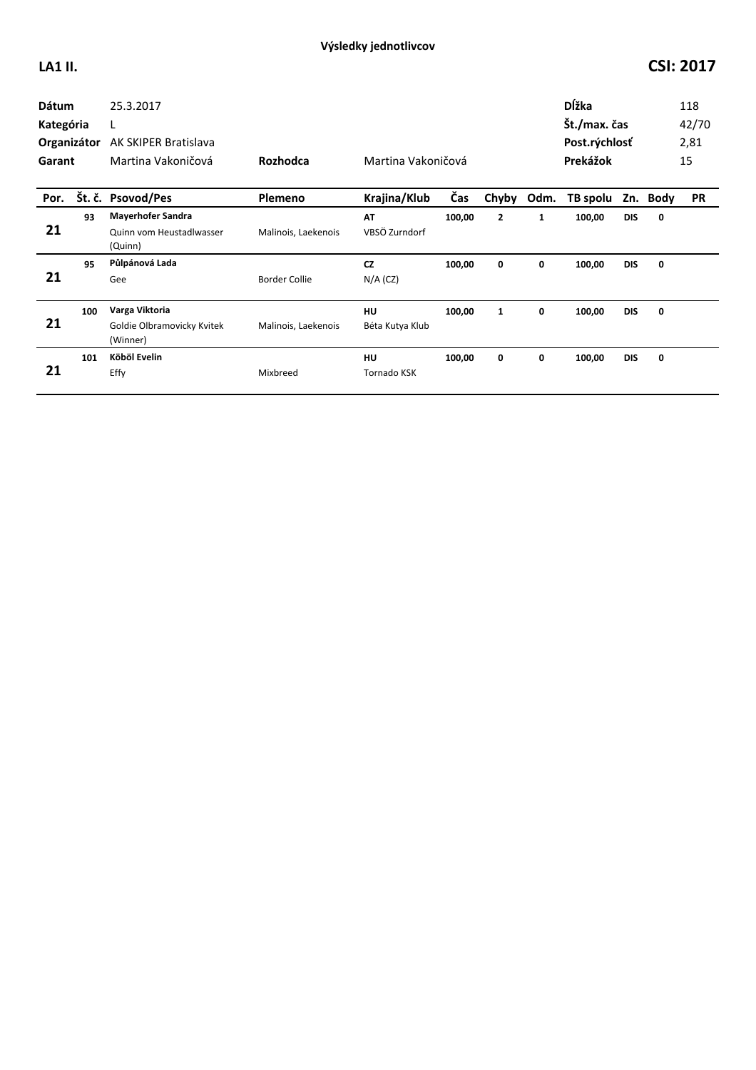**Výsledky jednotlivcov**

**LA1 II.** **CSI: 2017**

| | | | | |
|---|---|---|---|---|
| **Dátum** | 25.3.2017 | | **Dĺžka** | 118 |
| **Kategória** | L | | **Št./max. čas** | 42/70 |
| **Organizátor** | AK SKIPER Bratislava | | **Post.rýchlosť** | 2,81 |
| **Garant** | Martina Vakoničová | **Rozhodca** Martina Vakoničová | **Prekážok** | 15 |

| Por. | Št. č. | Psovod/Pes | Plemeno | Krajina/Klub | Čas | Chyby | Odm. | TB spolu | Zn. | Body | PR |
|---|---|---|---|---|---|---|---|---|---|---|---|
| 21 | 93 | **Mayerhofer Sandra**<br>Quinn vom Heustadlwasser (Quinn) | Malinois, Laekenois | **AT**<br>VBSÖ Zurndorf | 100,00 | 2 | 1 | 100,00 | DIS | 0 | |
| 21 | 95 | **Půlpánová Lada**<br>Gee | Border Collie | **CZ**<br>N/A (CZ) | 100,00 | 0 | 0 | 100,00 | DIS | 0 | |
| 21 | 100 | **Varga Viktoria**<br>Goldie Olbramovicky Kvitek (Winner) | Malinois, Laekenois | **HU**<br>Béta Kutya Klub | 100,00 | 1 | 0 | 100,00 | DIS | 0 | |
| 21 | 101 | **Köböl Evelin**<br>Effy | Mixbreed | **HU**<br>Tornado KSK | 100,00 | 0 | 0 | 100,00 | DIS | 0 | |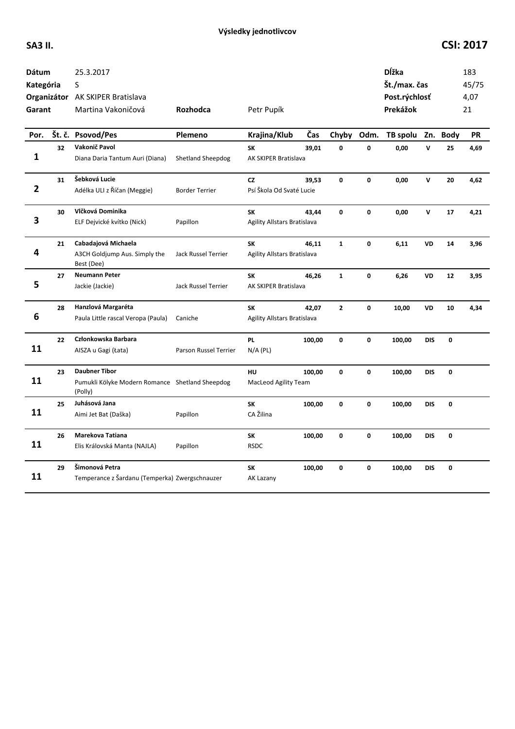**Výsledky jednotlivcov**

**SA3 II.**

**CSI: 2017**

| | | | | | |
|---|---|---|---|---|---|
| **Dátum** | 25.3.2017 | | | **Dĺžka** | 183 |
| **Kategória** | S | | | **Št./max. čas** | 45/75 |
| **Organizátor** | AK SKIPER Bratislava | | | **Post.rýchlosť** | 4,07 |
| **Garant** | Martina Vakoničová | **Rozhodca** | Petr Pupík | **Prekážok** | 21 |

| Por. | Št. č. | Psovod/Pes | Plemeno | Krajina/Klub | Čas | Chyby | Odm. | TB spolu | Zn. | Body | PR |
|---|---|---|---|---|---|---|---|---|---|---|---|
| 1 | 32 | **Vakonič Pavol**<br>Diana Daria Tantum Auri (Diana) | Shetland Sheepdog | **SK**<br>AK SKIPER Bratislava | 39,01 | 0 | 0 | 0,00 | V | 25 | 4,69 |
| 2 | 31 | **Šebková Lucie**<br>Adélka ULI z Říčan (Meggie) | Border Terrier | **CZ**<br>Psí Škola Od Svaté Lucie | 39,53 | 0 | 0 | 0,00 | V | 20 | 4,62 |
| 3 | 30 | **Vlčková Dominika**<br>ELF Dejvické kvítko (Nick) | Papillon | **SK**<br>Agility Allstars Bratislava | 43,44 | 0 | 0 | 0,00 | V | 17 | 4,21 |
| 4 | 21 | **Cabadajová Michaela**<br>A3CH Goldjump Aus. Simply the Best (Dee) | Jack Russel Terrier | **SK**<br>Agility Allstars Bratislava | 46,11 | 1 | 0 | 6,11 | VD | 14 | 3,96 |
| 5 | 27 | **Neumann Peter**<br>Jackie (Jackie) | Jack Russel Terrier | **SK**<br>AK SKIPER Bratislava | 46,26 | 1 | 0 | 6,26 | VD | 12 | 3,95 |
| 6 | 28 | **Hanzlová Margaréta**<br>Paula Little rascal Veropa (Paula) | Caniche | **SK**<br>Agility Allstars Bratislava | 42,07 | 2 | 0 | 10,00 | VD | 10 | 4,34 |
| 11 | 22 | **Członkowska Barbara**<br>AISZA u Gagi (Łata) | Parson Russel Terrier | **PL**<br>N/A (PL) | 100,00 | 0 | 0 | 100,00 | DIS | 0 | |
| 11 | 23 | **Daubner Tibor**<br>Pumukli Kölyke Modern Romance (Polly) | Shetland Sheepdog | **HU**<br>MacLeod Agility Team | 100,00 | 0 | 0 | 100,00 | DIS | 0 | |
| 11 | 25 | **Juhásová Jana**<br>Aimi Jet Bat (Daška) | Papillon | **SK**<br>CA Žilina | 100,00 | 0 | 0 | 100,00 | DIS | 0 | |
| 11 | 26 | **Marekova Tatiana**<br>Elis Královská Manta (NAJLA) | Papillon | **SK**<br>RSDC | 100,00 | 0 | 0 | 100,00 | DIS | 0 | |
| 11 | 29 | **Šimonová Petra**<br>Temperance z Šardanu (Temperka) | Zwergschnauzer | **SK**<br>AK Lazany | 100,00 | 0 | 0 | 100,00 | DIS | 0 | |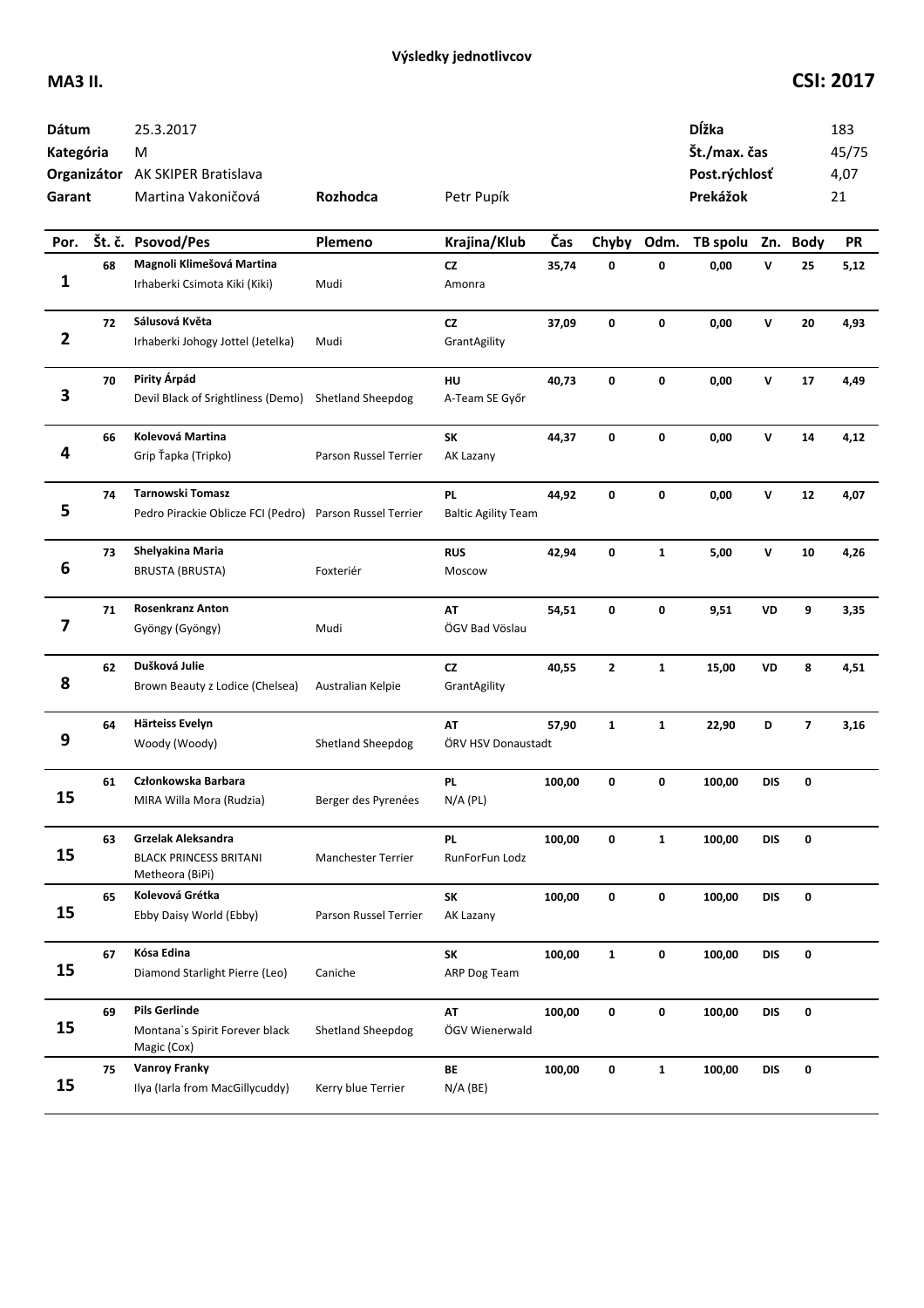**Výsledky jednotlivcov**

**MA3 II.** **CSI: 2017**

| | | | | | |
|---|---|---|---|---|---|
| **Dátum** | 25.3.2017 | | | **Dĺžka** | 183 |
| **Kategória** | M | | | **Št./max. čas** | 45/75 |
| **Organizátor** | AK SKIPER Bratislava | | | **Post.rýchlosť** | 4,07 |
| **Garant** | Martina Vakoničová | **Rozhodca** | Petr Pupík | **Prekážok** | 21 |

| Por. | Št. č. | Psovod/Pes | Plemeno | Krajina/Klub | Čas | Chyby | Odm. | TB spolu | Zn. | Body | PR |
|---|---|---|---|---|---|---|---|---|---|---|---|
| 1 | 68 | **Magnoli Klimešová Martina**<br>Irhaberki Csimota Kiki (Kiki) | Mudi | **CZ**<br>Amonra | 35,74 | 0 | 0 | 0,00 | V | 25 | 5,12 |
| 2 | 72 | **Sálusová Květa**<br>Irhaberki Johogy Jottel (Jetelka) | Mudi | **CZ**<br>GrantAgility | 37,09 | 0 | 0 | 0,00 | V | 20 | 4,93 |
| 3 | 70 | **Pirity Árpád**<br>Devil Black of Srightliness (Demo) | Shetland Sheepdog | **HU**<br>A-Team SE Győr | 40,73 | 0 | 0 | 0,00 | V | 17 | 4,49 |
| 4 | 66 | **Kolevová Martina**<br>Grip Ťapka (Tripko) | Parson Russel Terrier | **SK**<br>AK Lazany | 44,37 | 0 | 0 | 0,00 | V | 14 | 4,12 |
| 5 | 74 | **Tarnowski Tomasz**<br>Pedro Pirackie Oblicze FCI (Pedro) | Parson Russel Terrier | **PL**<br>Baltic Agility Team | 44,92 | 0 | 0 | 0,00 | V | 12 | 4,07 |
| 6 | 73 | **Shelyakina Maria**<br>BRUSTA (BRUSTA) | Foxteriér | **RUS**<br>Moscow | 42,94 | 0 | 1 | 5,00 | V | 10 | 4,26 |
| 7 | 71 | **Rosenkranz Anton**<br>Gyöngy (Gyöngy) | Mudi | **AT**<br>ÖGV Bad Vöslau | 54,51 | 0 | 0 | 9,51 | VD | 9 | 3,35 |
| 8 | 62 | **Dušková Julie**<br>Brown Beauty z Lodice (Chelsea) | Australian Kelpie | **CZ**<br>GrantAgility | 40,55 | 2 | 1 | 15,00 | VD | 8 | 4,51 |
| 9 | 64 | **Härteiss Evelyn**<br>Woody (Woody) | Shetland Sheepdog | **AT**<br>ÖRV HSV Donaustadt | 57,90 | 1 | 1 | 22,90 | D | 7 | 3,16 |
| 15 | 61 | **Członkowska Barbara**<br>MIRA Willa Mora (Rudzia) | Berger des Pyrenées | **PL**<br>N/A (PL) | 100,00 | 0 | 0 | 100,00 | DIS | 0 | |
| 15 | 63 | **Grzelak Aleksandra**<br>BLACK PRINCESS BRITANI Metheora (BiPi) | Manchester Terrier | **PL**<br>RunForFun Lodz | 100,00 | 0 | 1 | 100,00 | DIS | 0 | |
| 15 | 65 | **Kolevová Grétka**<br>Ebby Daisy World (Ebby) | Parson Russel Terrier | **SK**<br>AK Lazany | 100,00 | 0 | 0 | 100,00 | DIS | 0 | |
| 15 | 67 | **Kósa Edina**<br>Diamond Starlight Pierre (Leo) | Caniche | **SK**<br>ARP Dog Team | 100,00 | 1 | 0 | 100,00 | DIS | 0 | |
| 15 | 69 | **Pils Gerlinde**<br>Montana`s Spirit Forever black Magic (Cox) | Shetland Sheepdog | **AT**<br>ÖGV Wienerwald | 100,00 | 0 | 0 | 100,00 | DIS | 0 | |
| 15 | 75 | **Vanroy Franky**<br>Ilya (Iarla from MacGillycuddy) | Kerry blue Terrier | **BE**<br>N/A (BE) | 100,00 | 0 | 1 | 100,00 | DIS | 0 | |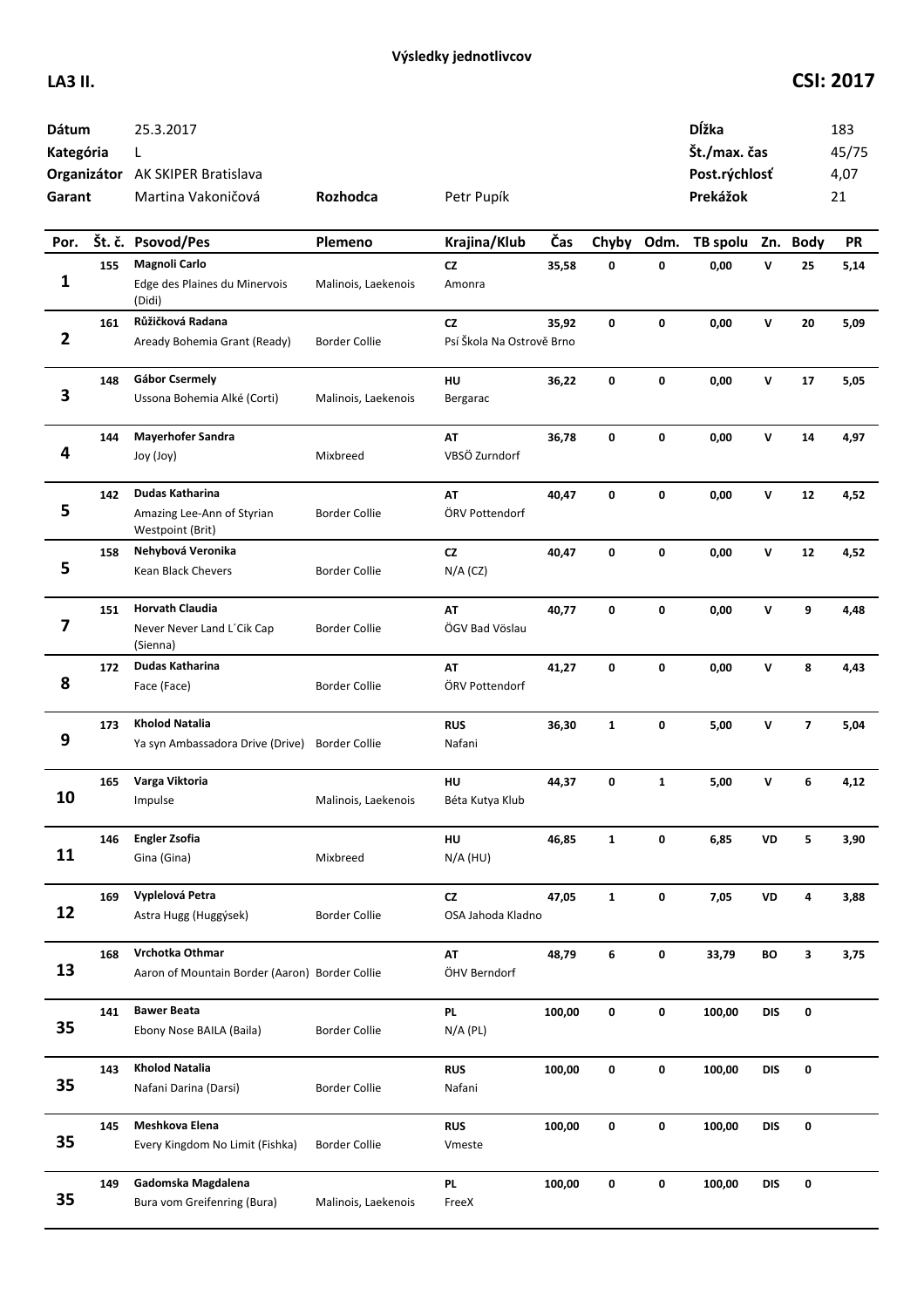**Výsledky jednotlivcov**

**LA3 II.** **CSI: 2017**

| | | | | | |
|---|---|---|---|---|---|
| **Dátum** | 25.3.2017 | | | **Dĺžka** | 183 |
| **Kategória** | L | | | **Št./max. čas** | 45/75 |
| **Organizátor** | AK SKIPER Bratislava | | | **Post.rýchlosť** | 4,07 |
| **Garant** | Martina Vakoničová | **Rozhodca** | Petr Pupík | **Prekážok** | 21 |

| Por. | Št. č. | Psovod/Pes | Plemeno | Krajina/Klub | Čas | Chyby | Odm. | TB spolu | Zn. | Body | PR |
|---|---|---|---|---|---|---|---|---|---|---|---|
| 1 | 155 | **Magnoli Carlo** Edge des Plaines du Minervois (Didi) | Malinois, Laekenois | **CZ** Amonra | 35,58 | 0 | 0 | 0,00 | V | 25 | 5,14 |
| 2 | 161 | **Růžičková Radana** Aready Bohemia Grant (Ready) | Border Collie | **CZ** Psí Škola Na Ostrově Brno | 35,92 | 0 | 0 | 0,00 | V | 20 | 5,09 |
| 3 | 148 | **Gábor Csermely** Ussona Bohemia Alké (Corti) | Malinois, Laekenois | **HU** Bergarac | 36,22 | 0 | 0 | 0,00 | V | 17 | 5,05 |
| 4 | 144 | **Mayerhofer Sandra** Joy (Joy) | Mixbreed | **AT** VBSÖ Zurndorf | 36,78 | 0 | 0 | 0,00 | V | 14 | 4,97 |
| 5 | 142 | **Dudas Katharina** Amazing Lee-Ann of Styrian Westpoint (Brit) | Border Collie | **AT** ÖRV Pottendorf | 40,47 | 0 | 0 | 0,00 | V | 12 | 4,52 |
| 5 | 158 | **Nehybová Veronika** Kean Black Chevers | Border Collie | **CZ** N/A (CZ) | 40,47 | 0 | 0 | 0,00 | V | 12 | 4,52 |
| 7 | 151 | **Horvath Claudia** Never Never Land L´Cik Cap (Sienna) | Border Collie | **AT** ÖGV Bad Vöslau | 40,77 | 0 | 0 | 0,00 | V | 9 | 4,48 |
| 8 | 172 | **Dudas Katharina** Face (Face) | Border Collie | **AT** ÖRV Pottendorf | 41,27 | 0 | 0 | 0,00 | V | 8 | 4,43 |
| 9 | 173 | **Kholod Natalia** Ya syn Ambassadora Drive (Drive) | Border Collie | **RUS** Nafani | 36,30 | 1 | 0 | 5,00 | V | 7 | 5,04 |
| 10 | 165 | **Varga Viktoria** Impulse | Malinois, Laekenois | **HU** Béta Kutya Klub | 44,37 | 0 | 1 | 5,00 | V | 6 | 4,12 |
| 11 | 146 | **Engler Zsofia** Gina (Gina) | Mixbreed | **HU** N/A (HU) | 46,85 | 1 | 0 | 6,85 | VD | 5 | 3,90 |
| 12 | 169 | **Vyplelová Petra** Astra Hugg (Huggýsek) | Border Collie | **CZ** OSA Jahoda Kladno | 47,05 | 1 | 0 | 7,05 | VD | 4 | 3,88 |
| 13 | 168 | **Vrchotka Othmar** Aaron of Mountain Border (Aaron) | Border Collie | **AT** ÖHV Berndorf | 48,79 | 6 | 0 | 33,79 | BO | 3 | 3,75 |
| 35 | 141 | **Bawer Beata** Ebony Nose BAILA (Baila) | Border Collie | **PL** N/A (PL) | 100,00 | 0 | 0 | 100,00 | DIS | 0 | |
| 35 | 143 | **Kholod Natalia** Nafani Darina (Darsi) | Border Collie | **RUS** Nafani | 100,00 | 0 | 0 | 100,00 | DIS | 0 | |
| 35 | 145 | **Meshkova Elena** Every Kingdom No Limit (Fishka) | Border Collie | **RUS** Vmeste | 100,00 | 0 | 0 | 100,00 | DIS | 0 | |
| 35 | 149 | **Gadomska Magdalena** Bura vom Greifenring (Bura) | Malinois, Laekenois | **PL** FreeX | 100,00 | 0 | 0 | 100,00 | DIS | 0 | |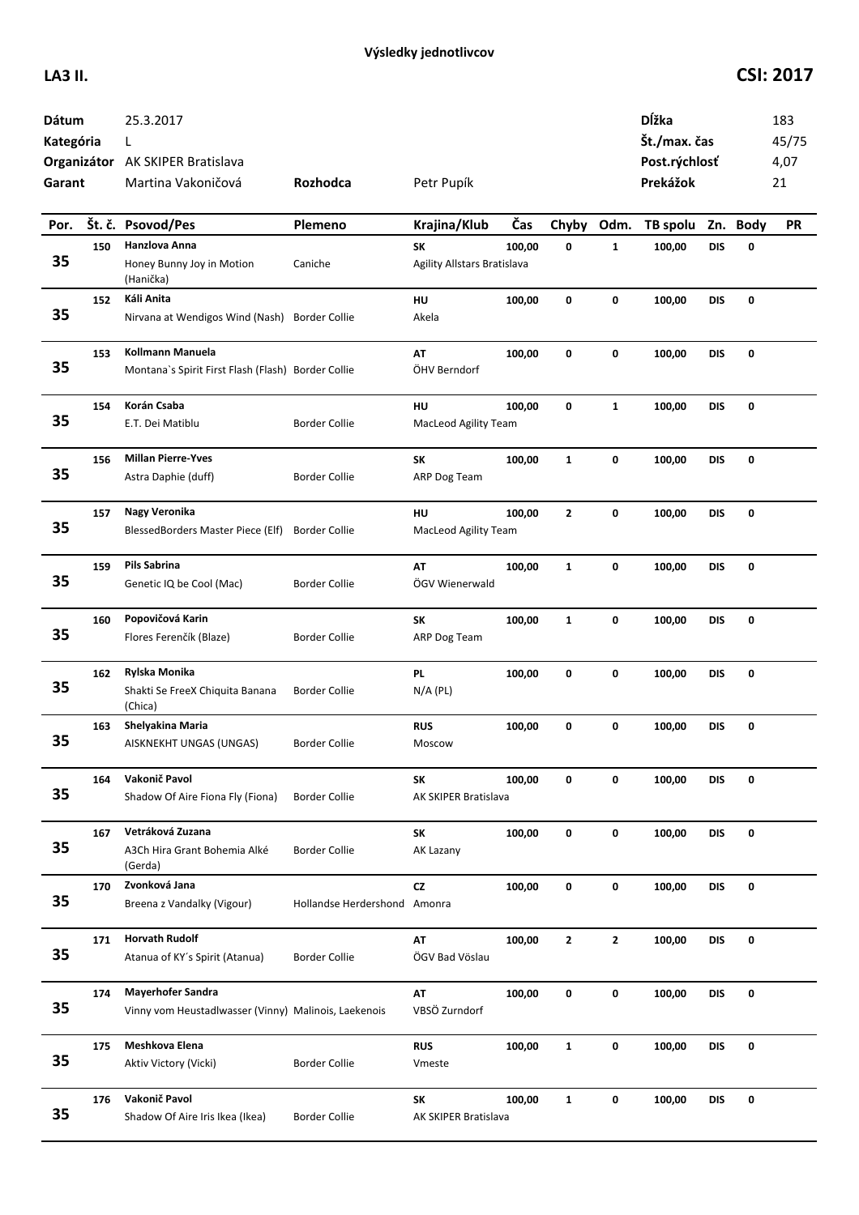# Výsledky jednotlivcov

**LA3 II.** **CSI: 2017**

| | | | | | |
|---|---|---|---|---|---|
| **Dátum** | 25.3.2017 | | | **Dĺžka** | 183 |
| **Kategória** | L | | | **Št./max. čas** | 45/75 |
| **Organizátor** | AK SKIPER Bratislava | | | **Post.rýchlosť** | 4,07 |
| **Garant** | Martina Vakoničová | **Rozhodca** | Petr Pupík | **Prekážok** | 21 |

| Por. | Št. č. | Psovod/Pes | Plemeno | Krajina/Klub | Čas | Chyby | Odm. | TB spolu | Zn. | Body | PR |
|---|---|---|---|---|---|---|---|---|---|---|---|
| 35 | 150 | **Hanzlova Anna**<br>Honey Bunny Joy in Motion (Hanička) | Caniche | **SK**<br>Agility Allstars Bratislava | 100,00 | 0 | 1 | 100,00 | DIS | 0 | |
| 35 | 152 | **Káli Anita**<br>Nirvana at Wendigos Wind (Nash) | Border Collie | **HU**<br>Akela | 100,00 | 0 | 0 | 100,00 | DIS | 0 | |
| 35 | 153 | **Kollmann Manuela**<br>Montana`s Spirit First Flash (Flash) | Border Collie | **AT**<br>ÖHV Berndorf | 100,00 | 0 | 0 | 100,00 | DIS | 0 | |
| 35 | 154 | **Korán Csaba**<br>E.T. Dei Matiblu | Border Collie | **HU**<br>MacLeod Agility Team | 100,00 | 0 | 1 | 100,00 | DIS | 0 | |
| 35 | 156 | **Millan Pierre-Yves**<br>Astra Daphie (duff) | Border Collie | **SK**<br>ARP Dog Team | 100,00 | 1 | 0 | 100,00 | DIS | 0 | |
| 35 | 157 | **Nagy Veronika**<br>BlessedBorders Master Piece (Elf) | Border Collie | **HU**<br>MacLeod Agility Team | 100,00 | 2 | 0 | 100,00 | DIS | 0 | |
| 35 | 159 | **Pils Sabrina**<br>Genetic IQ be Cool (Mac) | Border Collie | **AT**<br>ÖGV Wienerwald | 100,00 | 1 | 0 | 100,00 | DIS | 0 | |
| 35 | 160 | **Popovičová Karin**<br>Flores Ferenčík (Blaze) | Border Collie | **SK**<br>ARP Dog Team | 100,00 | 1 | 0 | 100,00 | DIS | 0 | |
| 35 | 162 | **Rylska Monika**<br>Shakti Se FreeX Chiquita Banana (Chica) | Border Collie | **PL**<br>N/A (PL) | 100,00 | 0 | 0 | 100,00 | DIS | 0 | |
| 35 | 163 | **Shelyakina Maria**<br>AISKNEKHT UNGAS (UNGAS) | Border Collie | **RUS**<br>Moscow | 100,00 | 0 | 0 | 100,00 | DIS | 0 | |
| 35 | 164 | **Vakonič Pavol**<br>Shadow Of Aire Fiona Fly (Fiona) | Border Collie | **SK**<br>AK SKIPER Bratislava | 100,00 | 0 | 0 | 100,00 | DIS | 0 | |
| 35 | 167 | **Vetráková Zuzana**<br>A3Ch Hira Grant Bohemia Alké (Gerda) | Border Collie | **SK**<br>AK Lazany | 100,00 | 0 | 0 | 100,00 | DIS | 0 | |
| 35 | 170 | **Zvonková Jana**<br>Breena z Vandalky (Vigour) | Hollandse Herdershond | **CZ**<br>Amonra | 100,00 | 0 | 0 | 100,00 | DIS | 0 | |
| 35 | 171 | **Horvath Rudolf**<br>Atanua of KY´s Spirit (Atanua) | Border Collie | **AT**<br>ÖGV Bad Vöslau | 100,00 | 2 | 2 | 100,00 | DIS | 0 | |
| 35 | 174 | **Mayerhofer Sandra**<br>Vinny vom Heustadlwasser (Vinny) | Malinois, Laekenois | **AT**<br>VBSÖ Zurndorf | 100,00 | 0 | 0 | 100,00 | DIS | 0 | |
| 35 | 175 | **Meshkova Elena**<br>Aktiv Victory (Vicki) | Border Collie | **RUS**<br>Vmeste | 100,00 | 1 | 0 | 100,00 | DIS | 0 | |
| 35 | 176 | **Vakonič Pavol**<br>Shadow Of Aire Iris Ikea (Ikea) | Border Collie | **SK**<br>AK SKIPER Bratislava | 100,00 | 1 | 0 | 100,00 | DIS | 0 | |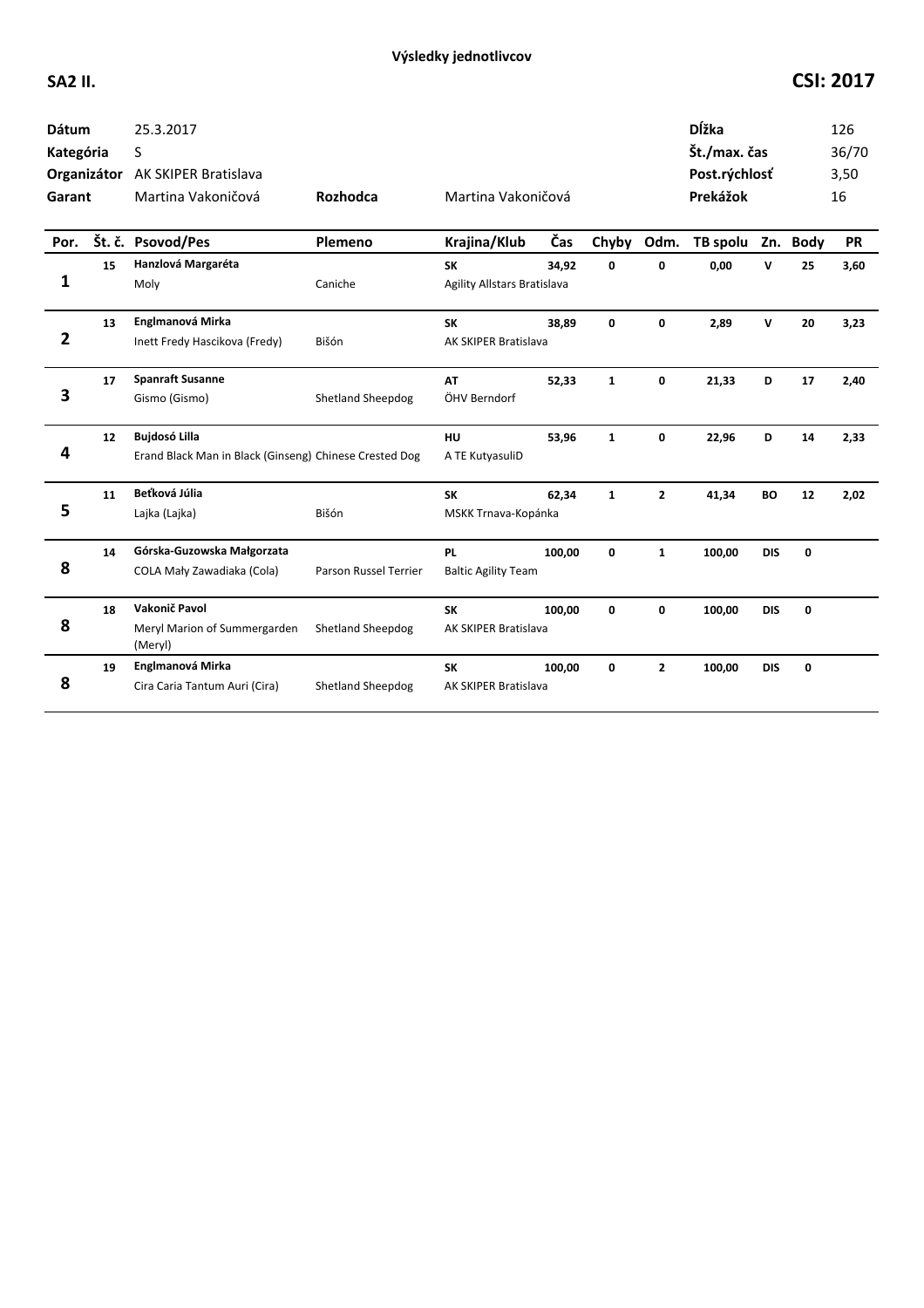**Výsledky jednotlivcov**

**SA2 II.**

**CSI: 2017**

| | | | | | |
|---|---|---|---|---|---|
| **Dátum** | 25.3.2017 | | | **Dĺžka** | 126 |
| **Kategória** | S | | | **Št./max. čas** | 36/70 |
| **Organizátor** | AK SKIPER Bratislava | | | **Post.rýchlosť** | 3,50 |
| **Garant** | Martina Vakoničová | **Rozhodca** | Martina Vakoničová | **Prekážok** | 16 |

| Por. | Št. č. | Psovod/Pes | Plemeno | Krajina/Klub | Čas | Chyby | Odm. | TB spolu | Zn. | Body | PR |
|---|---|---|---|---|---|---|---|---|---|---|---|
| 1 | 15 | **Hanzlová Margaréta**<br>Moly | Caniche | **SK**<br>Agility Allstars Bratislava | 34,92 | 0 | 0 | 0,00 | V | 25 | 3,60 |
| 2 | 13 | **Englmanová Mirka**<br>Inett Fredy Hascikova (Fredy) | Bišón | **SK**<br>AK SKIPER Bratislava | 38,89 | 0 | 0 | 2,89 | V | 20 | 3,23 |
| 3 | 17 | **Spanraft Susanne**<br>Gismo (Gismo) | Shetland Sheepdog | **AT**<br>ÖHV Berndorf | 52,33 | 1 | 0 | 21,33 | D | 17 | 2,40 |
| 4 | 12 | **Bujdosó Lilla**<br>Erand Black Man in Black (Ginseng) | Chinese Crested Dog | **HU**<br>A TE KutyasuliD | 53,96 | 1 | 0 | 22,96 | D | 14 | 2,33 |
| 5 | 11 | **Beťková Júlia**<br>Lajka (Lajka) | Bišón | **SK**<br>MSKK Trnava-Kopánka | 62,34 | 1 | 2 | 41,34 | BO | 12 | 2,02 |
| 8 | 14 | **Górska-Guzowska Małgorzata**<br>COLA Mały Zawadiaka (Cola) | Parson Russel Terrier | **PL**<br>Baltic Agility Team | 100,00 | 0 | 1 | 100,00 | DIS | 0 | |
| 8 | 18 | **Vakonič Pavol**<br>Meryl Marion of Summergarden (Meryl) | Shetland Sheepdog | **SK**<br>AK SKIPER Bratislava | 100,00 | 0 | 0 | 100,00 | DIS | 0 | |
| 8 | 19 | **Englmanová Mirka**<br>Cira Caria Tantum Auri (Cira) | Shetland Sheepdog | **SK**<br>AK SKIPER Bratislava | 100,00 | 0 | 2 | 100,00 | DIS | 0 | |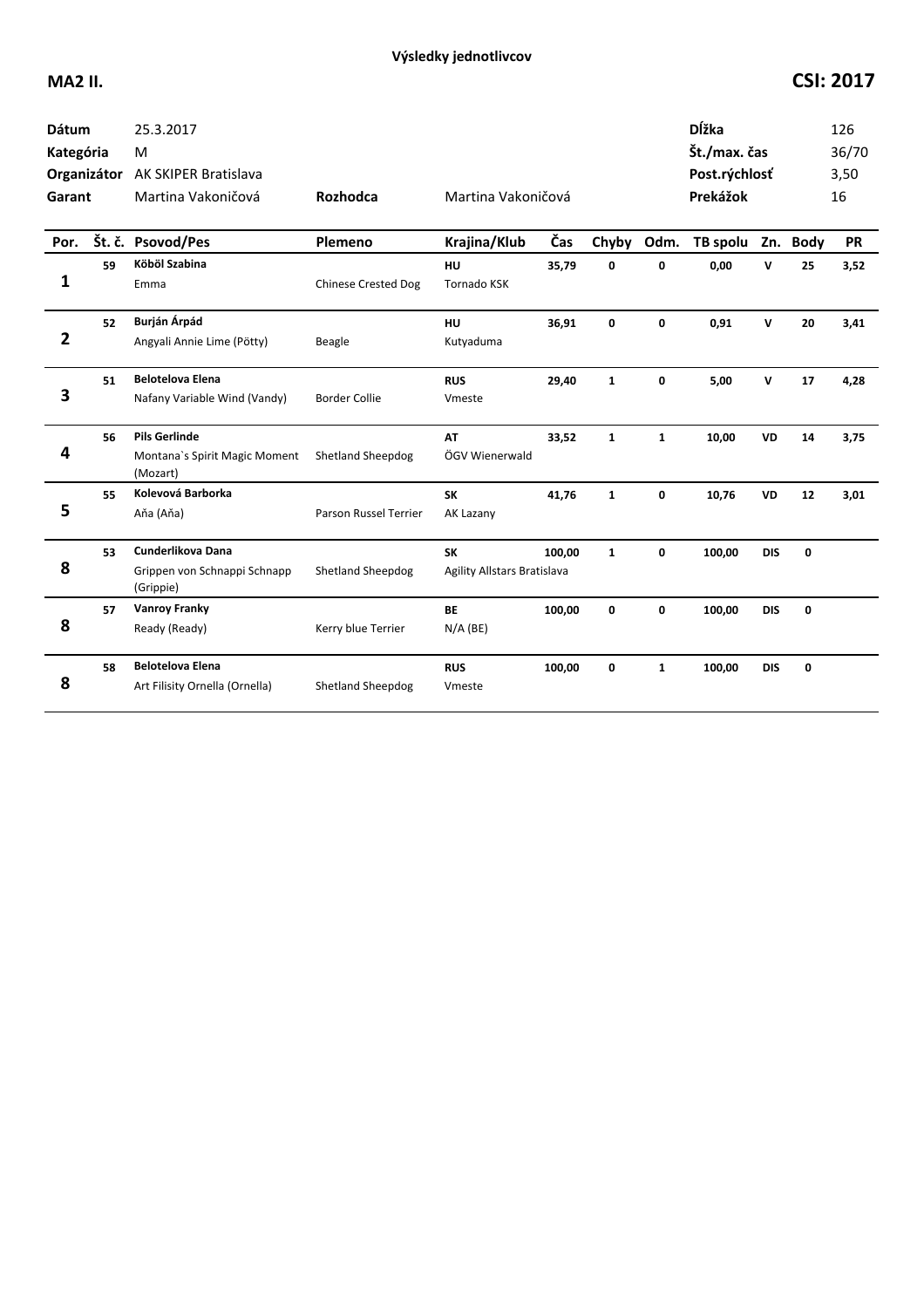**Výsledky jednotlivcov**

**MA2 II.**

**CSI: 2017**

| | | | | | |
|---|---|---|---|---|---|
| **Dátum** | 25.3.2017 | | | **Dĺžka** | 126 |
| **Kategória** | M | | | **Št./max. čas** | 36/70 |
| **Organizátor** | AK SKIPER Bratislava | | | **Post.rýchlosť** | 3,50 |
| **Garant** | Martina Vakoničová | **Rozhodca** | Martina Vakoničová | **Prekážok** | 16 |

| Por. | Št. č. | Psovod/Pes | Plemeno | Krajina/Klub | Čas | Chyby | Odm. | TB spolu | Zn. | Body | PR |
|---|---|---|---|---|---|---|---|---|---|---|---|
| 1 | 59 | **Köböl Szabina**<br>Emma | Chinese Crested Dog | **HU**<br>Tornado KSK | 35,79 | 0 | 0 | 0,00 | V | 25 | 3,52 |
| 2 | 52 | **Burján Árpád**<br>Angyali Annie Lime (Pötty) | Beagle | **HU**<br>Kutyaduma | 36,91 | 0 | 0 | 0,91 | V | 20 | 3,41 |
| 3 | 51 | **Belotelova Elena**<br>Nafany Variable Wind (Vandy) | Border Collie | **RUS**<br>Vmeste | 29,40 | 1 | 0 | 5,00 | V | 17 | 4,28 |
| 4 | 56 | **Pils Gerlinde**<br>Montana`s Spirit Magic Moment (Mozart) | Shetland Sheepdog | **AT**<br>ÖGV Wienerwald | 33,52 | 1 | 1 | 10,00 | VD | 14 | 3,75 |
| 5 | 55 | **Kolevová Barborka**<br>Aňa (Aňa) | Parson Russel Terrier | **SK**<br>AK Lazany | 41,76 | 1 | 0 | 10,76 | VD | 12 | 3,01 |
| 8 | 53 | **Cunderlikova Dana**<br>Grippen von Schnappi Schnapp (Grippie) | Shetland Sheepdog | **SK**<br>Agility Allstars Bratislava | 100,00 | 1 | 0 | 100,00 | DIS | 0 | |
| 8 | 57 | **Vanroy Franky**<br>Ready (Ready) | Kerry blue Terrier | **BE**<br>N/A (BE) | 100,00 | 0 | 0 | 100,00 | DIS | 0 | |
| 8 | 58 | **Belotelova Elena**<br>Art Filisity Ornella (Ornella) | Shetland Sheepdog | **RUS**<br>Vmeste | 100,00 | 0 | 1 | 100,00 | DIS | 0 | |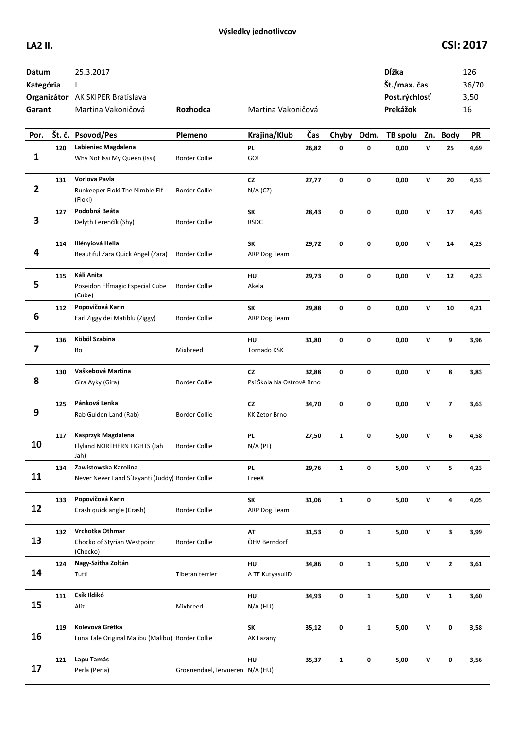**Výsledky jednotlivcov**

**LA2 II.** **CSI: 2017**

| | | | | | |
|---|---|---|---|---|---|
| **Dátum** | 25.3.2017 | | | **Dĺžka** | 126 |
| **Kategória** | L | | | **Št./max. čas** | 36/70 |
| **Organizátor** | AK SKIPER Bratislava | | | **Post.rýchlosť** | 3,50 |
| **Garant** | Martina Vakoničová | **Rozhodca** | Martina Vakoničová | **Prekážok** | 16 |

| Por. | Št. č. | Psovod/Pes | Plemeno | Krajina/Klub | Čas | Chyby | Odm. | TB spolu | Zn. | Body | PR |
|---|---|---|---|---|---|---|---|---|---|---|---|
| 1 | 120 | **Labieniec Magdalena**<br>Why Not Issi My Queen (Issi) | Border Collie | **PL**<br>GO! | 26,82 | 0 | 0 | 0,00 | V | 25 | 4,69 |
| 2 | 131 | **Vorlova Pavla**<br>Runkeeper Floki The Nimble Elf (Floki) | Border Collie | **CZ**<br>N/A (CZ) | 27,77 | 0 | 0 | 0,00 | V | 20 | 4,53 |
| 3 | 127 | **Podobná Beáta**<br>Delyth Ferenčík (Shy) | Border Collie | **SK**<br>RSDC | 28,43 | 0 | 0 | 0,00 | V | 17 | 4,43 |
| 4 | 114 | **Illényiová Hella**<br>Beautiful Zara Quick Angel (Zara) | Border Collie | **SK**<br>ARP Dog Team | 29,72 | 0 | 0 | 0,00 | V | 14 | 4,23 |
| 5 | 115 | **Káli Anita**<br>Poseidon Elfmagic Especial Cube (Cube) | Border Collie | **HU**<br>Akela | 29,73 | 0 | 0 | 0,00 | V | 12 | 4,23 |
| 6 | 112 | **Popovičová Karin**<br>Earl Ziggy dei Matiblu (Ziggy) | Border Collie | **SK**<br>ARP Dog Team | 29,88 | 0 | 0 | 0,00 | V | 10 | 4,21 |
| 7 | 136 | **Köböl Szabina**<br>Bo | Mixbreed | **HU**<br>Tornado KSK | 31,80 | 0 | 0 | 0,00 | V | 9 | 3,96 |
| 8 | 130 | **Vaškebová Martina**<br>Gira Ayky (Gira) | Border Collie | **CZ**<br>Psí Škola Na Ostrově Brno | 32,88 | 0 | 0 | 0,00 | V | 8 | 3,83 |
| 9 | 125 | **Pánková Lenka**<br>Rab Gulden Land (Rab) | Border Collie | **CZ**<br>KK Zetor Brno | 34,70 | 0 | 0 | 0,00 | V | 7 | 3,63 |
| 10 | 117 | **Kasprzyk Magdalena**<br>Flyland NORTHERN LIGHTS (Jah Jah) | Border Collie | **PL**<br>N/A (PL) | 27,50 | 1 | 0 | 5,00 | V | 6 | 4,58 |
| 11 | 134 | **Zawistowska Karolina**<br>Never Never Land S´Jayanti (Juddy) | Border Collie | **PL**<br>FreeX | 29,76 | 1 | 0 | 5,00 | V | 5 | 4,23 |
| 12 | 133 | **Popovičová Karin**<br>Crash quick angle (Crash) | Border Collie | **SK**<br>ARP Dog Team | 31,06 | 1 | 0 | 5,00 | V | 4 | 4,05 |
| 13 | 132 | **Vrchotka Othmar**<br>Chocko of Styrian Westpoint (Chocko) | Border Collie | **AT**<br>ÖHV Berndorf | 31,53 | 0 | 1 | 5,00 | V | 3 | 3,99 |
| 14 | 124 | **Nagy-Szitha Zoltán**<br>Tutti | Tibetan terrier | **HU**<br>A TE KutyasuliD | 34,86 | 0 | 1 | 5,00 | V | 2 | 3,61 |
| 15 | 111 | **Csík Ildikó**<br>Alíz | Mixbreed | **HU**<br>N/A (HU) | 34,93 | 0 | 1 | 5,00 | V | 1 | 3,60 |
| 16 | 119 | **Kolevová Grétka**<br>Luna Tale Original Malibu (Malibu) | Border Collie | **SK**<br>AK Lazany | 35,12 | 0 | 1 | 5,00 | V | 0 | 3,58 |
| 17 | 121 | **Lapu Tamás**<br>Perla (Perla) | Groenendael,Tervueren | **HU**<br>N/A (HU) | 35,37 | 1 | 0 | 5,00 | V | 0 | 3,56 |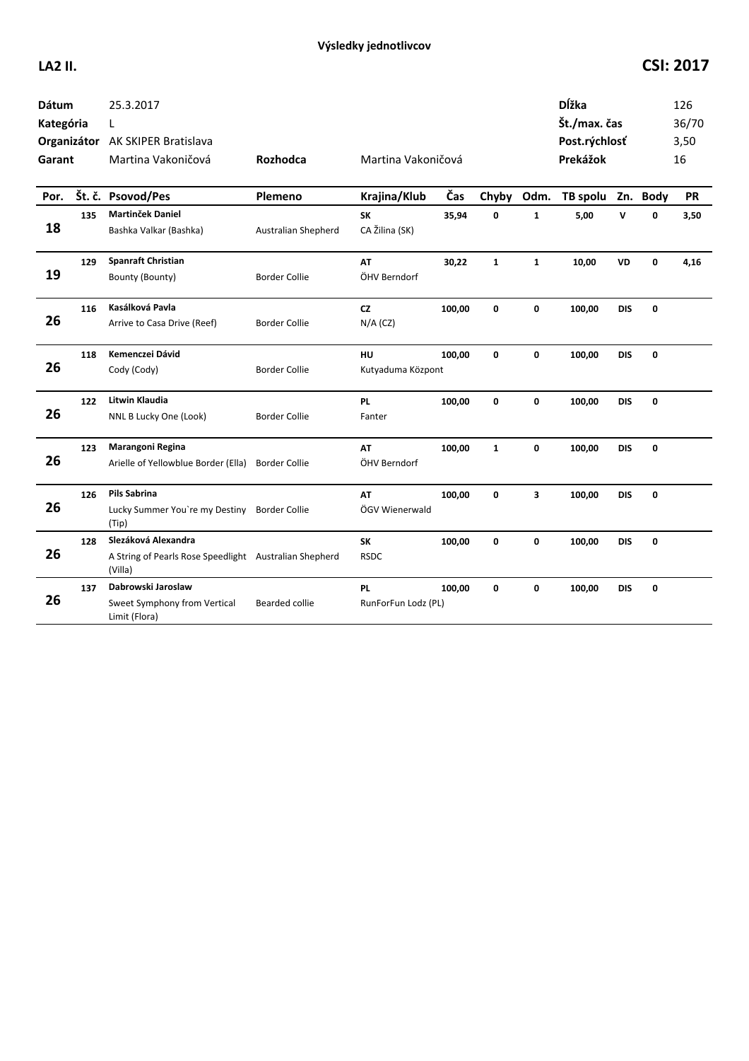**Výsledky jednotlivcov**

**LA2 II.** **CSI: 2017**

| | | | | | |
|---|---|---|---|---|---|
| **Dátum** | 25.3.2017 | | | **Dĺžka** | 126 |
| **Kategória** | L | | | **Št./max. čas** | 36/70 |
| **Organizátor** | AK SKIPER Bratislava | | | **Post.rýchlosť** | 3,50 |
| **Garant** | Martina Vakoničová | **Rozhodca** | Martina Vakoničová | **Prekážok** | 16 |

| Por. | Št. č. | Psovod/Pes | Plemeno | Krajina/Klub | Čas | Chyby | Odm. | TB spolu | Zn. | Body | PR |
|---|---|---|---|---|---|---|---|---|---|---|---|
| 18 | 135 | **Martinček Daniel**<br>Bashka Valkar (Bashka) | Australian Shepherd | **SK**<br>CA Žilina (SK) | 35,94 | 0 | 1 | 5,00 | V | 0 | 3,50 |
| 19 | 129 | **Spanraft Christian**<br>Bounty (Bounty) | Border Collie | **AT**<br>ÖHV Berndorf | 30,22 | 1 | 1 | 10,00 | VD | 0 | 4,16 |
| 26 | 116 | **Kasálková Pavla**<br>Arrive to Casa Drive (Reef) | Border Collie | **CZ**<br>N/A (CZ) | 100,00 | 0 | 0 | 100,00 | DIS | 0 | |
| 26 | 118 | **Kemenczei Dávid**<br>Cody (Cody) | Border Collie | **HU**<br>Kutyaduma Központ | 100,00 | 0 | 0 | 100,00 | DIS | 0 | |
| 26 | 122 | **Litwin Klaudia**<br>NNL B Lucky One (Look) | Border Collie | **PL**<br>Fanter | 100,00 | 0 | 0 | 100,00 | DIS | 0 | |
| 26 | 123 | **Marangoni Regina**<br>Arielle of Yellowblue Border (Ella) | Border Collie | **AT**<br>ÖHV Berndorf | 100,00 | 1 | 0 | 100,00 | DIS | 0 | |
| 26 | 126 | **Pils Sabrina**<br>Lucky Summer You`re my Destiny (Tip) | Border Collie | **AT**<br>ÖGV Wienerwald | 100,00 | 0 | 3 | 100,00 | DIS | 0 | |
| 26 | 128 | **Slezáková Alexandra**<br>A String of Pearls Rose Speedlight (Villa) | Australian Shepherd | **SK**<br>RSDC | 100,00 | 0 | 0 | 100,00 | DIS | 0 | |
| 26 | 137 | **Dabrowski Jaroslaw**<br>Sweet Symphony from Vertical Limit (Flora) | Bearded collie | **PL**<br>RunForFun Lodz (PL) | 100,00 | 0 | 0 | 100,00 | DIS | 0 | |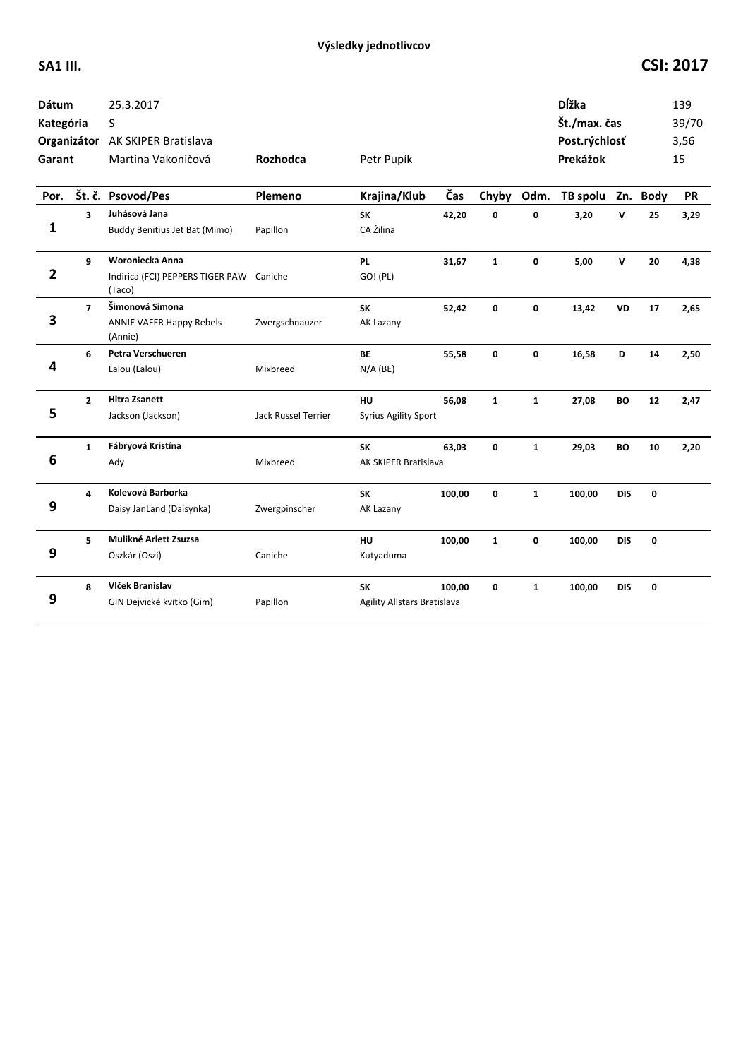**Výsledky jednotlivcov**

## SA1 III.

## CSI: 2017

| | | | | |
|---|---|---|---|---|
| **Dátum** | 25.3.2017 | | **Dĺžka** | 139 |
| **Kategória** | S | | **Št./max. čas** | 39/70 |
| **Organizátor** | AK SKIPER Bratislava | | **Post.rýchlosť** | 3,56 |
| **Garant** | Martina Vakoničová | **Rozhodca** Petr Pupík | **Prekážok** | 15 |

| Por. | Št. č. | Psovod/Pes | Plemeno | Krajina/Klub | Čas | Chyby | Odm. | TB spolu | Zn. | Body | PR |
|---|---|---|---|---|---|---|---|---|---|---|---|
| 1 | 3 | **Juhásová Jana**<br>Buddy Benitius Jet Bat (Mimo) | Papillon | **SK**<br>CA Žilina | **42,20** | **0** | **0** | **3,20** | **V** | **25** | **3,29** |
| 2 | 9 | **Woroniecka Anna**<br>Indirica (FCI) PEPPERS TIGER PAW (Taco) | Caniche | **PL**<br>GO! (PL) | **31,67** | **1** | **0** | **5,00** | **V** | **20** | **4,38** |
| 3 | 7 | **Šimonová Simona**<br>ANNIE VAFER Happy Rebels (Annie) | Zwergschnauzer | **SK**<br>AK Lazany | **52,42** | **0** | **0** | **13,42** | **VD** | **17** | **2,65** |
| 4 | 6 | **Petra Verschueren**<br>Lalou (Lalou) | Mixbreed | **BE**<br>N/A (BE) | **55,58** | **0** | **0** | **16,58** | **D** | **14** | **2,50** |
| 5 | 2 | **Hitra Zsanett**<br>Jackson (Jackson) | Jack Russel Terrier | **HU**<br>Syrius Agility Sport | **56,08** | **1** | **1** | **27,08** | **BO** | **12** | **2,47** |
| 6 | 1 | **Fábryová Kristína**<br>Ady | Mixbreed | **SK**<br>AK SKIPER Bratislava | **63,03** | **0** | **1** | **29,03** | **BO** | **10** | **2,20** |
| 9 | 4 | **Kolevová Barborka**<br>Daisy JanLand (Daisynka) | Zwergpinscher | **SK**<br>AK Lazany | **100,00** | **0** | **1** | **100,00** | **DIS** | **0** | |
| 9 | 5 | **Mulikné Arlett Zsuzsa**<br>Oszkár (Oszi) | Caniche | **HU**<br>Kutyaduma | **100,00** | **1** | **0** | **100,00** | **DIS** | **0** | |
| 9 | 8 | **Vlček Branislav**<br>GIN Dejvické kvítko (Gim) | Papillon | **SK**<br>Agility Allstars Bratislava | **100,00** | **0** | **1** | **100,00** | **DIS** | **0** | |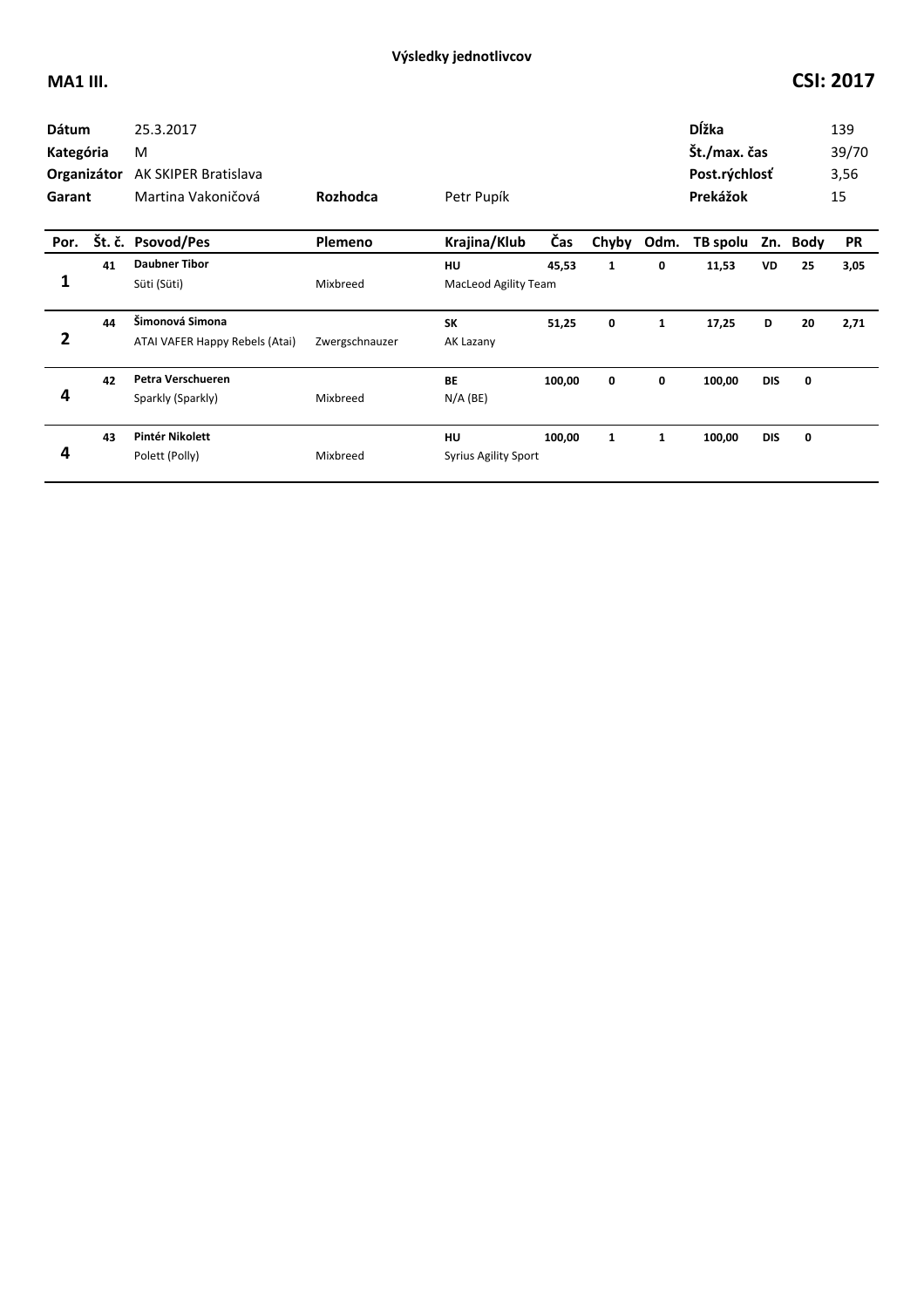**Výsledky jednotlivcov**

**MA1 III.** **CSI: 2017**

| | | | |
|---|---|---|---|
| **Dátum** | 25.3.2017 | **Dĺžka** | 139 |
| **Kategória** | M | **Št./max. čas** | 39/70 |
| **Organizátor** | AK SKIPER Bratislava | **Post.rýchlosť** | 3,56 |
| **Garant** | Martina Vakoničová | **Prekážok** | 15 |
| **Rozhodca** | Petr Pupík | | |

| Por. | Št. č. | Psovod/Pes | Plemeno | Krajina/Klub | Čas | Chyby | Odm. | TB spolu | Zn. | Body | PR |
|---|---|---|---|---|---|---|---|---|---|---|---|
| 1 | 41 | **Daubner Tibor**<br>Süti (Süti) | Mixbreed | **HU**<br>MacLeod Agility Team | 45,53 | 1 | 0 | 11,53 | VD | 25 | 3,05 |
| 2 | 44 | **Šimonová Simona**<br>ATAI VAFER Happy Rebels (Atai) | Zwergschnauzer | **SK**<br>AK Lazany | 51,25 | 0 | 1 | 17,25 | D | 20 | 2,71 |
| 4 | 42 | **Petra Verschueren**<br>Sparkly (Sparkly) | Mixbreed | **BE**<br>N/A (BE) | 100,00 | 0 | 0 | 100,00 | DIS | 0 | |
| 4 | 43 | **Pintér Nikolett**<br>Polett (Polly) | Mixbreed | **HU**<br>Syrius Agility Sport | 100,00 | 1 | 1 | 100,00 | DIS | 0 | |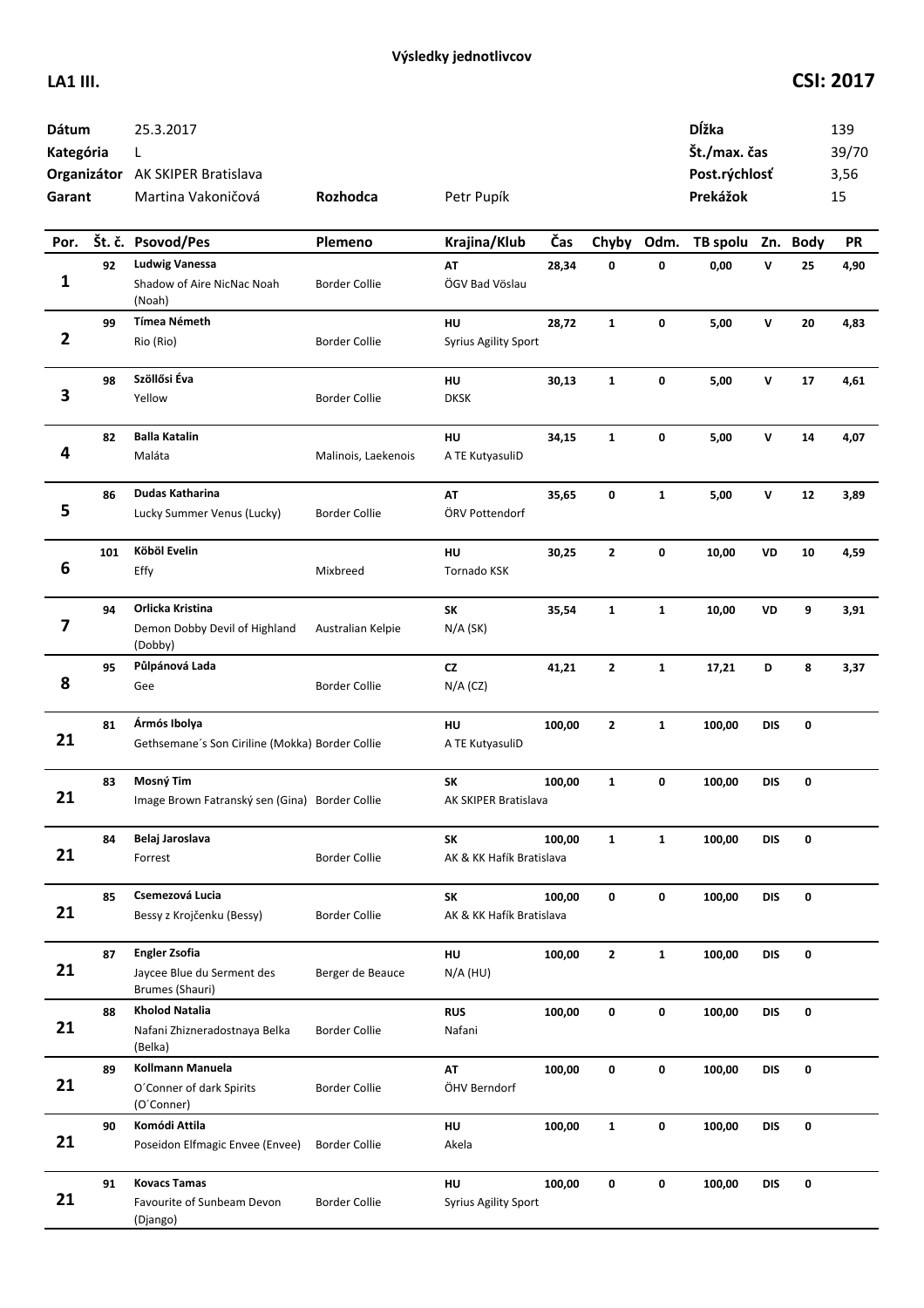**Výsledky jednotlivcov**

**LA1 III.** **CSI: 2017**

| | | | | | |
|---|---|---|---|---|---|
| **Dátum** | 25.3.2017 | | | **Dĺžka** | 139 |
| **Kategória** | L | | | **Št./max. čas** | 39/70 |
| **Organizátor** | AK SKIPER Bratislava | | | **Post.rýchlosť** | 3,56 |
| **Garant** | Martina Vakoničová | **Rozhodca** | Petr Pupík | **Prekážok** | 15 |

| Por. | Št. č. | Psovod/Pes | Plemeno | Krajina/Klub | Čas | Chyby | Odm. | TB spolu | Zn. | Body | PR |
|---|---|---|---|---|---|---|---|---|---|---|---|
| **1** | **92** | **Ludwig Vanessa**<br>Shadow of Aire NicNac Noah (Noah) | Border Collie | **AT**<br>ÖGV Bad Vöslau | **28,34** | **0** | **0** | **0,00** | **V** | **25** | **4,90** |
| **2** | **99** | **Tímea Németh**<br>Rio (Rio) | Border Collie | **HU**<br>Syrius Agility Sport | **28,72** | **1** | **0** | **5,00** | **V** | **20** | **4,83** |
| **3** | **98** | **Szöllősi Éva**<br>Yellow | Border Collie | **HU**<br>DKSK | **30,13** | **1** | **0** | **5,00** | **V** | **17** | **4,61** |
| **4** | **82** | **Balla Katalin**<br>Maláta | Malinois, Laekenois | **HU**<br>A TE KutyasuliD | **34,15** | **1** | **0** | **5,00** | **V** | **14** | **4,07** |
| **5** | **86** | **Dudas Katharina**<br>Lucky Summer Venus (Lucky) | Border Collie | **AT**<br>ÖRV Pottendorf | **35,65** | **0** | **1** | **5,00** | **V** | **12** | **3,89** |
| **6** | **101** | **Köböl Evelin**<br>Effy | Mixbreed | **HU**<br>Tornado KSK | **30,25** | **2** | **0** | **10,00** | **VD** | **10** | **4,59** |
| **7** | **94** | **Orlicka Kristina**<br>Demon Dobby Devil of Highland (Dobby) | Australian Kelpie | **SK**<br>N/A (SK) | **35,54** | **1** | **1** | **10,00** | **VD** | **9** | **3,91** |
| **8** | **95** | **Půlpánová Lada**<br>Gee | Border Collie | **CZ**<br>N/A (CZ) | **41,21** | **2** | **1** | **17,21** | **D** | **8** | **3,37** |
| **21** | **81** | **Ármós Ibolya**<br>Gethsemane´s Son Ciriline (Mokka) | Border Collie | **HU**<br>A TE KutyasuliD | **100,00** | **2** | **1** | **100,00** | **DIS** | **0** | |
| **21** | **83** | **Mosný Tim**<br>Image Brown Fatranský sen (Gina) | Border Collie | **SK**<br>AK SKIPER Bratislava | **100,00** | **1** | **0** | **100,00** | **DIS** | **0** | |
| **21** | **84** | **Belaj Jaroslava**<br>Forrest | Border Collie | **SK**<br>AK & KK Hafík Bratislava | **100,00** | **1** | **1** | **100,00** | **DIS** | **0** | |
| **21** | **85** | **Csemezová Lucia**<br>Bessy z Krojčenku (Bessy) | Border Collie | **SK**<br>AK & KK Hafík Bratislava | **100,00** | **0** | **0** | **100,00** | **DIS** | **0** | |
| **21** | **87** | **Engler Zsofia**<br>Jaycee Blue du Serment des Brumes (Shauri) | Berger de Beauce | **HU**<br>N/A (HU) | **100,00** | **2** | **1** | **100,00** | **DIS** | **0** | |
| **21** | **88** | **Kholod Natalia**<br>Nafani Zhizneradostnaya Belka (Belka) | Border Collie | **RUS**<br>Nafani | **100,00** | **0** | **0** | **100,00** | **DIS** | **0** | |
| **21** | **89** | **Kollmann Manuela**<br>O´Conner of dark Spirits (O´Conner) | Border Collie | **AT**<br>ÖHV Berndorf | **100,00** | **0** | **0** | **100,00** | **DIS** | **0** | |
| **21** | **90** | **Komódi Attila**<br>Poseidon Elfmagic Envee (Envee) | Border Collie | **HU**<br>Akela | **100,00** | **1** | **0** | **100,00** | **DIS** | **0** | |
| **21** | **91** | **Kovacs Tamas**<br>Favourite of Sunbeam Devon (Django) | Border Collie | **HU**<br>Syrius Agility Sport | **100,00** | **0** | **0** | **100,00** | **DIS** | **0** | |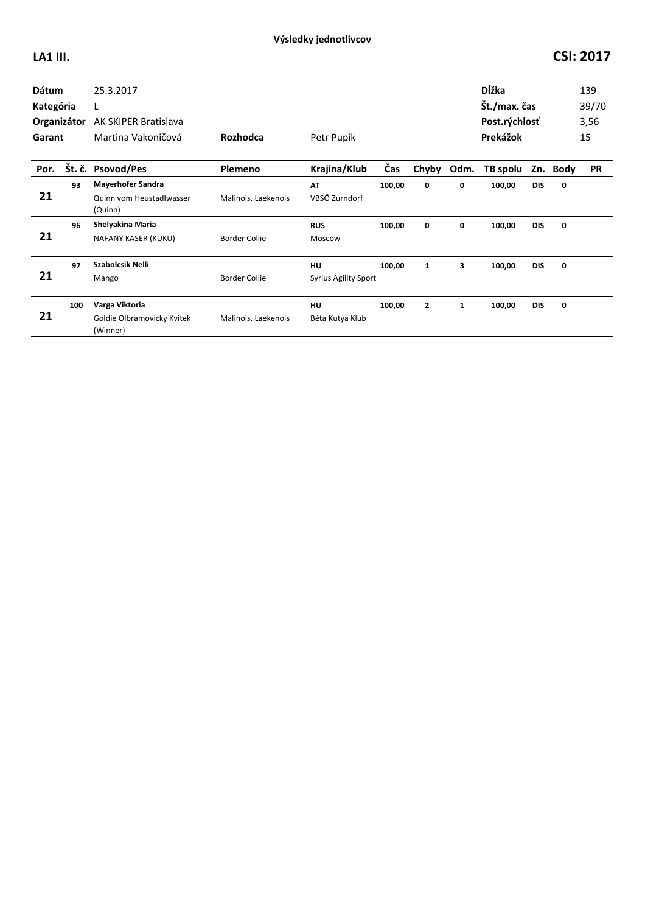**Výsledky jednotlivcov**

**LA1 III.** **CSI: 2017**

| | | | | | |
|---|---|---|---|---|---|
| **Dátum** | 25.3.2017 | | | **Dĺžka** | 139 |
| **Kategória** | L | | | **Št./max. čas** | 39/70 |
| **Organizátor** | AK SKIPER Bratislava | | | **Post.rýchlosť** | 3,56 |
| **Garant** | Martina Vakoničová | **Rozhodca** | Petr Pupík | **Prekážok** | 15 |

| Por. | Št. č. | Psovod/Pes | Plemeno | Krajina/Klub | Čas | Chyby | Odm. | TB spolu | Zn. | Body | PR |
|---|---|---|---|---|---|---|---|---|---|---|---|
| 21 | 93 | **Mayerhofer Sandra**<br>Quinn vom Heustadlwasser (Quinn) | Malinois, Laekenois | **AT**<br>VBSÖ Zurndorf | 100,00 | 0 | 0 | 100,00 | DIS | 0 | |
| 21 | 96 | **Shelyakina Maria**<br>NAFANY KASER (KUKU) | Border Collie | **RUS**<br>Moscow | 100,00 | 0 | 0 | 100,00 | DIS | 0 | |
| 21 | 97 | **Szabolcsik Nelli**<br>Mango | Border Collie | **HU**<br>Syrius Agility Sport | 100,00 | 1 | 3 | 100,00 | DIS | 0 | |
| 21 | 100 | **Varga Viktoria**<br>Goldie Olbramovicky Kvitek (Winner) | Malinois, Laekenois | **HU**<br>Béta Kutya Klub | 100,00 | 2 | 1 | 100,00 | DIS | 0 | |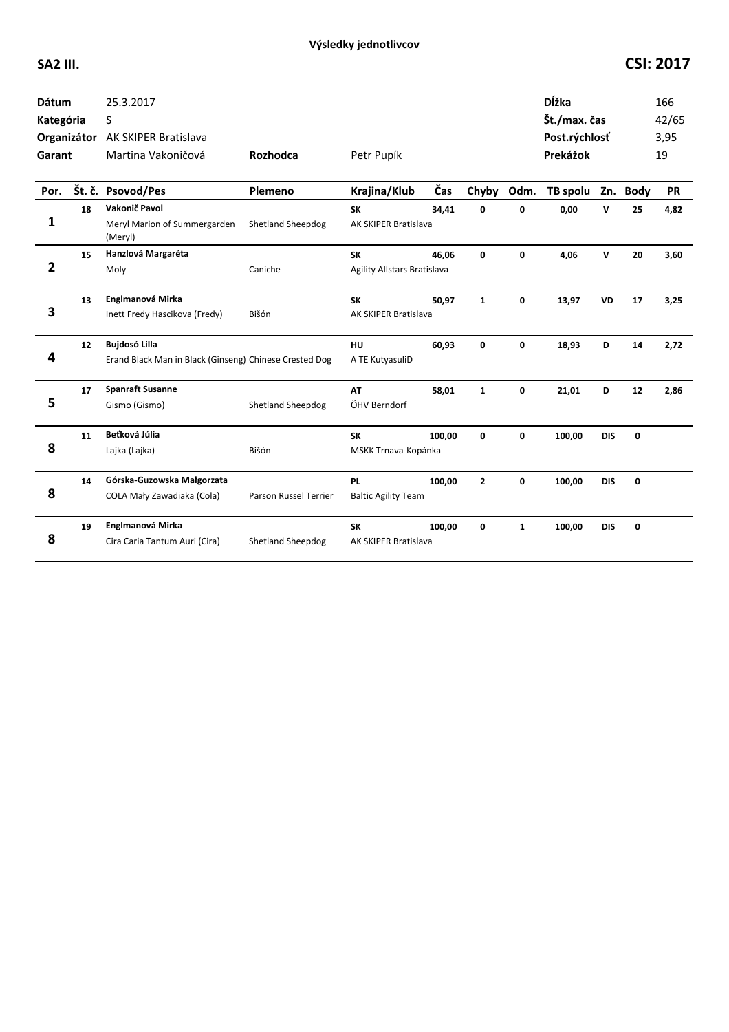# Výsledky jednotlivcov

**SA2 III.** **CSI: 2017**

| | | | | | |
|---|---|---|---|---|---|
| **Dátum** | 25.3.2017 | | | **Dĺžka** | 166 |
| **Kategória** | S | | | **Št./max. čas** | 42/65 |
| **Organizátor** | AK SKIPER Bratislava | | | **Post.rýchlosť** | 3,95 |
| **Garant** | Martina Vakoničová | **Rozhodca** | Petr Pupík | **Prekážok** | 19 |

| Por. | Št. č. | Psovod/Pes | Plemeno | Krajina/Klub | Čas | Chyby | Odm. | TB spolu | Zn. | Body | PR |
|---|---|---|---|---|---|---|---|---|---|---|---|
| 1 | 18 | **Vakonič Pavol**<br>Meryl Marion of Summergarden (Meryl) | Shetland Sheepdog | **SK**<br>AK SKIPER Bratislava | 34,41 | 0 | 0 | 0,00 | V | 25 | 4,82 |
| 2 | 15 | **Hanzlová Margaréta**<br>Moly | Caniche | **SK**<br>Agility Allstars Bratislava | 46,06 | 0 | 0 | 4,06 | V | 20 | 3,60 |
| 3 | 13 | **Englmanová Mirka**<br>Inett Fredy Hascikova (Fredy) | Bišón | **SK**<br>AK SKIPER Bratislava | 50,97 | 1 | 0 | 13,97 | VD | 17 | 3,25 |
| 4 | 12 | **Bujdosó Lilla**<br>Erand Black Man in Black (Ginseng) | Chinese Crested Dog | **HU**<br>A TE KutyasuliD | 60,93 | 0 | 0 | 18,93 | D | 14 | 2,72 |
| 5 | 17 | **Spanraft Susanne**<br>Gismo (Gismo) | Shetland Sheepdog | **AT**<br>ÖHV Berndorf | 58,01 | 1 | 0 | 21,01 | D | 12 | 2,86 |
| 8 | 11 | **Beťková Júlia**<br>Lajka (Lajka) | Bišón | **SK**<br>MSKK Trnava-Kopánka | 100,00 | 0 | 0 | 100,00 | DIS | 0 | |
| 8 | 14 | **Górska-Guzowska Małgorzata**<br>COLA Mały Zawadiaka (Cola) | Parson Russel Terrier | **PL**<br>Baltic Agility Team | 100,00 | 2 | 0 | 100,00 | DIS | 0 | |
| 8 | 19 | **Englmanová Mirka**<br>Cira Caria Tantum Auri (Cira) | Shetland Sheepdog | **SK**<br>AK SKIPER Bratislava | 100,00 | 0 | 1 | 100,00 | DIS | 0 | |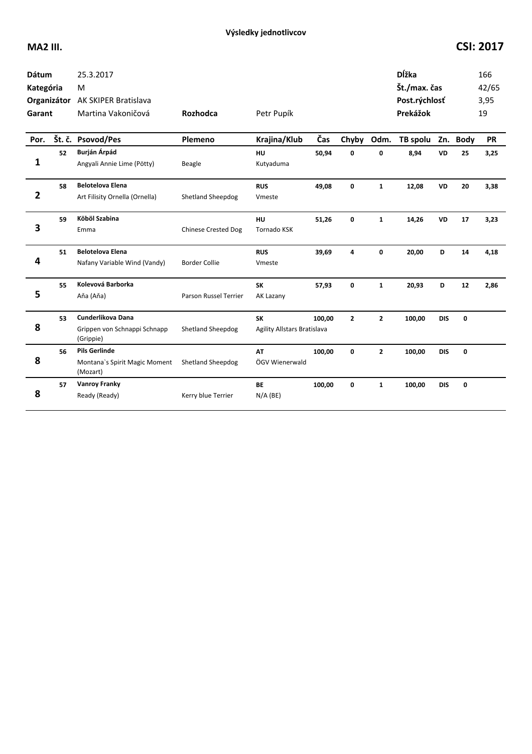**Výsledky jednotlivcov**

**MA2 III.** **CSI: 2017**

| | | | | | |
|---|---|---|---|---|---|
| **Dátum** | 25.3.2017 | | | **Dĺžka** | 166 |
| **Kategória** | M | | | **Št./max. čas** | 42/65 |
| **Organizátor** | AK SKIPER Bratislava | | | **Post.rýchlosť** | 3,95 |
| **Garant** | Martina Vakoničová | **Rozhodca** | Petr Pupík | **Prekážok** | 19 |

| Por. | Št. č. | Psovod/Pes | Plemeno | Krajina/Klub | Čas | Chyby | Odm. | TB spolu | Zn. | Body | PR |
|---|---|---|---|---|---|---|---|---|---|---|---|
| 1 | 52 | **Burján Árpád**<br>Angyali Annie Lime (Pötty) | Beagle | **HU**<br>Kutyaduma | 50,94 | 0 | 0 | 8,94 | VD | 25 | 3,25 |
| 2 | 58 | **Belotelova Elena**<br>Art Filisity Ornella (Ornella) | Shetland Sheepdog | **RUS**<br>Vmeste | 49,08 | 0 | 1 | 12,08 | VD | 20 | 3,38 |
| 3 | 59 | **Köböl Szabina**<br>Emma | Chinese Crested Dog | **HU**<br>Tornado KSK | 51,26 | 0 | 1 | 14,26 | VD | 17 | 3,23 |
| 4 | 51 | **Belotelova Elena**<br>Nafany Variable Wind (Vandy) | Border Collie | **RUS**<br>Vmeste | 39,69 | 4 | 0 | 20,00 | D | 14 | 4,18 |
| 5 | 55 | **Kolevová Barborka**<br>Aňa (Aňa) | Parson Russel Terrier | **SK**<br>AK Lazany | 57,93 | 0 | 1 | 20,93 | D | 12 | 2,86 |
| 8 | 53 | **Cunderlikova Dana**<br>Grippen von Schnappi Schnapp (Grippie) | Shetland Sheepdog | **SK**<br>Agility Allstars Bratislava | 100,00 | 2 | 2 | 100,00 | DIS | 0 | |
| 8 | 56 | **Pils Gerlinde**<br>Montana`s Spirit Magic Moment (Mozart) | Shetland Sheepdog | **AT**<br>ÖGV Wienerwald | 100,00 | 0 | 2 | 100,00 | DIS | 0 | |
| 8 | 57 | **Vanroy Franky**<br>Ready (Ready) | Kerry blue Terrier | **BE**<br>N/A (BE) | 100,00 | 0 | 1 | 100,00 | DIS | 0 | |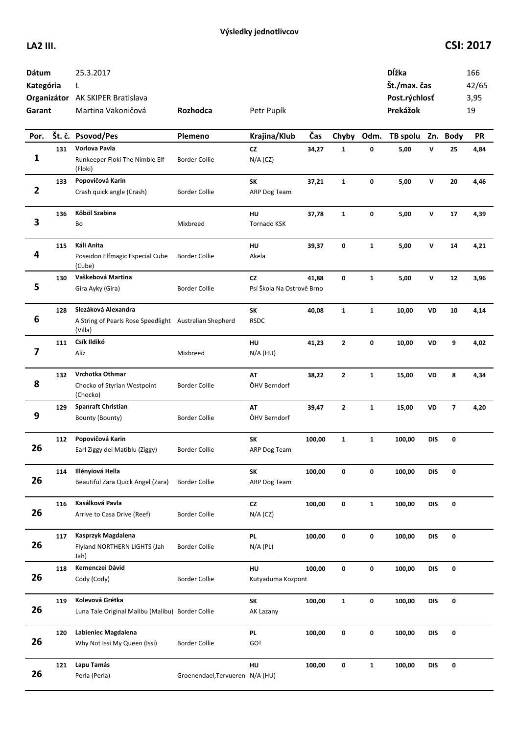**Výsledky jednotlivcov**

**LA2 III.** **CSI: 2017**

| | | | | | |
|---|---|---|---|---|---|
| **Dátum** | 25.3.2017 | | | **Dĺžka** | 166 |
| **Kategória** | L | | | **Št./max. čas** | 42/65 |
| **Organizátor** | AK SKIPER Bratislava | | | **Post.rýchlosť** | 3,95 |
| **Garant** | Martina Vakoničová | **Rozhodca** | Petr Pupík | **Prekážok** | 19 |

| Por. | Št. č. | Psovod/Pes | Plemeno | Krajina/Klub | Čas | Chyby | Odm. | TB spolu | Zn. | Body | PR |
|---|---|---|---|---|---|---|---|---|---|---|---|
| 1 | 131 | **Vorlova Pavla**<br>Runkeeper Floki The Nimble Elf (Floki) | Border Collie | **CZ**<br>N/A (CZ) | 34,27 | 1 | 0 | 5,00 | V | 25 | 4,84 |
| 2 | 133 | **Popovičová Karin**<br>Crash quick angle (Crash) | Border Collie | **SK**<br>ARP Dog Team | 37,21 | 1 | 0 | 5,00 | V | 20 | 4,46 |
| 3 | 136 | **Köböl Szabina**<br>Bo | Mixbreed | **HU**<br>Tornado KSK | 37,78 | 1 | 0 | 5,00 | V | 17 | 4,39 |
| 4 | 115 | **Káli Anita**<br>Poseidon Elfmagic Especial Cube (Cube) | Border Collie | **HU**<br>Akela | 39,37 | 0 | 1 | 5,00 | V | 14 | 4,21 |
| 5 | 130 | **Vaškebová Martina**<br>Gira Ayky (Gira) | Border Collie | **CZ**<br>Psí Škola Na Ostrově Brno | 41,88 | 0 | 1 | 5,00 | V | 12 | 3,96 |
| 6 | 128 | **Slezáková Alexandra**<br>A String of Pearls Rose Speedlight (Villa) | Australian Shepherd | **SK**<br>RSDC | 40,08 | 1 | 1 | 10,00 | VD | 10 | 4,14 |
| 7 | 111 | **Csík Ildikó**<br>Alíz | Mixbreed | **HU**<br>N/A (HU) | 41,23 | 2 | 0 | 10,00 | VD | 9 | 4,02 |
| 8 | 132 | **Vrchotka Othmar**<br>Chocko of Styrian Westpoint (Chocko) | Border Collie | **AT**<br>ÖHV Berndorf | 38,22 | 2 | 1 | 15,00 | VD | 8 | 4,34 |
| 9 | 129 | **Spanraft Christian**<br>Bounty (Bounty) | Border Collie | **AT**<br>ÖHV Berndorf | 39,47 | 2 | 1 | 15,00 | VD | 7 | 4,20 |
| 26 | 112 | **Popovičová Karin**<br>Earl Ziggy dei Matiblu (Ziggy) | Border Collie | **SK**<br>ARP Dog Team | 100,00 | 1 | 1 | 100,00 | DIS | 0 | |
| 26 | 114 | **Illényiová Hella**<br>Beautiful Zara Quick Angel (Zara) | Border Collie | **SK**<br>ARP Dog Team | 100,00 | 0 | 0 | 100,00 | DIS | 0 | |
| 26 | 116 | **Kasálková Pavla**<br>Arrive to Casa Drive (Reef) | Border Collie | **CZ**<br>N/A (CZ) | 100,00 | 0 | 1 | 100,00 | DIS | 0 | |
| 26 | 117 | **Kasprzyk Magdalena**<br>Flyland NORTHERN LIGHTS (Jah Jah) | Border Collie | **PL**<br>N/A (PL) | 100,00 | 0 | 0 | 100,00 | DIS | 0 | |
| 26 | 118 | **Kemenczei Dávid**<br>Cody (Cody) | Border Collie | **HU**<br>Kutyaduma Központ | 100,00 | 0 | 0 | 100,00 | DIS | 0 | |
| 26 | 119 | **Kolevová Grétka**<br>Luna Tale Original Malibu (Malibu) | Border Collie | **SK**<br>AK Lazany | 100,00 | 1 | 0 | 100,00 | DIS | 0 | |
| 26 | 120 | **Labieniec Magdalena**<br>Why Not Issi My Queen (Issi) | Border Collie | **PL**<br>GO! | 100,00 | 0 | 0 | 100,00 | DIS | 0 | |
| 26 | 121 | **Lapu Tamás**<br>Perla (Perla) | Groenendael,Tervueren | **HU**<br>N/A (HU) | 100,00 | 0 | 1 | 100,00 | DIS | 0 | |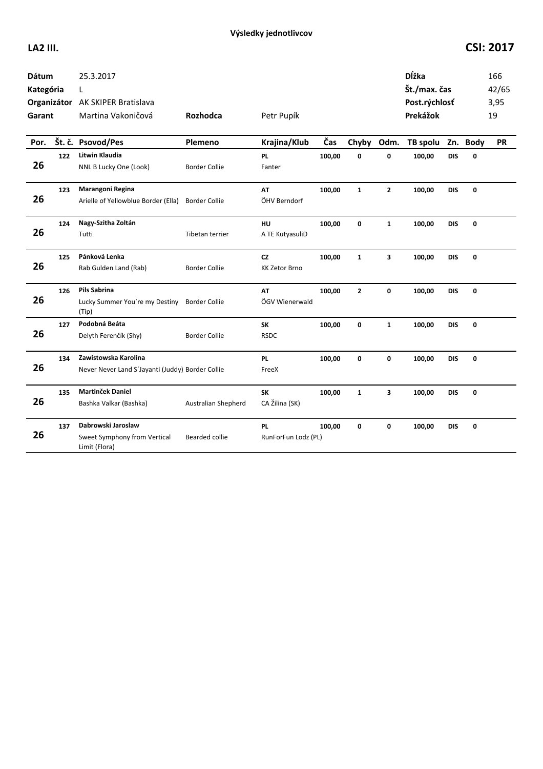**Výsledky jednotlivcov**

**LA2 III.** **CSI: 2017**

| | | | |
|---|---|---|---|
| **Dátum** | 25.3.2017 | **Dĺžka** | 166 |
| **Kategória** | L | **Št./max. čas** | 42/65 |
| **Organizátor** | AK SKIPER Bratislava | **Post.rýchlosť** | 3,95 |
| **Garant** | Martina Vakoničová | **Prekážok** | 19 |

**Rozhodca** Petr Pupík

| Por. | Št. č. | Psovod/Pes | Plemeno | Krajina/Klub | Čas | Chyby | Odm. | TB spolu | Zn. | Body | PR |
|---|---|---|---|---|---|---|---|---|---|---|---|
| 26 | 122 | **Litwin Klaudia**<br>NNL B Lucky One (Look) | Border Collie | **PL**<br>Fanter | 100,00 | 0 | 0 | 100,00 | DIS | 0 | |
| 26 | 123 | **Marangoni Regina**<br>Arielle of Yellowblue Border (Ella) | Border Collie | **AT**<br>ÖHV Berndorf | 100,00 | 1 | 2 | 100,00 | DIS | 0 | |
| 26 | 124 | **Nagy-Szitha Zoltán**<br>Tutti | Tibetan terrier | **HU**<br>A TE KutyasuliD | 100,00 | 0 | 1 | 100,00 | DIS | 0 | |
| 26 | 125 | **Pánková Lenka**<br>Rab Gulden Land (Rab) | Border Collie | **CZ**<br>KK Zetor Brno | 100,00 | 1 | 3 | 100,00 | DIS | 0 | |
| 26 | 126 | **Pils Sabrina**<br>Lucky Summer You`re my Destiny (Tip) | Border Collie | **AT**<br>ÖGV Wienerwald | 100,00 | 2 | 0 | 100,00 | DIS | 0 | |
| 26 | 127 | **Podobná Beáta**<br>Delyth Ferenčík (Shy) | Border Collie | **SK**<br>RSDC | 100,00 | 0 | 1 | 100,00 | DIS | 0 | |
| 26 | 134 | **Zawistowska Karolina**<br>Never Never Land S´Jayanti (Juddy) | Border Collie | **PL**<br>FreeX | 100,00 | 0 | 0 | 100,00 | DIS | 0 | |
| 26 | 135 | **Martinček Daniel**<br>Bashka Valkar (Bashka) | Australian Shepherd | **SK**<br>CA Žilina (SK) | 100,00 | 1 | 3 | 100,00 | DIS | 0 | |
| 26 | 137 | **Dabrowski Jaroslaw**<br>Sweet Symphony from Vertical Limit (Flora) | Bearded collie | **PL**<br>RunForFun Lodz (PL) | 100,00 | 0 | 0 | 100,00 | DIS | 0 | |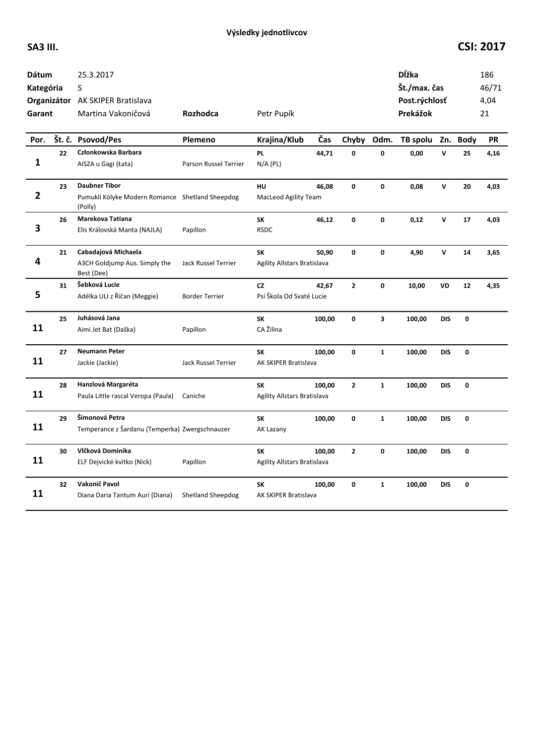**Výsledky jednotlivcov**

**SA3 III.** **CSI: 2017**

| | | | | | |
|---|---|---|---|---|---|
| **Dátum** | 25.3.2017 | | | **Dĺžka** | 186 |
| **Kategória** | S | | | **Št./max. čas** | 46/71 |
| **Organizátor** | AK SKIPER Bratislava | | | **Post.rýchlosť** | 4,04 |
| **Garant** | Martina Vakoničová | **Rozhodca** | Petr Pupík | **Prekážok** | 21 |

| Por. | Št. č. | Psovod/Pes | Plemeno | Krajina/Klub | Čas | Chyby | Odm. | TB spolu | Zn. | Body | PR |
|---|---|---|---|---|---|---|---|---|---|---|---|
| **1** | 22 | **Członkowska Barbara**<br>AISZA u Gagi (Łata) | Parson Russel Terrier | **PL**<br>N/A (PL) | 44,71 | 0 | 0 | 0,00 | V | 25 | 4,16 |
| **2** | 23 | **Daubner Tibor**<br>Pumukli Kölyke Modern Romance (Polly) | Shetland Sheepdog | **HU**<br>MacLeod Agility Team | 46,08 | 0 | 0 | 0,08 | V | 20 | 4,03 |
| **3** | 26 | **Marekova Tatiana**<br>Elis Královská Manta (NAJLA) | Papillon | **SK**<br>RSDC | 46,12 | 0 | 0 | 0,12 | V | 17 | 4,03 |
| **4** | 21 | **Cabadajová Michaela**<br>A3CH Goldjump Aus. Simply the Best (Dee) | Jack Russel Terrier | **SK**<br>Agility Allstars Bratislava | 50,90 | 0 | 0 | 4,90 | V | 14 | 3,65 |
| **5** | 31 | **Šebková Lucie**<br>Adélka ULI z Říčan (Meggie) | Border Terrier | **CZ**<br>Psí Škola Od Svaté Lucie | 42,67 | 2 | 0 | 10,00 | VD | 12 | 4,35 |
| **11** | 25 | **Juhásová Jana**<br>Aimi Jet Bat (Daška) | Papillon | **SK**<br>CA Žilina | 100,00 | 0 | 3 | 100,00 | DIS | 0 | |
| **11** | 27 | **Neumann Peter**<br>Jackie (Jackie) | Jack Russel Terrier | **SK**<br>AK SKIPER Bratislava | 100,00 | 0 | 1 | 100,00 | DIS | 0 | |
| **11** | 28 | **Hanzlová Margaréta**<br>Paula Little rascal Veropa (Paula) | Caniche | **SK**<br>Agility Allstars Bratislava | 100,00 | 2 | 1 | 100,00 | DIS | 0 | |
| **11** | 29 | **Šimonová Petra**<br>Temperance z Šardanu (Temperka) | Zwergschnauzer | **SK**<br>AK Lazany | 100,00 | 0 | 1 | 100,00 | DIS | 0 | |
| **11** | 30 | **Vlčková Dominika**<br>ELF Dejvické kvítko (Nick) | Papillon | **SK**<br>Agility Allstars Bratislava | 100,00 | 2 | 0 | 100,00 | DIS | 0 | |
| **11** | 32 | **Vakonič Pavol**<br>Diana Daria Tantum Auri (Diana) | Shetland Sheepdog | **SK**<br>AK SKIPER Bratislava | 100,00 | 0 | 1 | 100,00 | DIS | 0 | |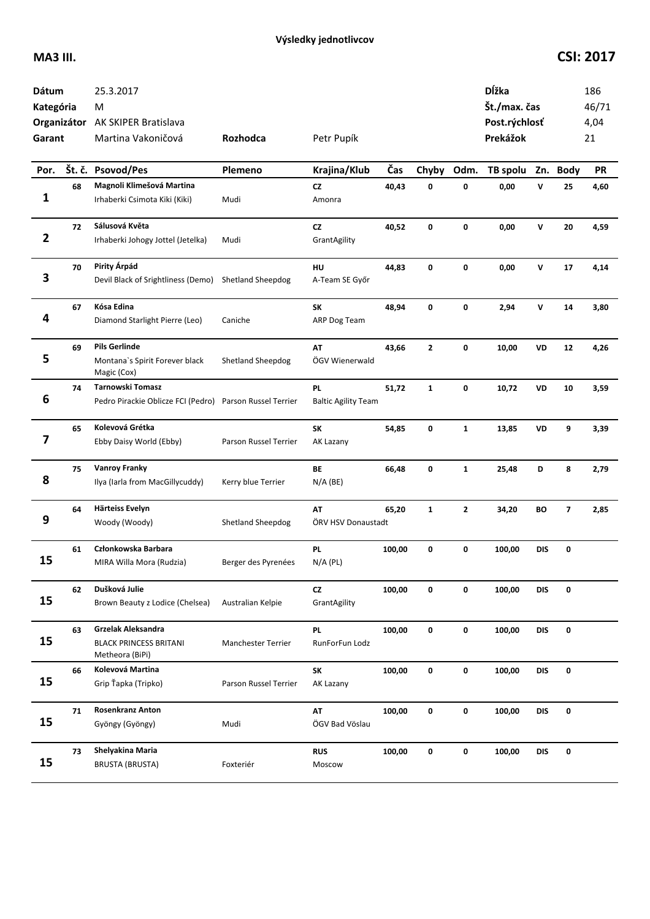## Výsledky jednotlivcov

**MA3 III.** **CSI: 2017**

| | | | | | |
|---|---|---|---|---|---|
| **Dátum** | 25.3.2017 | | | **Dĺžka** | 186 |
| **Kategória** | M | | | **Št./max. čas** | 46/71 |
| **Organizátor** | AK SKIPER Bratislava | | | **Post.rýchlosť** | 4,04 |
| **Garant** | Martina Vakoničová | **Rozhodca** | Petr Pupík | **Prekážok** | 21 |

| Por. | Št. č. | Psovod/Pes | Plemeno | Krajina/Klub | Čas | Chyby | Odm. | TB spolu | Zn. | Body | PR |
|---|---|---|---|---|---|---|---|---|---|---|---|
| 1 | 68 | **Magnoli Klimešová Martina**<br>Irhaberki Csimota Kiki (Kiki) | Mudi | **CZ**<br>Amonra | 40,43 | 0 | 0 | 0,00 | V | 25 | 4,60 |
| 2 | 72 | **Sálusová Květa**<br>Irhaberki Johogy Jottel (Jetelka) | Mudi | **CZ**<br>GrantAgility | 40,52 | 0 | 0 | 0,00 | V | 20 | 4,59 |
| 3 | 70 | **Pirity Árpád**<br>Devil Black of Srightliness (Demo) | Shetland Sheepdog | **HU**<br>A-Team SE Győr | 44,83 | 0 | 0 | 0,00 | V | 17 | 4,14 |
| 4 | 67 | **Kósa Edina**<br>Diamond Starlight Pierre (Leo) | Caniche | **SK**<br>ARP Dog Team | 48,94 | 0 | 0 | 2,94 | V | 14 | 3,80 |
| 5 | 69 | **Pils Gerlinde**<br>Montana`s Spirit Forever black Magic (Cox) | Shetland Sheepdog | **AT**<br>ÖGV Wienerwald | 43,66 | 2 | 0 | 10,00 | VD | 12 | 4,26 |
| 6 | 74 | **Tarnowski Tomasz**<br>Pedro Pirackie Oblicze FCI (Pedro) | Parson Russel Terrier | **PL**<br>Baltic Agility Team | 51,72 | 1 | 0 | 10,72 | VD | 10 | 3,59 |
| 7 | 65 | **Kolevová Grétka**<br>Ebby Daisy World (Ebby) | Parson Russel Terrier | **SK**<br>AK Lazany | 54,85 | 0 | 1 | 13,85 | VD | 9 | 3,39 |
| 8 | 75 | **Vanroy Franky**<br>Ilya (Iarla from MacGillycuddy) | Kerry blue Terrier | **BE**<br>N/A (BE) | 66,48 | 0 | 1 | 25,48 | D | 8 | 2,79 |
| 9 | 64 | **Härteiss Evelyn**<br>Woody (Woody) | Shetland Sheepdog | **AT**<br>ÖRV HSV Donaustadt | 65,20 | 1 | 2 | 34,20 | BO | 7 | 2,85 |
| 15 | 61 | **Członkowska Barbara**<br>MIRA Willa Mora (Rudzia) | Berger des Pyrenées | **PL**<br>N/A (PL) | 100,00 | 0 | 0 | 100,00 | DIS | 0 | |
| 15 | 62 | **Dušková Julie**<br>Brown Beauty z Lodice (Chelsea) | Australian Kelpie | **CZ**<br>GrantAgility | 100,00 | 0 | 0 | 100,00 | DIS | 0 | |
| 15 | 63 | **Grzelak Aleksandra**<br>BLACK PRINCESS BRITANI Metheora (BiPi) | Manchester Terrier | **PL**<br>RunForFun Lodz | 100,00 | 0 | 0 | 100,00 | DIS | 0 | |
| 15 | 66 | **Kolevová Martina**<br>Grip Ťapka (Tripko) | Parson Russel Terrier | **SK**<br>AK Lazany | 100,00 | 0 | 0 | 100,00 | DIS | 0 | |
| 15 | 71 | **Rosenkranz Anton**<br>Gyöngy (Gyöngy) | Mudi | **AT**<br>ÖGV Bad Vöslau | 100,00 | 0 | 0 | 100,00 | DIS | 0 | |
| 15 | 73 | **Shelyakina Maria**<br>BRUSTA (BRUSTA) | Foxteriér | **RUS**<br>Moscow | 100,00 | 0 | 0 | 100,00 | DIS | 0 | |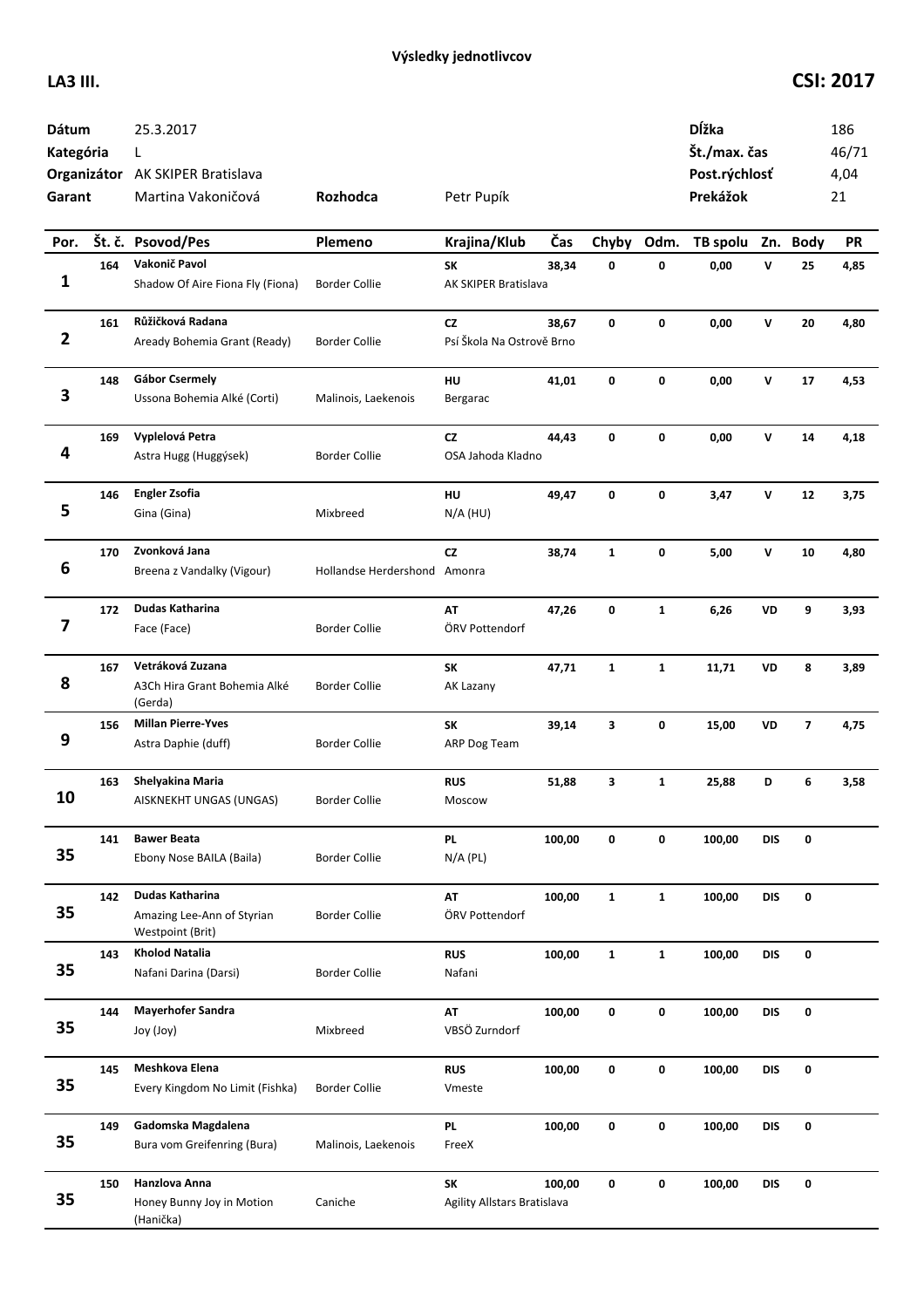**Výsledky jednotlivcov**

**LA3 III.** **CSI: 2017**

| | | | | | | |
|---|---|---|---|---|---|---|
| **Dátum** | 25.3.2017 | | | | **Dĺžka** | 186 |
| **Kategória** | L | | | | **Št./max. čas** | 46/71 |
| **Organizátor** | AK SKIPER Bratislava | | | | **Post.rýchlosť** | 4,04 |
| **Garant** | Martina Vakoničová | **Rozhodca** | Petr Pupík | | **Prekážok** | 21 |

| Por. | Št. č. | Psovod/Pes | Plemeno | Krajina/Klub | Čas | Chyby | Odm. | TB spolu | Zn. | Body | PR |
|---|---|---|---|---|---|---|---|---|---|---|---|
| 1 | 164 | **Vakonič Pavol**<br>Shadow Of Aire Fiona Fly (Fiona) | Border Collie | **SK**<br>AK SKIPER Bratislava | 38,34 | 0 | 0 | 0,00 | V | 25 | 4,85 |
| 2 | 161 | **Růžičková Radana**<br>Aready Bohemia Grant (Ready) | Border Collie | **CZ**<br>Psí Škola Na Ostrově Brno | 38,67 | 0 | 0 | 0,00 | V | 20 | 4,80 |
| 3 | 148 | **Gábor Csermely**<br>Ussona Bohemia Alké (Corti) | Malinois, Laekenois | **HU**<br>Bergarac | 41,01 | 0 | 0 | 0,00 | V | 17 | 4,53 |
| 4 | 169 | **Vyplelová Petra**<br>Astra Hugg (Huggýsek) | Border Collie | **CZ**<br>OSA Jahoda Kladno | 44,43 | 0 | 0 | 0,00 | V | 14 | 4,18 |
| 5 | 146 | **Engler Zsofia**<br>Gina (Gina) | Mixbreed | **HU**<br>N/A (HU) | 49,47 | 0 | 0 | 3,47 | V | 12 | 3,75 |
| 6 | 170 | **Zvonková Jana**<br>Breena z Vandalky (Vigour) | Hollandse Herdershond | **CZ**<br>Amonra | 38,74 | 1 | 0 | 5,00 | V | 10 | 4,80 |
| 7 | 172 | **Dudas Katharina**<br>Face (Face) | Border Collie | **AT**<br>ÖRV Pottendorf | 47,26 | 0 | 1 | 6,26 | VD | 9 | 3,93 |
| 8 | 167 | **Vetráková Zuzana**<br>A3Ch Hira Grant Bohemia Alké (Gerda) | Border Collie | **SK**<br>AK Lazany | 47,71 | 1 | 1 | 11,71 | VD | 8 | 3,89 |
| 9 | 156 | **Millan Pierre-Yves**<br>Astra Daphie (duff) | Border Collie | **SK**<br>ARP Dog Team | 39,14 | 3 | 0 | 15,00 | VD | 7 | 4,75 |
| 10 | 163 | **Shelyakina Maria**<br>AISKNEKHT UNGAS (UNGAS) | Border Collie | **RUS**<br>Moscow | 51,88 | 3 | 1 | 25,88 | D | 6 | 3,58 |
| 35 | 141 | **Bawer Beata**<br>Ebony Nose BAILA (Baila) | Border Collie | **PL**<br>N/A (PL) | 100,00 | 0 | 0 | 100,00 | DIS | 0 | |
| 35 | 142 | **Dudas Katharina**<br>Amazing Lee-Ann of Styrian Westpoint (Brit) | Border Collie | **AT**<br>ÖRV Pottendorf | 100,00 | 1 | 1 | 100,00 | DIS | 0 | |
| 35 | 143 | **Kholod Natalia**<br>Nafani Darina (Darsi) | Border Collie | **RUS**<br>Nafani | 100,00 | 1 | 1 | 100,00 | DIS | 0 | |
| 35 | 144 | **Mayerhofer Sandra**<br>Joy (Joy) | Mixbreed | **AT**<br>VBSÖ Zurndorf | 100,00 | 0 | 0 | 100,00 | DIS | 0 | |
| 35 | 145 | **Meshkova Elena**<br>Every Kingdom No Limit (Fishka) | Border Collie | **RUS**<br>Vmeste | 100,00 | 0 | 0 | 100,00 | DIS | 0 | |
| 35 | 149 | **Gadomska Magdalena**<br>Bura vom Greifenring (Bura) | Malinois, Laekenois | **PL**<br>FreeX | 100,00 | 0 | 0 | 100,00 | DIS | 0 | |
| 35 | 150 | **Hanzlova Anna**<br>Honey Bunny Joy in Motion (Hanička) | Caniche | **SK**<br>Agility Allstars Bratislava | 100,00 | 0 | 0 | 100,00 | DIS | 0 | |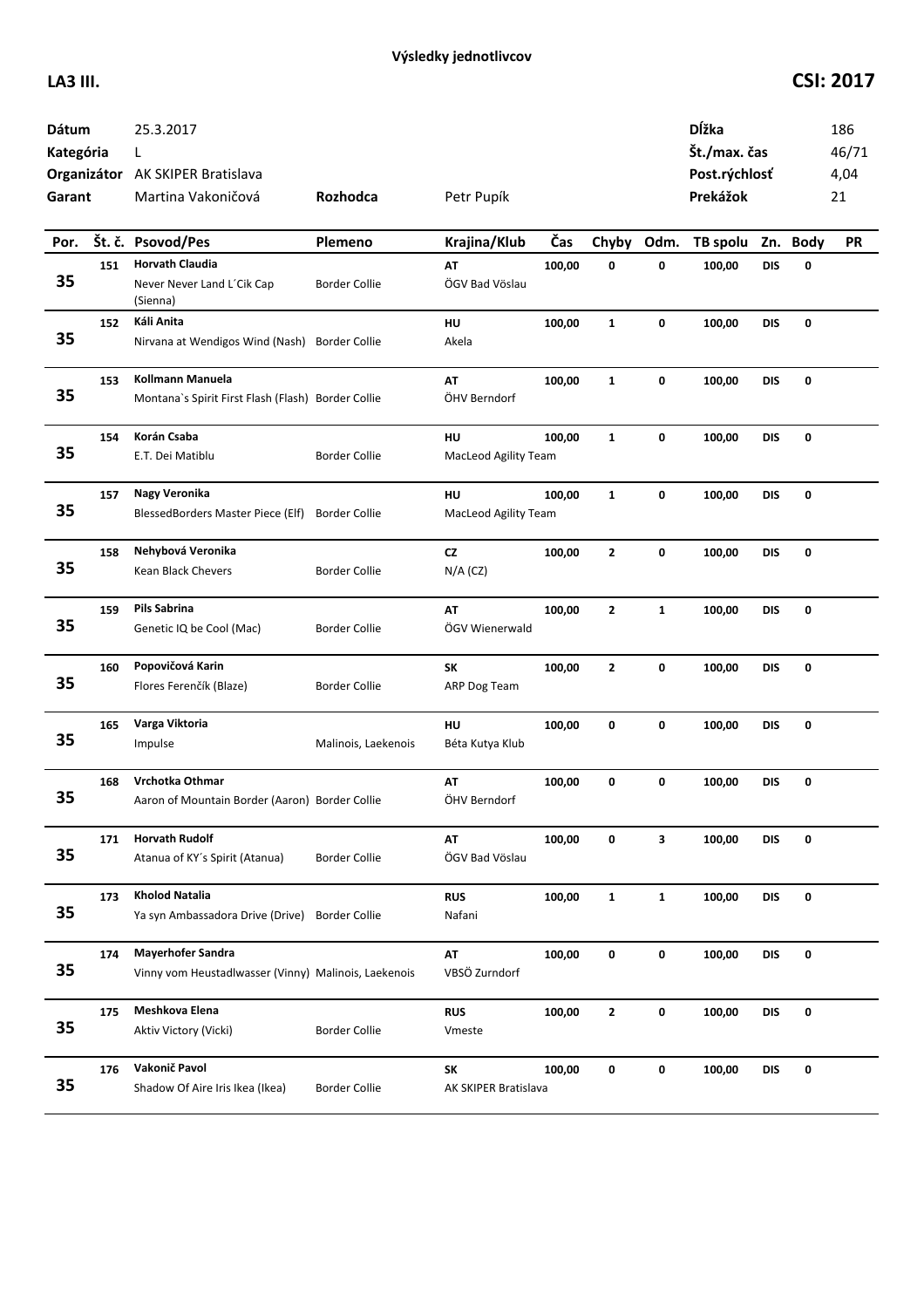**Výsledky jednotlivcov**

**LA3 III.** **CSI: 2017**

| | | | | | | |
|---|---|---|---|---|---|---|
| **Dátum** | 25.3.2017 | | | | **Dĺžka** | 186 |
| **Kategória** | L | | | | **Št./max. čas** | 46/71 |
| **Organizátor** | AK SKIPER Bratislava | | | | **Post.rýchlosť** | 4,04 |
| **Garant** | Martina Vakoničová | **Rozhodca** | Petr Pupík | | **Prekážok** | 21 |

| Por. | Št. č. | Psovod/Pes | Plemeno | Krajina/Klub | Čas | Chyby | Odm. | TB spolu | Zn. | Body | PR |
|---|---|---|---|---|---|---|---|---|---|---|---|
| 35 | 151 | **Horvath Claudia**<br>Never Never Land L´Cik Cap (Sienna) | Border Collie | **AT**<br>ÖGV Bad Vöslau | 100,00 | 0 | 0 | 100,00 | DIS | 0 | |
| 35 | 152 | **Káli Anita**<br>Nirvana at Wendigos Wind (Nash) | Border Collie | **HU**<br>Akela | 100,00 | 1 | 0 | 100,00 | DIS | 0 | |
| 35 | 153 | **Kollmann Manuela**<br>Montana`s Spirit First Flash (Flash) | Border Collie | **AT**<br>ÖHV Berndorf | 100,00 | 1 | 0 | 100,00 | DIS | 0 | |
| 35 | 154 | **Korán Csaba**<br>E.T. Dei Matiblu | Border Collie | **HU**<br>MacLeod Agility Team | 100,00 | 1 | 0 | 100,00 | DIS | 0 | |
| 35 | 157 | **Nagy Veronika**<br>BlessedBorders Master Piece (Elf) | Border Collie | **HU**<br>MacLeod Agility Team | 100,00 | 1 | 0 | 100,00 | DIS | 0 | |
| 35 | 158 | **Nehybová Veronika**<br>Kean Black Chevers | Border Collie | **CZ**<br>N/A (CZ) | 100,00 | 2 | 0 | 100,00 | DIS | 0 | |
| 35 | 159 | **Pils Sabrina**<br>Genetic IQ be Cool (Mac) | Border Collie | **AT**<br>ÖGV Wienerwald | 100,00 | 2 | 1 | 100,00 | DIS | 0 | |
| 35 | 160 | **Popovičová Karin**<br>Flores Ferenčík (Blaze) | Border Collie | **SK**<br>ARP Dog Team | 100,00 | 2 | 0 | 100,00 | DIS | 0 | |
| 35 | 165 | **Varga Viktoria**<br>Impulse | Malinois, Laekenois | **HU**<br>Béta Kutya Klub | 100,00 | 0 | 0 | 100,00 | DIS | 0 | |
| 35 | 168 | **Vrchotka Othmar**<br>Aaron of Mountain Border (Aaron) | Border Collie | **AT**<br>ÖHV Berndorf | 100,00 | 0 | 0 | 100,00 | DIS | 0 | |
| 35 | 171 | **Horvath Rudolf**<br>Atanua of KY´s Spirit (Atanua) | Border Collie | **AT**<br>ÖGV Bad Vöslau | 100,00 | 0 | 3 | 100,00 | DIS | 0 | |
| 35 | 173 | **Kholod Natalia**<br>Ya syn Ambassadora Drive (Drive) | Border Collie | **RUS**<br>Nafani | 100,00 | 1 | 1 | 100,00 | DIS | 0 | |
| 35 | 174 | **Mayerhofer Sandra**<br>Vinny vom Heustadlwasser (Vinny) | Malinois, Laekenois | **AT**<br>VBSÖ Zurndorf | 100,00 | 0 | 0 | 100,00 | DIS | 0 | |
| 35 | 175 | **Meshkova Elena**<br>Aktiv Victory (Vicki) | Border Collie | **RUS**<br>Vmeste | 100,00 | 2 | 0 | 100,00 | DIS | 0 | |
| 35 | 176 | **Vakonič Pavol**<br>Shadow Of Aire Iris Ikea (Ikea) | Border Collie | **SK**<br>AK SKIPER Bratislava | 100,00 | 0 | 0 | 100,00 | DIS | 0 | |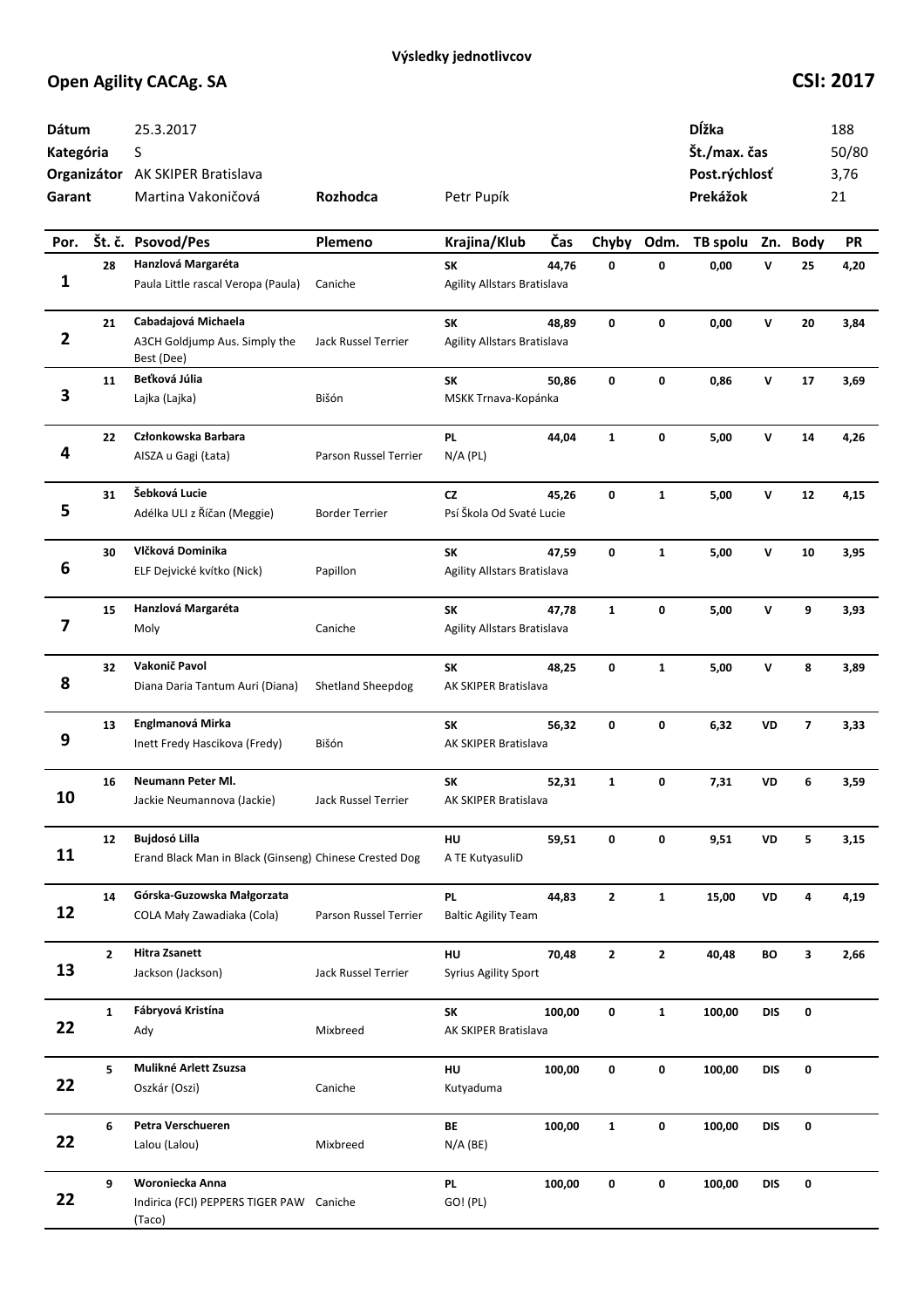**Výsledky jednotlivcov**

## Open Agility CACAg. SA

**CSI: 2017**

| | | | | | |
|---|---|---|---|---|---|
| **Dátum** | 25.3.2017 | | | **Dĺžka** | 188 |
| **Kategória** | S | | | **Št./max. čas** | 50/80 |
| **Organizátor** | AK SKIPER Bratislava | | | **Post.rýchlosť** | 3,76 |
| **Garant** | Martina Vakoničová | **Rozhodca** | Petr Pupík | **Prekážok** | 21 |

| Por. | Št. č. | Psovod/Pes | Plemeno | Krajina/Klub | Čas | Chyby | Odm. | TB spolu | Zn. | Body | PR |
|---|---|---|---|---|---|---|---|---|---|---|---|
| 1 | 28 | **Hanzlová Margaréta**<br>Paula Little rascal Veropa (Paula) | Caniche | **SK**<br>Agility Allstars Bratislava | 44,76 | 0 | 0 | 0,00 | V | 25 | 4,20 |
| 2 | 21 | **Cabadajová Michaela**<br>A3CH Goldjump Aus. Simply the Best (Dee) | Jack Russel Terrier | **SK**<br>Agility Allstars Bratislava | 48,89 | 0 | 0 | 0,00 | V | 20 | 3,84 |
| 3 | 11 | **Beťková Júlia**<br>Lajka (Lajka) | Bišón | **SK**<br>MSKK Trnava-Kopánka | 50,86 | 0 | 0 | 0,86 | V | 17 | 3,69 |
| 4 | 22 | **Członkowska Barbara**<br>AISZA u Gagi (Łata) | Parson Russel Terrier | **PL**<br>N/A (PL) | 44,04 | 1 | 0 | 5,00 | V | 14 | 4,26 |
| 5 | 31 | **Šebková Lucie**<br>Adélka ULI z Říčan (Meggie) | Border Terrier | **CZ**<br>Psí Škola Od Svaté Lucie | 45,26 | 0 | 1 | 5,00 | V | 12 | 4,15 |
| 6 | 30 | **Vlčková Dominika**<br>ELF Dejvické kvítko (Nick) | Papillon | **SK**<br>Agility Allstars Bratislava | 47,59 | 0 | 1 | 5,00 | V | 10 | 3,95 |
| 7 | 15 | **Hanzlová Margaréta**<br>Moly | Caniche | **SK**<br>Agility Allstars Bratislava | 47,78 | 1 | 0 | 5,00 | V | 9 | 3,93 |
| 8 | 32 | **Vakonič Pavol**<br>Diana Daria Tantum Auri (Diana) | Shetland Sheepdog | **SK**<br>AK SKIPER Bratislava | 48,25 | 0 | 1 | 5,00 | V | 8 | 3,89 |
| 9 | 13 | **Englmanová Mirka**<br>Inett Fredy Hascikova (Fredy) | Bišón | **SK**<br>AK SKIPER Bratislava | 56,32 | 0 | 0 | 6,32 | VD | 7 | 3,33 |
| 10 | 16 | **Neumann Peter Ml.**<br>Jackie Neumannova (Jackie) | Jack Russel Terrier | **SK**<br>AK SKIPER Bratislava | 52,31 | 1 | 0 | 7,31 | VD | 6 | 3,59 |
| 11 | 12 | **Bujdosó Lilla**<br>Erand Black Man in Black (Ginseng) | Chinese Crested Dog | **HU**<br>A TE KutyasuliD | 59,51 | 0 | 0 | 9,51 | VD | 5 | 3,15 |
| 12 | 14 | **Górska-Guzowska Małgorzata**<br>COLA Mały Zawadiaka (Cola) | Parson Russel Terrier | **PL**<br>Baltic Agility Team | 44,83 | 2 | 1 | 15,00 | VD | 4 | 4,19 |
| 13 | 2 | **Hitra Zsanett**<br>Jackson (Jackson) | Jack Russel Terrier | **HU**<br>Syrius Agility Sport | 70,48 | 2 | 2 | 40,48 | BO | 3 | 2,66 |
| 22 | 1 | **Fábryová Kristína**<br>Ady | Mixbreed | **SK**<br>AK SKIPER Bratislava | 100,00 | 0 | 1 | 100,00 | DIS | 0 | |
| 22 | 5 | **Mulikné Arlett Zsuzsa**<br>Oszkár (Oszi) | Caniche | **HU**<br>Kutyaduma | 100,00 | 0 | 0 | 100,00 | DIS | 0 | |
| 22 | 6 | **Petra Verschueren**<br>Lalou (Lalou) | Mixbreed | **BE**<br>N/A (BE) | 100,00 | 1 | 0 | 100,00 | DIS | 0 | |
| 22 | 9 | **Woroniecka Anna**<br>Indirica (FCI) PEPPERS TIGER PAW (Taco) | Caniche | **PL**<br>GO! (PL) | 100,00 | 0 | 0 | 100,00 | DIS | 0 | |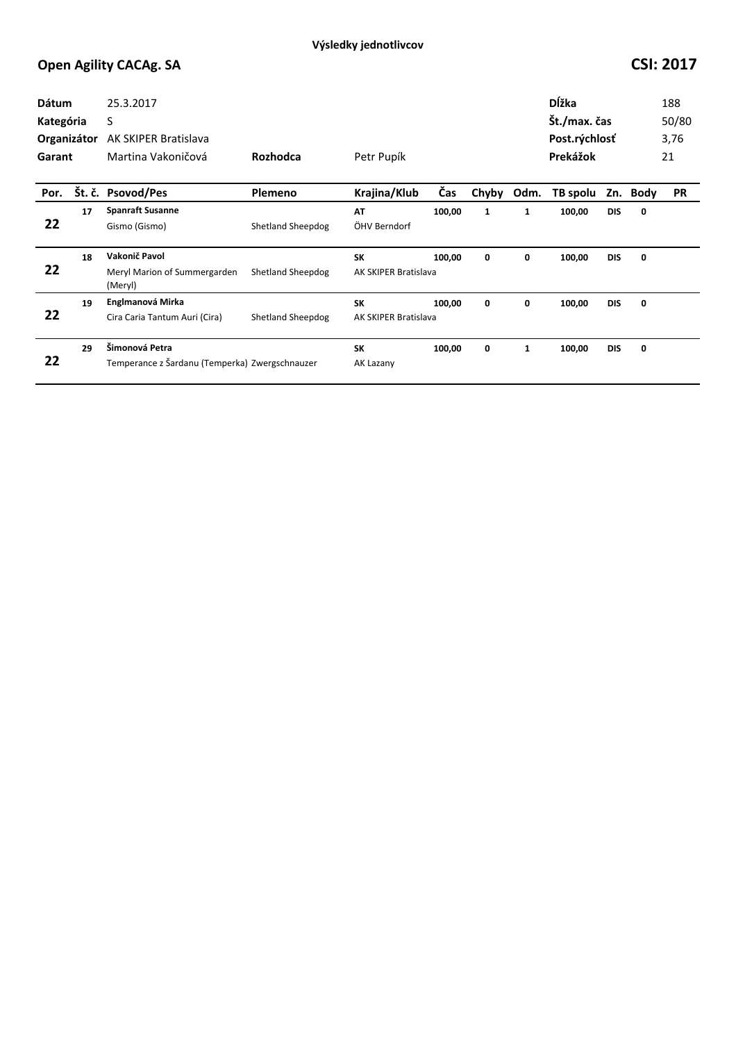Výsledky jednotlivcov

## Open Agility CACAg. SA

## CSI: 2017

| | | | | | | | |
|---|---|---|---|---|---|---|---|
| **Dátum** | 25.3.2017 | | | | **Dĺžka** | | 188 |
| **Kategória** | S | | | | **Št./max. čas** | | 50/80 |
| **Organizátor** | AK SKIPER Bratislava | | | | **Post.rýchlosť** | | 3,76 |
| **Garant** | Martina Vakoničová | **Rozhodca** | Petr Pupík | | **Prekážok** | | 21 |

| Por. | Št. č. | Psovod/Pes | Plemeno | Krajina/Klub | Čas | Chyby | Odm. | TB spolu | Zn. | Body | PR |
|---|---|---|---|---|---|---|---|---|---|---|---|
| 22 | 17 | **Spanraft Susanne**<br>Gismo (Gismo) | Shetland Sheepdog | **AT**<br>ÖHV Berndorf | **100,00** | **1** | **1** | **100,00** | **DIS** | **0** | |
| 22 | 18 | **Vakonič Pavol**<br>Meryl Marion of Summergarden (Meryl) | Shetland Sheepdog | **SK**<br>AK SKIPER Bratislava | **100,00** | **0** | **0** | **100,00** | **DIS** | **0** | |
| 22 | 19 | **Englmanová Mirka**<br>Cira Caria Tantum Auri (Cira) | Shetland Sheepdog | **SK**<br>AK SKIPER Bratislava | **100,00** | **0** | **0** | **100,00** | **DIS** | **0** | |
| 22 | 29 | **Šimonová Petra**<br>Temperance z Šardanu (Temperka) | Zwergschnauzer | **SK**<br>AK Lazany | **100,00** | **0** | **1** | **100,00** | **DIS** | **0** | |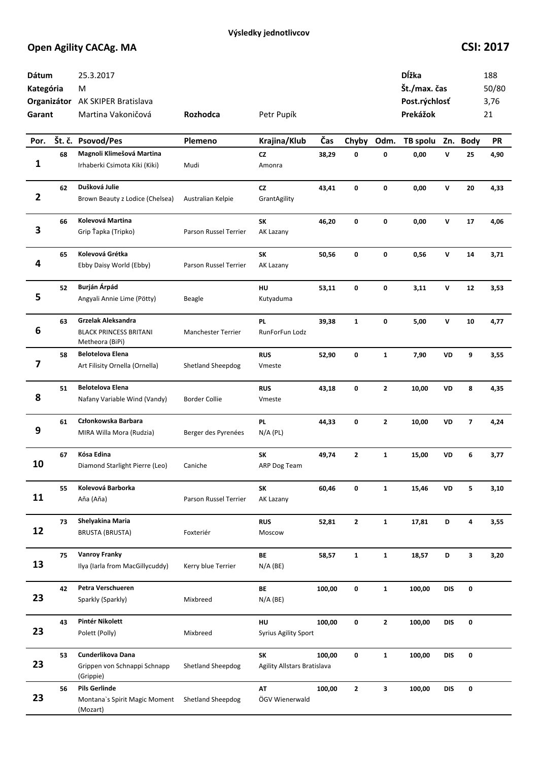Výsledky jednotlivcov

## Open Agility CACAg. MA

## CSI: 2017

| | | | |
|---|---|---|---|
| **Dátum** | 25.3.2017 | **Dĺžka** | 188 |
| **Kategória** | M | **Št./max. čas** | 50/80 |
| **Organizátor** | AK SKIPER Bratislava | **Post.rýchlosť** | 3,76 |
| **Garant** | Martina Vakoničová | **Prekážok** | 21 |

**Rozhodca** Petr Pupík

| Por. | Št. č. | Psovod/Pes | Plemeno | Krajina/Klub | Čas | Chyby | Odm. | TB spolu | Zn. | Body | PR |
|---|---|---|---|---|---|---|---|---|---|---|---|
| 1 | 68 | **Magnoli Klimešová Martina**<br>Irhaberki Csimota Kiki (Kiki) | Mudi | **CZ**<br>Amonra | 38,29 | 0 | 0 | 0,00 | V | 25 | 4,90 |
| 2 | 62 | **Dušková Julie**<br>Brown Beauty z Lodice (Chelsea) | Australian Kelpie | **CZ**<br>GrantAgility | 43,41 | 0 | 0 | 0,00 | V | 20 | 4,33 |
| 3 | 66 | **Kolevová Martina**<br>Grip Ťapka (Tripko) | Parson Russel Terrier | **SK**<br>AK Lazany | 46,20 | 0 | 0 | 0,00 | V | 17 | 4,06 |
| 4 | 65 | **Kolevová Grétka**<br>Ebby Daisy World (Ebby) | Parson Russel Terrier | **SK**<br>AK Lazany | 50,56 | 0 | 0 | 0,56 | V | 14 | 3,71 |
| 5 | 52 | **Burján Árpád**<br>Angyali Annie Lime (Pötty) | Beagle | **HU**<br>Kutyaduma | 53,11 | 0 | 0 | 3,11 | V | 12 | 3,53 |
| 6 | 63 | **Grzelak Aleksandra**<br>BLACK PRINCESS BRITANI Metheora (BiPi) | Manchester Terrier | **PL**<br>RunForFun Lodz | 39,38 | 1 | 0 | 5,00 | V | 10 | 4,77 |
| 7 | 58 | **Belotelova Elena**<br>Art Filisity Ornella (Ornella) | Shetland Sheepdog | **RUS**<br>Vmeste | 52,90 | 0 | 1 | 7,90 | VD | 9 | 3,55 |
| 8 | 51 | **Belotelova Elena**<br>Nafany Variable Wind (Vandy) | Border Collie | **RUS**<br>Vmeste | 43,18 | 0 | 2 | 10,00 | VD | 8 | 4,35 |
| 9 | 61 | **Członkowska Barbara**<br>MIRA Willa Mora (Rudzia) | Berger des Pyrenées | **PL**<br>N/A (PL) | 44,33 | 0 | 2 | 10,00 | VD | 7 | 4,24 |
| 10 | 67 | **Kósa Edina**<br>Diamond Starlight Pierre (Leo) | Caniche | **SK**<br>ARP Dog Team | 49,74 | 2 | 1 | 15,00 | VD | 6 | 3,77 |
| 11 | 55 | **Kolevová Barborka**<br>Aňa (Aňa) | Parson Russel Terrier | **SK**<br>AK Lazany | 60,46 | 0 | 1 | 15,46 | VD | 5 | 3,10 |
| 12 | 73 | **Shelyakina Maria**<br>BRUSTA (BRUSTA) | Foxteriér | **RUS**<br>Moscow | 52,81 | 2 | 1 | 17,81 | D | 4 | 3,55 |
| 13 | 75 | **Vanroy Franky**<br>Ilya (Iarla from MacGillycuddy) | Kerry blue Terrier | **BE**<br>N/A (BE) | 58,57 | 1 | 1 | 18,57 | D | 3 | 3,20 |
| 23 | 42 | **Petra Verschueren**<br>Sparkly (Sparkly) | Mixbreed | **BE**<br>N/A (BE) | 100,00 | 0 | 1 | 100,00 | DIS | 0 | |
| 23 | 43 | **Pintér Nikolett**<br>Polett (Polly) | Mixbreed | **HU**<br>Syrius Agility Sport | 100,00 | 0 | 2 | 100,00 | DIS | 0 | |
| 23 | 53 | **Cunderlikova Dana**<br>Grippen von Schnappi Schnapp (Grippie) | Shetland Sheepdog | **SK**<br>Agility Allstars Bratislava | 100,00 | 0 | 1 | 100,00 | DIS | 0 | |
| 23 | 56 | **Pils Gerlinde**<br>Montana`s Spirit Magic Moment (Mozart) | Shetland Sheepdog | **AT**<br>ÖGV Wienerwald | 100,00 | 2 | 3 | 100,00 | DIS | 0 | |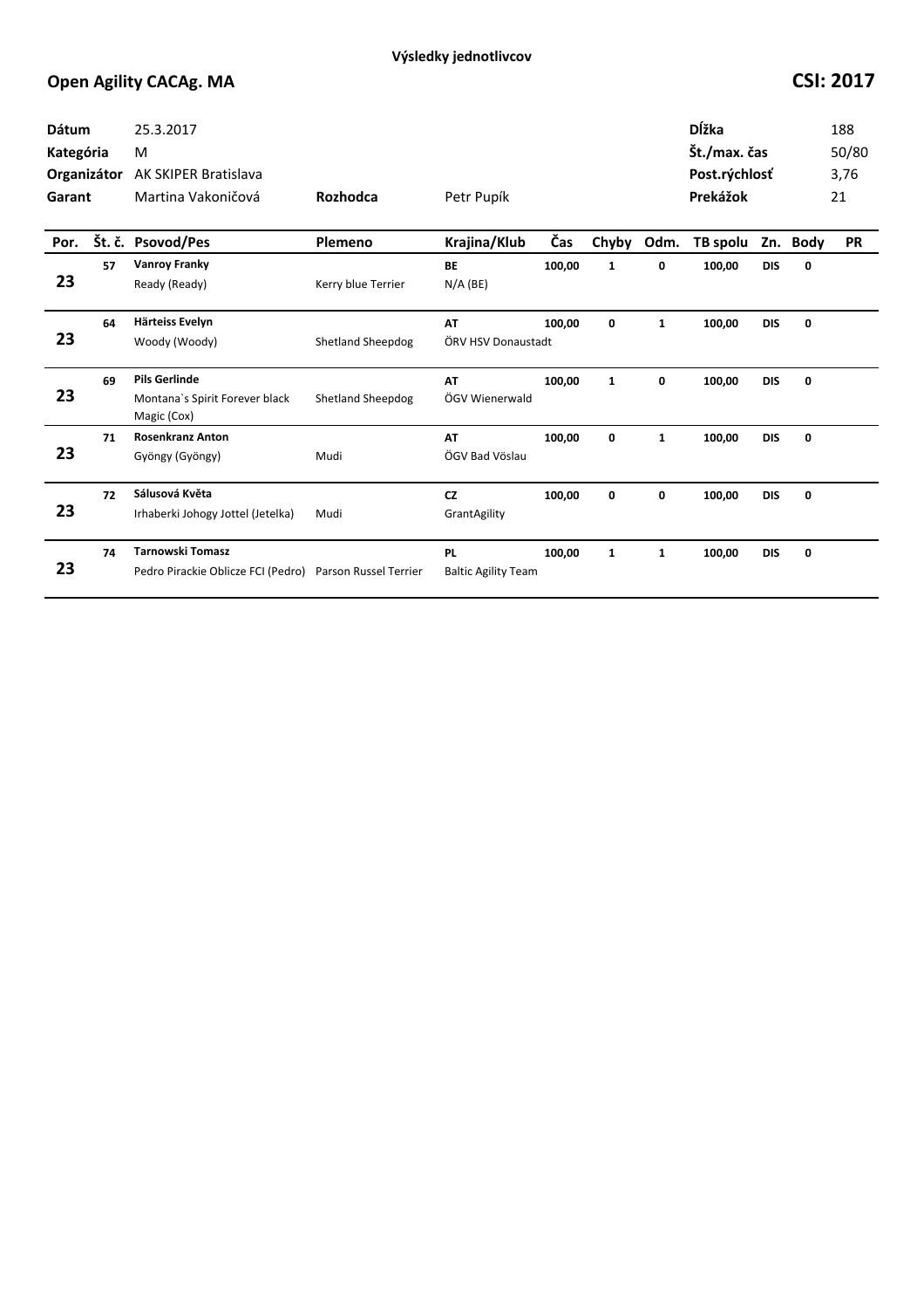**Výsledky jednotlivcov**

## Open Agility CACAg. MA

**CSI: 2017**

| | | | | | |
|---|---|---|---|---|---|
| **Dátum** | 25.3.2017 | | | **Dĺžka** | 188 |
| **Kategória** | M | | | **Št./max. čas** | 50/80 |
| **Organizátor** | AK SKIPER Bratislava | | | **Post.rýchlosť** | 3,76 |
| **Garant** | Martina Vakoničová | **Rozhodca** | Petr Pupík | **Prekážok** | 21 |

| Por. | Št. č. | Psovod/Pes | Plemeno | Krajina/Klub | Čas | Chyby | Odm. | TB spolu | Zn. | Body | PR |
|---|---|---|---|---|---|---|---|---|---|---|---|
| 23 | 57 | **Vanroy Franky**<br>Ready (Ready) | Kerry blue Terrier | **BE**<br>N/A (BE) | 100,00 | 1 | 0 | 100,00 | DIS | 0 | |
| 23 | 64 | **Härteiss Evelyn**<br>Woody (Woody) | Shetland Sheepdog | **AT**<br>ÖRV HSV Donaustadt | 100,00 | 0 | 1 | 100,00 | DIS | 0 | |
| 23 | 69 | **Pils Gerlinde**<br>Montana`s Spirit Forever black Magic (Cox) | Shetland Sheepdog | **AT**<br>ÖGV Wienerwald | 100,00 | 1 | 0 | 100,00 | DIS | 0 | |
| 23 | 71 | **Rosenkranz Anton**<br>Gyöngy (Gyöngy) | Mudi | **AT**<br>ÖGV Bad Vöslau | 100,00 | 0 | 1 | 100,00 | DIS | 0 | |
| 23 | 72 | **Sálusová Květa**<br>Irhaberki Johogy Jottel (Jetelka) | Mudi | **CZ**<br>GrantAgility | 100,00 | 0 | 0 | 100,00 | DIS | 0 | |
| 23 | 74 | **Tarnowski Tomasz**<br>Pedro Pirackie Oblicze FCI (Pedro) | Parson Russel Terrier | **PL**<br>Baltic Agility Team | 100,00 | 1 | 1 | 100,00 | DIS | 0 | |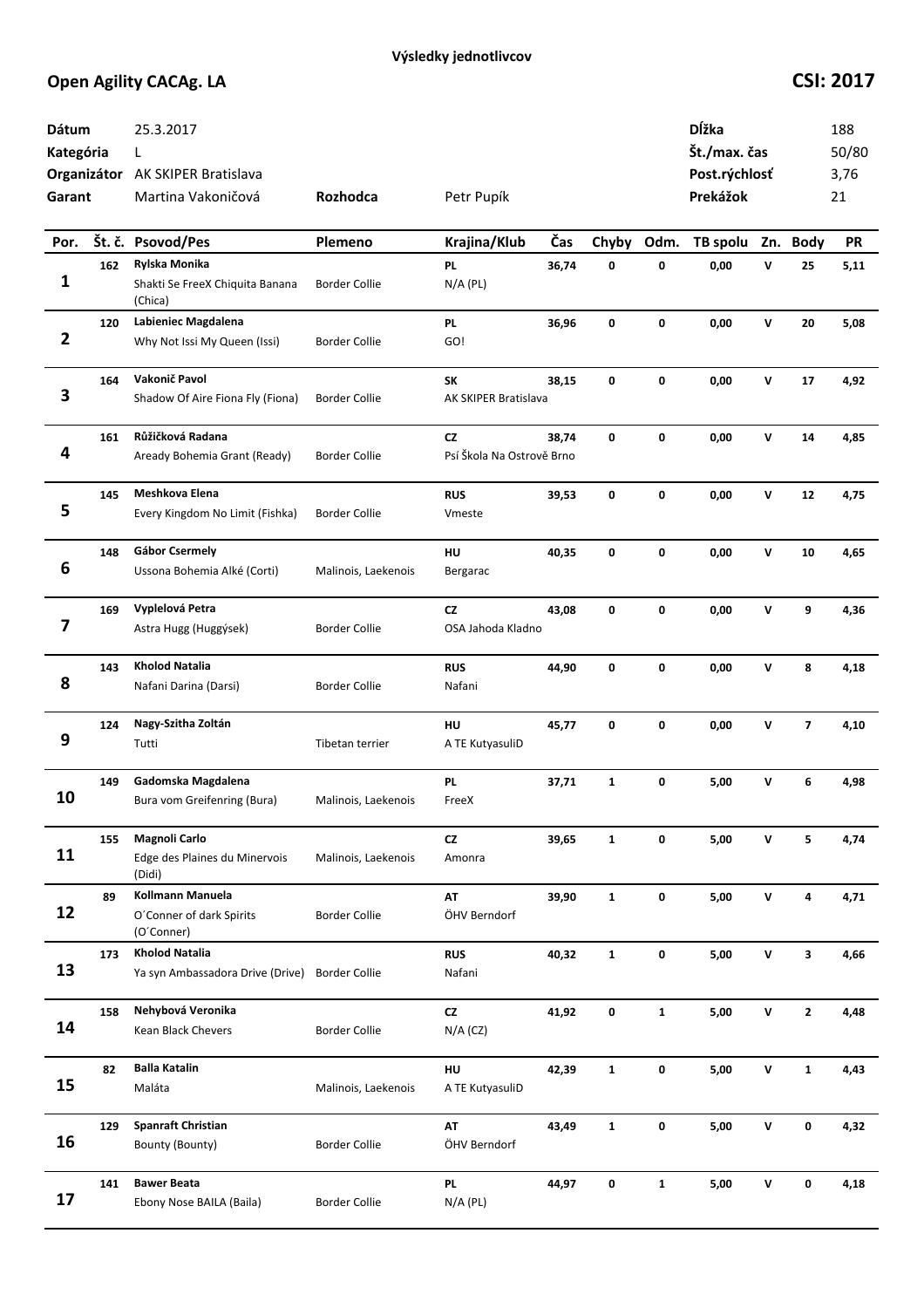**Výsledky jednotlivcov**

## Open Agility CACAg. LA

**CSI: 2017**

| | | | | | |
|---|---|---|---|---|---|
| **Dátum** | 25.3.2017 | | | **Dĺžka** | 188 |
| **Kategória** | L | | | **Št./max. čas** | 50/80 |
| **Organizátor** | AK SKIPER Bratislava | | | **Post.rýchlosť** | 3,76 |
| **Garant** | Martina Vakoničová | **Rozhodca** | Petr Pupík | **Prekážok** | 21 |

| Por. | Št. č. | Psovod/Pes | Plemeno | Krajina/Klub | Čas | Chyby | Odm. | TB spolu | Zn. | Body | PR |
|---|---|---|---|---|---|---|---|---|---|---|---|
| 1 | 162 | **Rylska Monika**<br>Shakti Se FreeX Chiquita Banana (Chica) | Border Collie | **PL**<br>N/A (PL) | 36,74 | 0 | 0 | 0,00 | V | 25 | 5,11 |
| 2 | 120 | **Labieniec Magdalena**<br>Why Not Issi My Queen (Issi) | Border Collie | **PL**<br>GO! | 36,96 | 0 | 0 | 0,00 | V | 20 | 5,08 |
| 3 | 164 | **Vakonič Pavol**<br>Shadow Of Aire Fiona Fly (Fiona) | Border Collie | **SK**<br>AK SKIPER Bratislava | 38,15 | 0 | 0 | 0,00 | V | 17 | 4,92 |
| 4 | 161 | **Růžičková Radana**<br>Aready Bohemia Grant (Ready) | Border Collie | **CZ**<br>Psí Škola Na Ostrově Brno | 38,74 | 0 | 0 | 0,00 | V | 14 | 4,85 |
| 5 | 145 | **Meshkova Elena**<br>Every Kingdom No Limit (Fishka) | Border Collie | **RUS**<br>Vmeste | 39,53 | 0 | 0 | 0,00 | V | 12 | 4,75 |
| 6 | 148 | **Gábor Csermely**<br>Ussona Bohemia Alké (Corti) | Malinois, Laekenois | **HU**<br>Bergarac | 40,35 | 0 | 0 | 0,00 | V | 10 | 4,65 |
| 7 | 169 | **Vyplelová Petra**<br>Astra Hugg (Huggýsek) | Border Collie | **CZ**<br>OSA Jahoda Kladno | 43,08 | 0 | 0 | 0,00 | V | 9 | 4,36 |
| 8 | 143 | **Kholod Natalia**<br>Nafani Darina (Darsi) | Border Collie | **RUS**<br>Nafani | 44,90 | 0 | 0 | 0,00 | V | 8 | 4,18 |
| 9 | 124 | **Nagy-Szitha Zoltán**<br>Tutti | Tibetan terrier | **HU**<br>A TE KutyasuliD | 45,77 | 0 | 0 | 0,00 | V | 7 | 4,10 |
| 10 | 149 | **Gadomska Magdalena**<br>Bura vom Greifenring (Bura) | Malinois, Laekenois | **PL**<br>FreeX | 37,71 | 1 | 0 | 5,00 | V | 6 | 4,98 |
| 11 | 155 | **Magnoli Carlo**<br>Edge des Plaines du Minervois (Didi) | Malinois, Laekenois | **CZ**<br>Amonra | 39,65 | 1 | 0 | 5,00 | V | 5 | 4,74 |
| 12 | 89 | **Kollmann Manuela**<br>O´Conner of dark Spirits (O´Conner) | Border Collie | **AT**<br>ÖHV Berndorf | 39,90 | 1 | 0 | 5,00 | V | 4 | 4,71 |
| 13 | 173 | **Kholod Natalia**<br>Ya syn Ambassadora Drive (Drive) | Border Collie | **RUS**<br>Nafani | 40,32 | 1 | 0 | 5,00 | V | 3 | 4,66 |
| 14 | 158 | **Nehybová Veronika**<br>Kean Black Chevers | Border Collie | **CZ**<br>N/A (CZ) | 41,92 | 0 | 1 | 5,00 | V | 2 | 4,48 |
| 15 | 82 | **Balla Katalin**<br>Maláta | Malinois, Laekenois | **HU**<br>A TE KutyasuliD | 42,39 | 1 | 0 | 5,00 | V | 1 | 4,43 |
| 16 | 129 | **Spanraft Christian**<br>Bounty (Bounty) | Border Collie | **AT**<br>ÖHV Berndorf | 43,49 | 1 | 0 | 5,00 | V | 0 | 4,32 |
| 17 | 141 | **Bawer Beata**<br>Ebony Nose BAILA (Baila) | Border Collie | **PL**<br>N/A (PL) | 44,97 | 0 | 1 | 5,00 | V | 0 | 4,18 |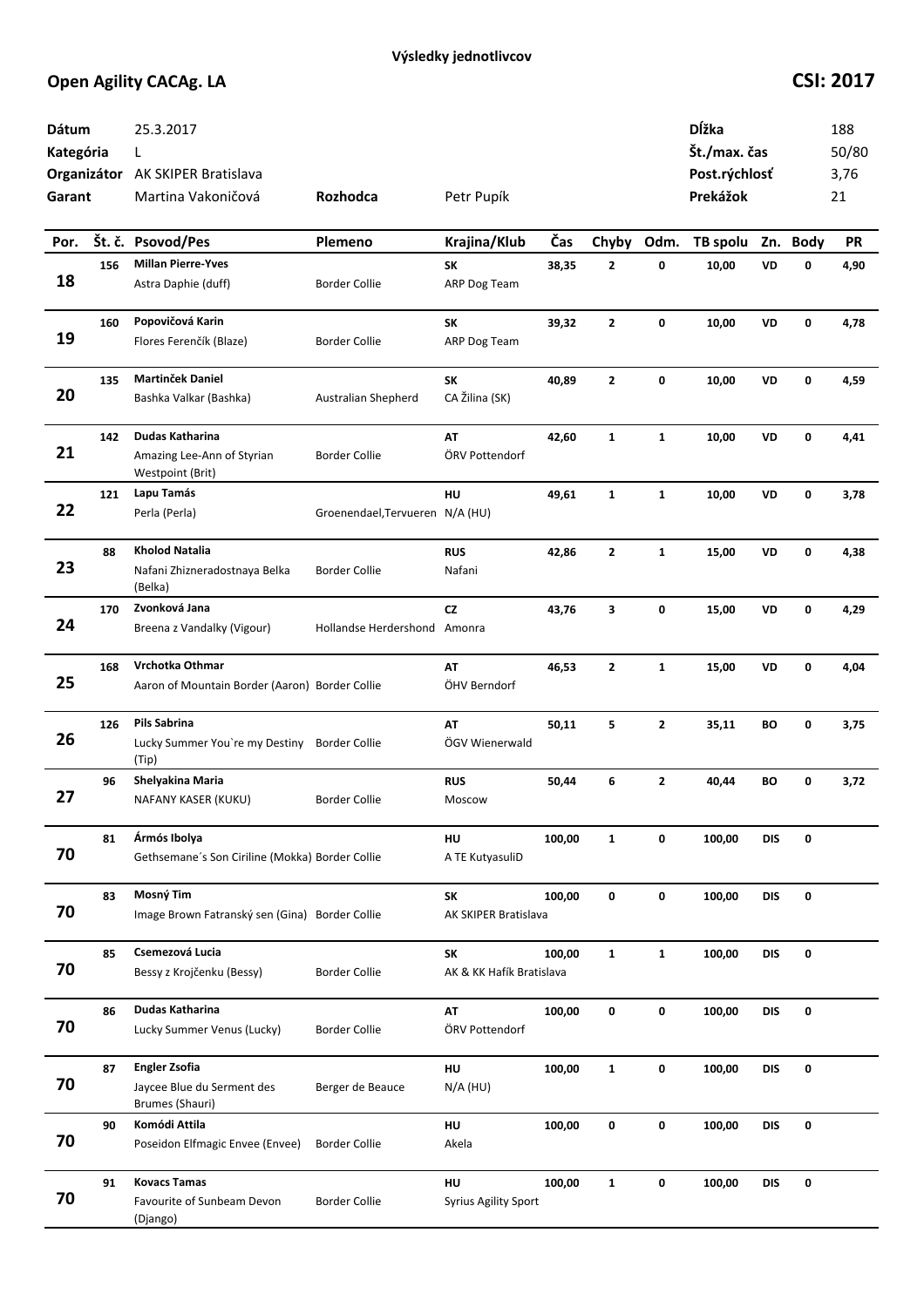**Výsledky jednotlivcov**

## Open Agility CACAg. LA

**CSI: 2017**

| | | | | | |
|---|---|---|---|---|---|
| **Dátum** | 25.3.2017 | | | **Dĺžka** | 188 |
| **Kategória** | L | | | **Št./max. čas** | 50/80 |
| **Organizátor** | AK SKIPER Bratislava | | | **Post.rýchlosť** | 3,76 |
| **Garant** | Martina Vakoničová | **Rozhodca** | Petr Pupík | **Prekážok** | 21 |

| Por. | Št. č. | Psovod/Pes | Plemeno | Krajina/Klub | Čas | Chyby | Odm. | TB spolu | Zn. | Body | PR |
|---|---|---|---|---|---|---|---|---|---|---|---|
| 18 | 156 | **Millan Pierre-Yves**<br>Astra Daphie (duff) | Border Collie | **SK**<br>ARP Dog Team | **38,35** | **2** | **0** | **10,00** | **VD** | **0** | **4,90** |
| 19 | 160 | **Popovičová Karin**<br>Flores Ferenčík (Blaze) | Border Collie | **SK**<br>ARP Dog Team | **39,32** | **2** | **0** | **10,00** | **VD** | **0** | **4,78** |
| 20 | 135 | **Martinček Daniel**<br>Bashka Valkar (Bashka) | Australian Shepherd | **SK**<br>CA Žilina (SK) | **40,89** | **2** | **0** | **10,00** | **VD** | **0** | **4,59** |
| 21 | 142 | **Dudas Katharina**<br>Amazing Lee-Ann of Styrian Westpoint (Brit) | Border Collie | **AT**<br>ÖRV Pottendorf | **42,60** | **1** | **1** | **10,00** | **VD** | **0** | **4,41** |
| 22 | 121 | **Lapu Tamás**<br>Perla (Perla) | Groenendael,Tervueren | **HU**<br>N/A (HU) | **49,61** | **1** | **1** | **10,00** | **VD** | **0** | **3,78** |
| 23 | 88 | **Kholod Natalia**<br>Nafani Zhizneradostnaya Belka (Belka) | Border Collie | **RUS**<br>Nafani | **42,86** | **2** | **1** | **15,00** | **VD** | **0** | **4,38** |
| 24 | 170 | **Zvonková Jana**<br>Breena z Vandalky (Vigour) | Hollandse Herdershond | **CZ**<br>Amonra | **43,76** | **3** | **0** | **15,00** | **VD** | **0** | **4,29** |
| 25 | 168 | **Vrchotka Othmar**<br>Aaron of Mountain Border (Aaron) | Border Collie | **AT**<br>ÖHV Berndorf | **46,53** | **2** | **1** | **15,00** | **VD** | **0** | **4,04** |
| 26 | 126 | **Pils Sabrina**<br>Lucky Summer You`re my Destiny (Tip) | Border Collie | **AT**<br>ÖGV Wienerwald | **50,11** | **5** | **2** | **35,11** | **BO** | **0** | **3,75** |
| 27 | 96 | **Shelyakina Maria**<br>NAFANY KASER (KUKU) | Border Collie | **RUS**<br>Moscow | **50,44** | **6** | **2** | **40,44** | **BO** | **0** | **3,72** |
| 70 | 81 | **Ármós Ibolya**<br>Gethsemane´s Son Ciriline (Mokka) | Border Collie | **HU**<br>A TE KutyasuliD | **100,00** | **1** | **0** | **100,00** | **DIS** | **0** | |
| 70 | 83 | **Mosný Tim**<br>Image Brown Fatranský sen (Gina) | Border Collie | **SK**<br>AK SKIPER Bratislava | **100,00** | **0** | **0** | **100,00** | **DIS** | **0** | |
| 70 | 85 | **Csemezová Lucia**<br>Bessy z Krojčenku (Bessy) | Border Collie | **SK**<br>AK & KK Hafík Bratislava | **100,00** | **1** | **1** | **100,00** | **DIS** | **0** | |
| 70 | 86 | **Dudas Katharina**<br>Lucky Summer Venus (Lucky) | Border Collie | **AT**<br>ÖRV Pottendorf | **100,00** | **0** | **0** | **100,00** | **DIS** | **0** | |
| 70 | 87 | **Engler Zsofia**<br>Jaycee Blue du Serment des Brumes (Shauri) | Berger de Beauce | **HU**<br>N/A (HU) | **100,00** | **1** | **0** | **100,00** | **DIS** | **0** | |
| 70 | 90 | **Komódi Attila**<br>Poseidon Elfmagic Envee (Envee) | Border Collie | **HU**<br>Akela | **100,00** | **0** | **0** | **100,00** | **DIS** | **0** | |
| 70 | 91 | **Kovacs Tamas**<br>Favourite of Sunbeam Devon (Django) | Border Collie | **HU**<br>Syrius Agility Sport | **100,00** | **1** | **0** | **100,00** | **DIS** | **0** | |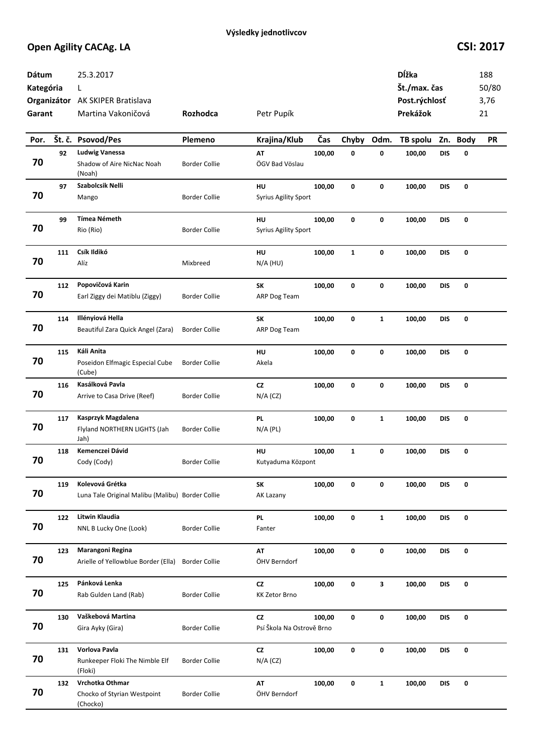**Výsledky jednotlivcov**

# Open Agility CACAg. LA

**CSI: 2017**

| | | | | | |
|---|---|---|---|---|---|
| **Dátum** | 25.3.2017 | | | **Dĺžka** | 188 |
| **Kategória** | L | | | **Št./max. čas** | 50/80 |
| **Organizátor** | AK SKIPER Bratislava | | | **Post.rýchlosť** | 3,76 |
| **Garant** | Martina Vakoničová | **Rozhodca** | Petr Pupík | **Prekážok** | 21 |

| Por. | Št. č. | Psovod/Pes | Plemeno | Krajina/Klub | Čas | Chyby | Odm. | TB spolu | Zn. | Body | PR |
|---|---|---|---|---|---|---|---|---|---|---|---|
| 70 | 92 | **Ludwig Vanessa**<br>Shadow of Aire NicNac Noah (Noah) | Border Collie | **AT**<br>ÖGV Bad Vöslau | 100,00 | 0 | 0 | 100,00 | DIS | 0 | |
| 70 | 97 | **Szabolcsik Nelli**<br>Mango | Border Collie | **HU**<br>Syrius Agility Sport | 100,00 | 0 | 0 | 100,00 | DIS | 0 | |
| 70 | 99 | **Tímea Németh**<br>Rio (Rio) | Border Collie | **HU**<br>Syrius Agility Sport | 100,00 | 0 | 0 | 100,00 | DIS | 0 | |
| 70 | 111 | **Csík Ildikó**<br>Alíz | Mixbreed | **HU**<br>N/A (HU) | 100,00 | 1 | 0 | 100,00 | DIS | 0 | |
| 70 | 112 | **Popovičová Karin**<br>Earl Ziggy dei Matiblu (Ziggy) | Border Collie | **SK**<br>ARP Dog Team | 100,00 | 0 | 0 | 100,00 | DIS | 0 | |
| 70 | 114 | **Illényiová Hella**<br>Beautiful Zara Quick Angel (Zara) | Border Collie | **SK**<br>ARP Dog Team | 100,00 | 0 | 1 | 100,00 | DIS | 0 | |
| 70 | 115 | **Káli Anita**<br>Poseidon Elfmagic Especial Cube (Cube) | Border Collie | **HU**<br>Akela | 100,00 | 0 | 0 | 100,00 | DIS | 0 | |
| 70 | 116 | **Kasálková Pavla**<br>Arrive to Casa Drive (Reef) | Border Collie | **CZ**<br>N/A (CZ) | 100,00 | 0 | 0 | 100,00 | DIS | 0 | |
| 70 | 117 | **Kasprzyk Magdalena**<br>Flyland NORTHERN LIGHTS (Jah Jah) | Border Collie | **PL**<br>N/A (PL) | 100,00 | 0 | 1 | 100,00 | DIS | 0 | |
| 70 | 118 | **Kemenczei Dávid**<br>Cody (Cody) | Border Collie | **HU**<br>Kutyaduma Központ | 100,00 | 1 | 0 | 100,00 | DIS | 0 | |
| 70 | 119 | **Kolevová Grétka**<br>Luna Tale Original Malibu (Malibu) | Border Collie | **SK**<br>AK Lazany | 100,00 | 0 | 0 | 100,00 | DIS | 0 | |
| 70 | 122 | **Litwin Klaudia**<br>NNL B Lucky One (Look) | Border Collie | **PL**<br>Fanter | 100,00 | 0 | 1 | 100,00 | DIS | 0 | |
| 70 | 123 | **Marangoni Regina**<br>Arielle of Yellowblue Border (Ella) | Border Collie | **AT**<br>ÖHV Berndorf | 100,00 | 0 | 0 | 100,00 | DIS | 0 | |
| 70 | 125 | **Pánková Lenka**<br>Rab Gulden Land (Rab) | Border Collie | **CZ**<br>KK Zetor Brno | 100,00 | 0 | 3 | 100,00 | DIS | 0 | |
| 70 | 130 | **Vaškebová Martina**<br>Gira Ayky (Gira) | Border Collie | **CZ**<br>Psí Škola Na Ostrově Brno | 100,00 | 0 | 0 | 100,00 | DIS | 0 | |
| 70 | 131 | **Vorlova Pavla**<br>Runkeeper Floki The Nimble Elf (Floki) | Border Collie | **CZ**<br>N/A (CZ) | 100,00 | 0 | 0 | 100,00 | DIS | 0 | |
| 70 | 132 | **Vrchotka Othmar**<br>Chocko of Styrian Westpoint (Chocko) | Border Collie | **AT**<br>ÖHV Berndorf | 100,00 | 0 | 1 | 100,00 | DIS | 0 | |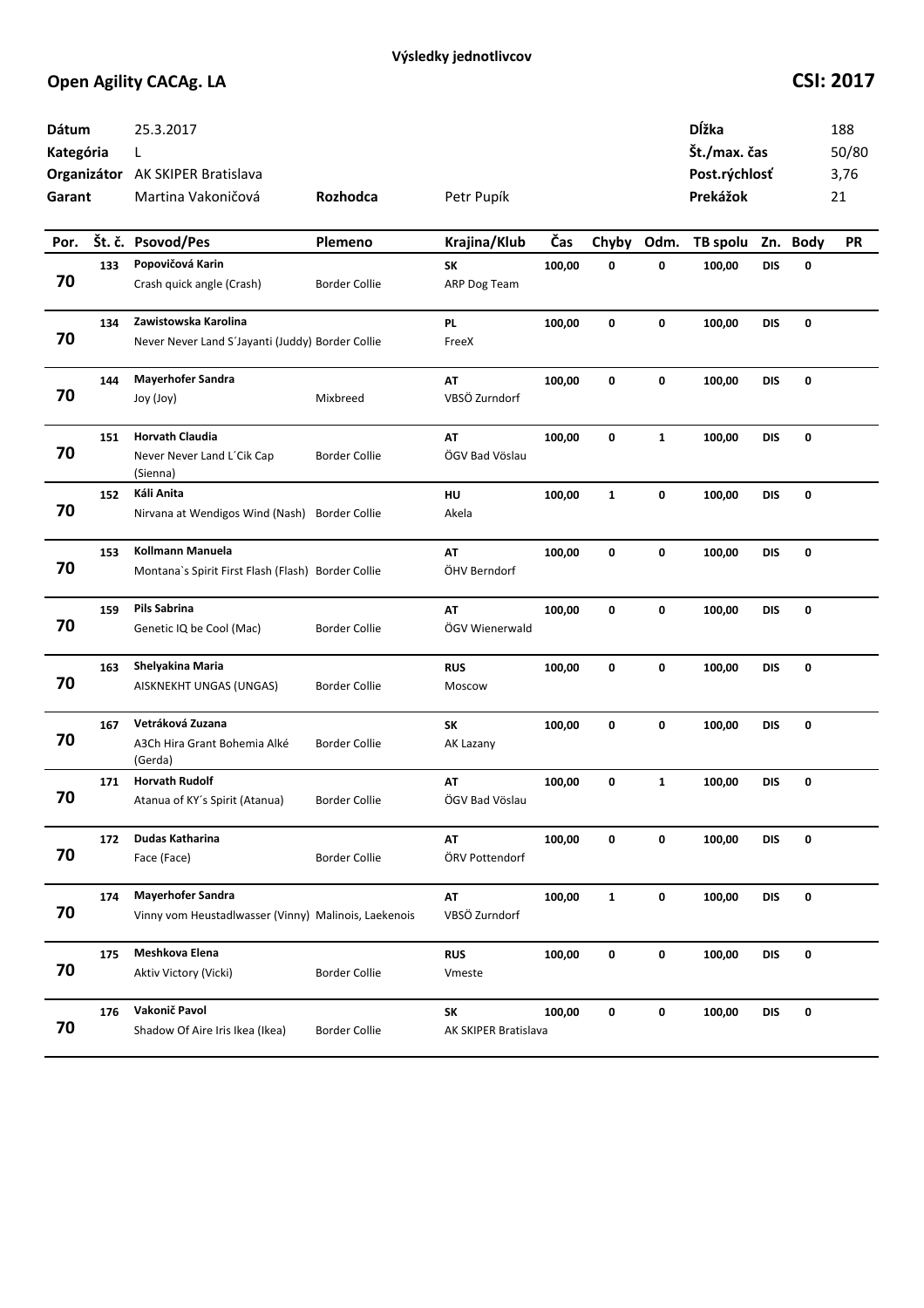**Výsledky jednotlivcov**

## Open Agility CACAg. LA

**CSI: 2017**

| | | | | | |
|---|---|---|---|---|---|
| **Dátum** | 25.3.2017 | | | **Dĺžka** | 188 |
| **Kategória** | L | | | **Št./max. čas** | 50/80 |
| **Organizátor** | AK SKIPER Bratislava | | | **Post.rýchlosť** | 3,76 |
| **Garant** | Martina Vakoničová | **Rozhodca** | Petr Pupík | **Prekážok** | 21 |

| Por. | Št. č. | Psovod/Pes | Plemeno | Krajina/Klub | Čas | Chyby | Odm. | TB spolu | Zn. | Body | PR |
|---|---|---|---|---|---|---|---|---|---|---|---|
| 70 | 133 | **Popovičová Karin**<br>Crash quick angle (Crash) | Border Collie | **SK**<br>ARP Dog Team | 100,00 | 0 | 0 | 100,00 | DIS | 0 | |
| 70 | 134 | **Zawistowska Karolina**<br>Never Never Land S´Jayanti (Juddy) | Border Collie | **PL**<br>FreeX | 100,00 | 0 | 0 | 100,00 | DIS | 0 | |
| 70 | 144 | **Mayerhofer Sandra**<br>Joy (Joy) | Mixbreed | **AT**<br>VBSÖ Zurndorf | 100,00 | 0 | 0 | 100,00 | DIS | 0 | |
| 70 | 151 | **Horvath Claudia**<br>Never Never Land L´Cik Cap (Sienna) | Border Collie | **AT**<br>ÖGV Bad Vöslau | 100,00 | 0 | 1 | 100,00 | DIS | 0 | |
| 70 | 152 | **Káli Anita**<br>Nirvana at Wendigos Wind (Nash) | Border Collie | **HU**<br>Akela | 100,00 | 1 | 0 | 100,00 | DIS | 0 | |
| 70 | 153 | **Kollmann Manuela**<br>Montana`s Spirit First Flash (Flash) | Border Collie | **AT**<br>ÖHV Berndorf | 100,00 | 0 | 0 | 100,00 | DIS | 0 | |
| 70 | 159 | **Pils Sabrina**<br>Genetic IQ be Cool (Mac) | Border Collie | **AT**<br>ÖGV Wienerwald | 100,00 | 0 | 0 | 100,00 | DIS | 0 | |
| 70 | 163 | **Shelyakina Maria**<br>AISKNEKHT UNGAS (UNGAS) | Border Collie | **RUS**<br>Moscow | 100,00 | 0 | 0 | 100,00 | DIS | 0 | |
| 70 | 167 | **Vetráková Zuzana**<br>A3Ch Hira Grant Bohemia Alké (Gerda) | Border Collie | **SK**<br>AK Lazany | 100,00 | 0 | 0 | 100,00 | DIS | 0 | |
| 70 | 171 | **Horvath Rudolf**<br>Atanua of KY´s Spirit (Atanua) | Border Collie | **AT**<br>ÖGV Bad Vöslau | 100,00 | 0 | 1 | 100,00 | DIS | 0 | |
| 70 | 172 | **Dudas Katharina**<br>Face (Face) | Border Collie | **AT**<br>ÖRV Pottendorf | 100,00 | 0 | 0 | 100,00 | DIS | 0 | |
| 70 | 174 | **Mayerhofer Sandra**<br>Vinny vom Heustadlwasser (Vinny) | Malinois, Laekenois | **AT**<br>VBSÖ Zurndorf | 100,00 | 1 | 0 | 100,00 | DIS | 0 | |
| 70 | 175 | **Meshkova Elena**<br>Aktiv Victory (Vicki) | Border Collie | **RUS**<br>Vmeste | 100,00 | 0 | 0 | 100,00 | DIS | 0 | |
| 70 | 176 | **Vakonič Pavol**<br>Shadow Of Aire Iris Ikea (Ikea) | Border Collie | **SK**<br>AK SKIPER Bratislava | 100,00 | 0 | 0 | 100,00 | DIS | 0 | |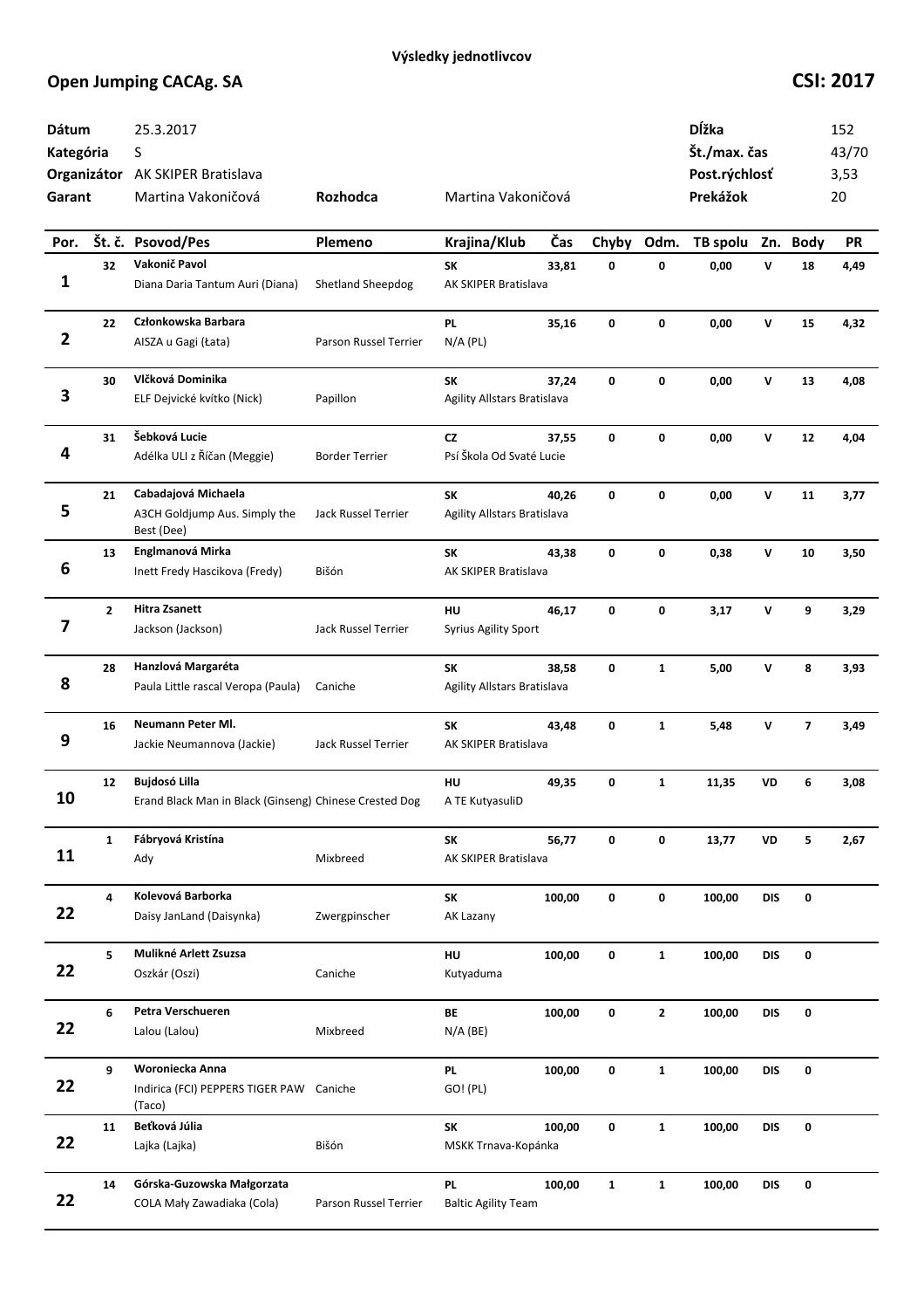**Výsledky jednotlivcov**

## Open Jumping CACAg. SA

**CSI: 2017**

| | | | | | |
|---|---|---|---|---|---|
| **Dátum** | 25.3.2017 | | | **Dĺžka** | 152 |
| **Kategória** | S | | | **Št./max. čas** | 43/70 |
| **Organizátor** | AK SKIPER Bratislava | | | **Post.rýchlosť** | 3,53 |
| **Garant** | Martina Vakoničová | **Rozhodca** | Martina Vakoničová | **Prekážok** | 20 |

| Por. | Št. č. | Psovod/Pes | Plemeno | Krajina/Klub | Čas | Chyby | Odm. | TB spolu | Zn. | Body | PR |
|---|---|---|---|---|---|---|---|---|---|---|---|
| 1 | 32 | **Vakonič Pavol**<br>Diana Daria Tantum Auri (Diana) | Shetland Sheepdog | **SK**<br>AK SKIPER Bratislava | 33,81 | 0 | 0 | 0,00 | V | 18 | 4,49 |
| 2 | 22 | **Członkowska Barbara**<br>AISZA u Gagi (Łata) | Parson Russel Terrier | **PL**<br>N/A (PL) | 35,16 | 0 | 0 | 0,00 | V | 15 | 4,32 |
| 3 | 30 | **Vlčková Dominika**<br>ELF Dejvické kvítko (Nick) | Papillon | **SK**<br>Agility Allstars Bratislava | 37,24 | 0 | 0 | 0,00 | V | 13 | 4,08 |
| 4 | 31 | **Šebková Lucie**<br>Adélka ULI z Říčan (Meggie) | Border Terrier | **CZ**<br>Psí Škola Od Svaté Lucie | 37,55 | 0 | 0 | 0,00 | V | 12 | 4,04 |
| 5 | 21 | **Cabadajová Michaela**<br>A3CH Goldjump Aus. Simply the Best (Dee) | Jack Russel Terrier | **SK**<br>Agility Allstars Bratislava | 40,26 | 0 | 0 | 0,00 | V | 11 | 3,77 |
| 6 | 13 | **Englmanová Mirka**<br>Inett Fredy Hascikova (Fredy) | Bišón | **SK**<br>AK SKIPER Bratislava | 43,38 | 0 | 0 | 0,38 | V | 10 | 3,50 |
| 7 | 2 | **Hitra Zsanett**<br>Jackson (Jackson) | Jack Russel Terrier | **HU**<br>Syrius Agility Sport | 46,17 | 0 | 0 | 3,17 | V | 9 | 3,29 |
| 8 | 28 | **Hanzlová Margaréta**<br>Paula Little rascal Veropa (Paula) | Caniche | **SK**<br>Agility Allstars Bratislava | 38,58 | 0 | 1 | 5,00 | V | 8 | 3,93 |
| 9 | 16 | **Neumann Peter Ml.**<br>Jackie Neumannova (Jackie) | Jack Russel Terrier | **SK**<br>AK SKIPER Bratislava | 43,48 | 0 | 1 | 5,48 | V | 7 | 3,49 |
| 10 | 12 | **Bujdosó Lilla**<br>Erand Black Man in Black (Ginseng) | Chinese Crested Dog | **HU**<br>A TE KutyasuliD | 49,35 | 0 | 1 | 11,35 | VD | 6 | 3,08 |
| 11 | 1 | **Fábryová Kristína**<br>Ady | Mixbreed | **SK**<br>AK SKIPER Bratislava | 56,77 | 0 | 0 | 13,77 | VD | 5 | 2,67 |
| 22 | 4 | **Kolevová Barborka**<br>Daisy JanLand (Daisynka) | Zwergpinscher | **SK**<br>AK Lazany | 100,00 | 0 | 0 | 100,00 | DIS | 0 | |
| 22 | 5 | **Mulikné Arlett Zsuzsa**<br>Oszkár (Oszi) | Caniche | **HU**<br>Kutyaduma | 100,00 | 0 | 1 | 100,00 | DIS | 0 | |
| 22 | 6 | **Petra Verschueren**<br>Lalou (Lalou) | Mixbreed | **BE**<br>N/A (BE) | 100,00 | 0 | 2 | 100,00 | DIS | 0 | |
| 22 | 9 | **Woroniecka Anna**<br>Indirica (FCI) PEPPERS TIGER PAW (Taco) | Caniche | **PL**<br>GO! (PL) | 100,00 | 0 | 1 | 100,00 | DIS | 0 | |
| 22 | 11 | **Beťková Júlia**<br>Lajka (Lajka) | Bišón | **SK**<br>MSKK Trnava-Kopánka | 100,00 | 0 | 1 | 100,00 | DIS | 0 | |
| 22 | 14 | **Górska-Guzowska Małgorzata**<br>COLA Mały Zawadiaka (Cola) | Parson Russel Terrier | **PL**<br>Baltic Agility Team | 100,00 | 1 | 1 | 100,00 | DIS | 0 | |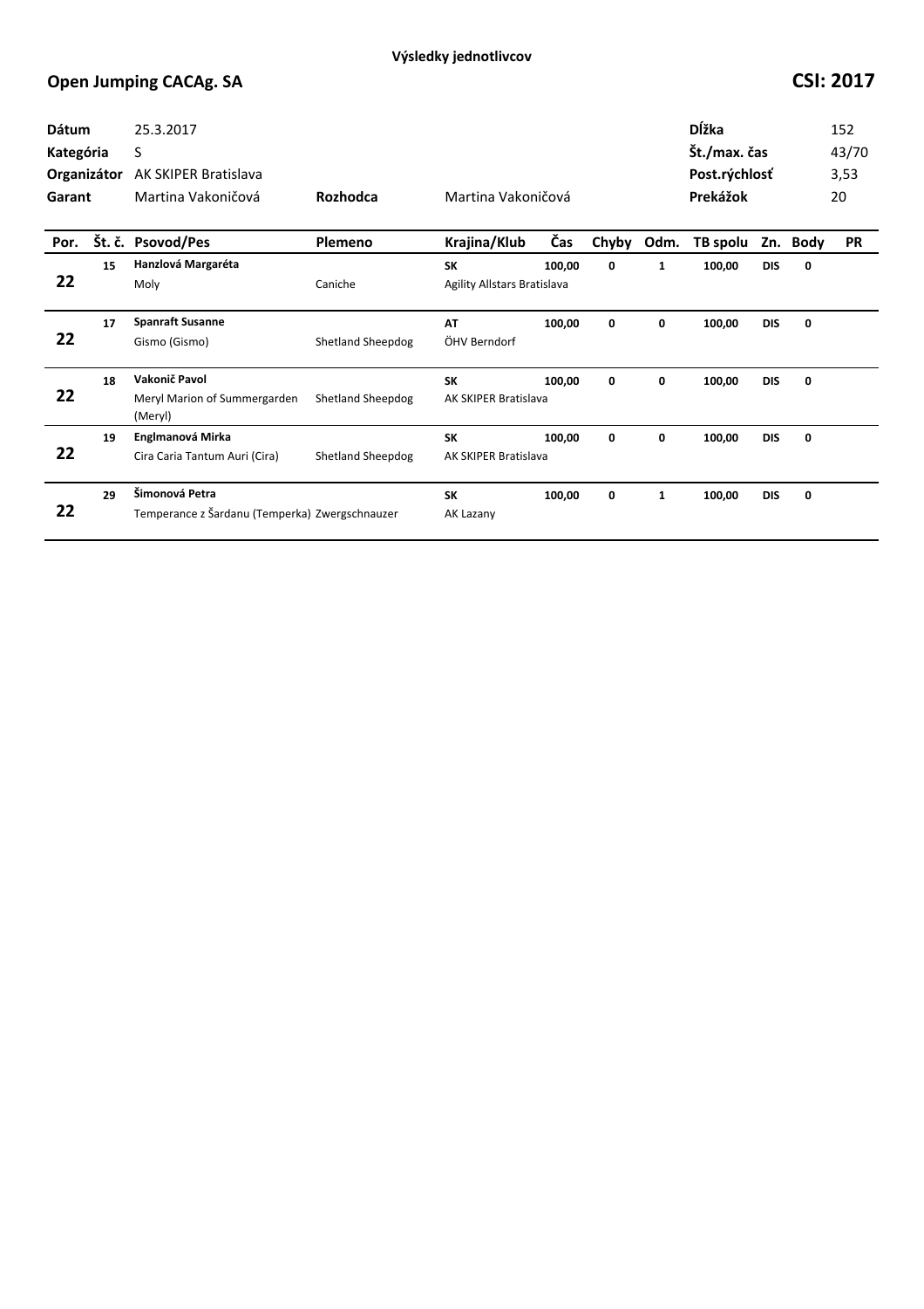Výsledky jednotlivcov

## Open Jumping CACAg. SA

## CSI: 2017

| | | | |
|---|---|---|---|
| **Dátum** | 25.3.2017 | **Dĺžka** | 152 |
| **Kategória** | S | **Št./max. čas** | 43/70 |
| **Organizátor** | AK SKIPER Bratislava | **Post.rýchlosť** | 3,53 |
| **Garant** | Martina Vakoničová | **Prekážok** | 20 |
| **Rozhodca** | Martina Vakoničová | | |

| Por. | Št. č. | Psovod/Pes | Plemeno | Krajina/Klub | Čas | Chyby | Odm. | TB spolu | Zn. | Body | PR |
|---|---|---|---|---|---|---|---|---|---|---|---|
| 22 | 15 | **Hanzlová Margaréta**<br>Moly | Caniche | **SK**<br>Agility Allstars Bratislava | **100,00** | **0** | **1** | **100,00** | **DIS** | **0** | |
| 22 | 17 | **Spanraft Susanne**<br>Gismo (Gismo) | Shetland Sheepdog | **AT**<br>ÖHV Berndorf | **100,00** | **0** | **0** | **100,00** | **DIS** | **0** | |
| 22 | 18 | **Vakonič Pavol**<br>Meryl Marion of Summergarden (Meryl) | Shetland Sheepdog | **SK**<br>AK SKIPER Bratislava | **100,00** | **0** | **0** | **100,00** | **DIS** | **0** | |
| 22 | 19 | **Englmanová Mirka**<br>Cira Caria Tantum Auri (Cira) | Shetland Sheepdog | **SK**<br>AK SKIPER Bratislava | **100,00** | **0** | **0** | **100,00** | **DIS** | **0** | |
| 22 | 29 | **Šimonová Petra**<br>Temperance z Šardanu (Temperka) | Zwergschnauzer | **SK**<br>AK Lazany | **100,00** | **0** | **1** | **100,00** | **DIS** | **0** | |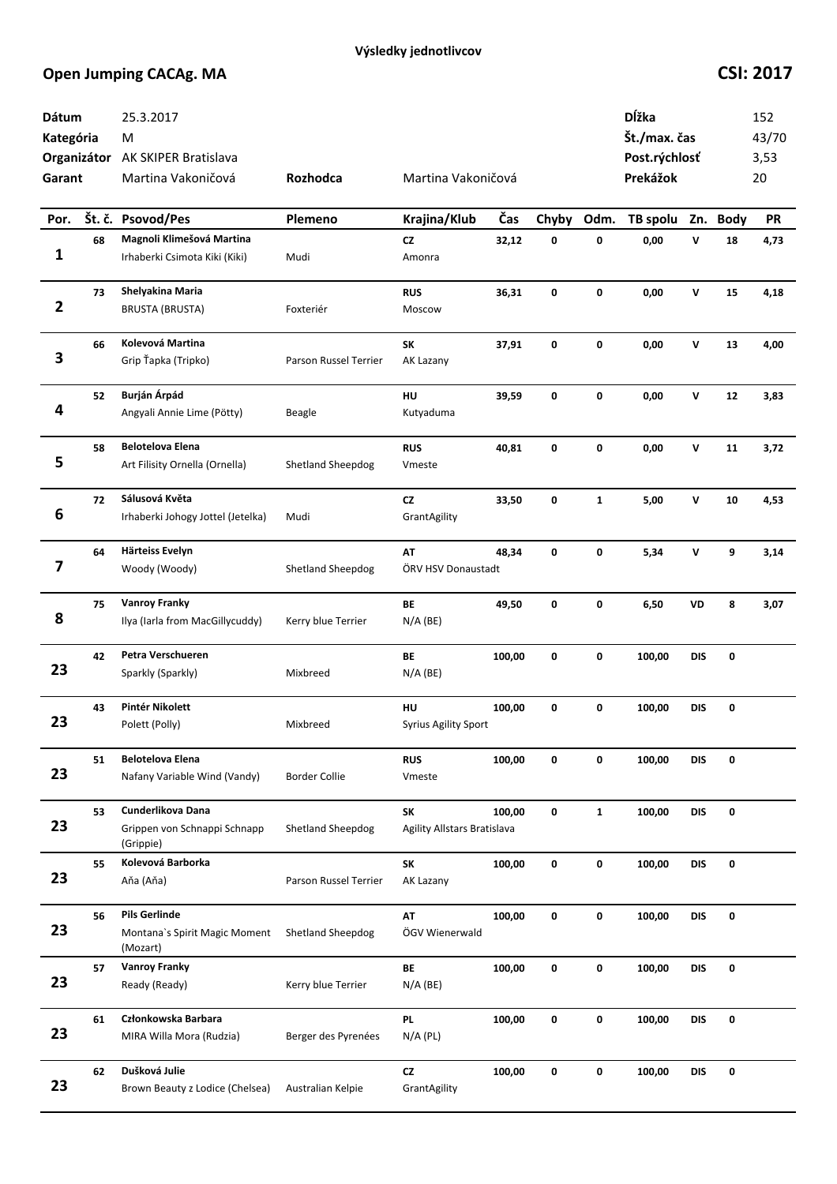**Výsledky jednotlivcov**

## Open Jumping CACAg. MA

**CSI: 2017**

| | | | | | |
|---|---|---|---|---|---|
| **Dátum** | 25.3.2017 | | | **Dĺžka** | 152 |
| **Kategória** | M | | | **Št./max. čas** | 43/70 |
| **Organizátor** | AK SKIPER Bratislava | | | **Post.rýchlosť** | 3,53 |
| **Garant** | Martina Vakoničová | **Rozhodca** | Martina Vakoničová | **Prekážok** | 20 |

| Por. | Št. č. | Psovod/Pes | Plemeno | Krajina/Klub | Čas | Chyby | Odm. | TB spolu | Zn. | Body | PR |
|---|---|---|---|---|---|---|---|---|---|---|---|
| 1 | 68 | **Magnoli Klimešová Martina**<br>Irhaberki Csimota Kiki (Kiki) | Mudi | **CZ**<br>Amonra | 32,12 | 0 | 0 | 0,00 | V | 18 | 4,73 |
| 2 | 73 | **Shelyakina Maria**<br>BRUSTA (BRUSTA) | Foxteriér | **RUS**<br>Moscow | 36,31 | 0 | 0 | 0,00 | V | 15 | 4,18 |
| 3 | 66 | **Kolevová Martina**<br>Grip Ťapka (Tripko) | Parson Russel Terrier | **SK**<br>AK Lazany | 37,91 | 0 | 0 | 0,00 | V | 13 | 4,00 |
| 4 | 52 | **Burján Árpád**<br>Angyali Annie Lime (Pötty) | Beagle | **HU**<br>Kutyaduma | 39,59 | 0 | 0 | 0,00 | V | 12 | 3,83 |
| 5 | 58 | **Belotelova Elena**<br>Art Filisity Ornella (Ornella) | Shetland Sheepdog | **RUS**<br>Vmeste | 40,81 | 0 | 0 | 0,00 | V | 11 | 3,72 |
| 6 | 72 | **Sálusová Květa**<br>Irhaberki Johogy Jottel (Jetelka) | Mudi | **CZ**<br>GrantAgility | 33,50 | 0 | 1 | 5,00 | V | 10 | 4,53 |
| 7 | 64 | **Härteiss Evelyn**<br>Woody (Woody) | Shetland Sheepdog | **AT**<br>ÖRV HSV Donaustadt | 48,34 | 0 | 0 | 5,34 | V | 9 | 3,14 |
| 8 | 75 | **Vanroy Franky**<br>Ilya (Iarla from MacGillycuddy) | Kerry blue Terrier | **BE**<br>N/A (BE) | 49,50 | 0 | 0 | 6,50 | VD | 8 | 3,07 |
| 23 | 42 | **Petra Verschueren**<br>Sparkly (Sparkly) | Mixbreed | **BE**<br>N/A (BE) | 100,00 | 0 | 0 | 100,00 | DIS | 0 | |
| 23 | 43 | **Pintér Nikolett**<br>Polett (Polly) | Mixbreed | **HU**<br>Syrius Agility Sport | 100,00 | 0 | 0 | 100,00 | DIS | 0 | |
| 23 | 51 | **Belotelova Elena**<br>Nafany Variable Wind (Vandy) | Border Collie | **RUS**<br>Vmeste | 100,00 | 0 | 0 | 100,00 | DIS | 0 | |
| 23 | 53 | **Cunderlikova Dana**<br>Grippen von Schnappi Schnapp (Grippie) | Shetland Sheepdog | **SK**<br>Agility Allstars Bratislava | 100,00 | 0 | 1 | 100,00 | DIS | 0 | |
| 23 | 55 | **Kolevová Barborka**<br>Aňa (Aňa) | Parson Russel Terrier | **SK**<br>AK Lazany | 100,00 | 0 | 0 | 100,00 | DIS | 0 | |
| 23 | 56 | **Pils Gerlinde**<br>Montana`s Spirit Magic Moment (Mozart) | Shetland Sheepdog | **AT**<br>ÖGV Wienerwald | 100,00 | 0 | 0 | 100,00 | DIS | 0 | |
| 23 | 57 | **Vanroy Franky**<br>Ready (Ready) | Kerry blue Terrier | **BE**<br>N/A (BE) | 100,00 | 0 | 0 | 100,00 | DIS | 0 | |
| 23 | 61 | **Członkowska Barbara**<br>MIRA Willa Mora (Rudzia) | Berger des Pyrenées | **PL**<br>N/A (PL) | 100,00 | 0 | 0 | 100,00 | DIS | 0 | |
| 23 | 62 | **Dušková Julie**<br>Brown Beauty z Lodice (Chelsea) | Australian Kelpie | **CZ**<br>GrantAgility | 100,00 | 0 | 0 | 100,00 | DIS | 0 | |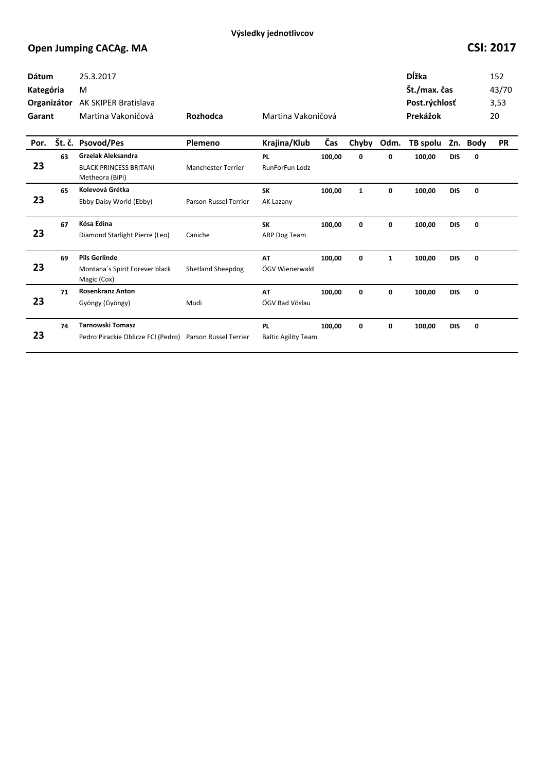**Výsledky jednotlivcov**

# Open Jumping CACAg. MA

**CSI: 2017**

| | | | | | |
|---|---|---|---|---|---|
| **Dátum** | 25.3.2017 | | | **Dĺžka** | 152 |
| **Kategória** | M | | | **Št./max. čas** | 43/70 |
| **Organizátor** | AK SKIPER Bratislava | | | **Post.rýchlosť** | 3,53 |
| **Garant** | Martina Vakoničová | **Rozhodca** | Martina Vakoničová | **Prekážok** | 20 |

| Por. | Št. č. | Psovod/Pes | Plemeno | Krajina/Klub | Čas | Chyby | Odm. | TB spolu | Zn. | Body | PR |
|---|---|---|---|---|---|---|---|---|---|---|---|
| 23 | 63 | **Grzelak Aleksandra**<br>BLACK PRINCESS BRITANI Metheora (BiPi) | Manchester Terrier | **PL**<br>RunForFun Lodz | **100,00** | **0** | **0** | **100,00** | **DIS** | **0** | |
| 23 | 65 | **Kolevová Grétka**<br>Ebby Daisy World (Ebby) | Parson Russel Terrier | **SK**<br>AK Lazany | **100,00** | **1** | **0** | **100,00** | **DIS** | **0** | |
| 23 | 67 | **Kósa Edina**<br>Diamond Starlight Pierre (Leo) | Caniche | **SK**<br>ARP Dog Team | **100,00** | **0** | **0** | **100,00** | **DIS** | **0** | |
| 23 | 69 | **Pils Gerlinde**<br>Montana`s Spirit Forever black Magic (Cox) | Shetland Sheepdog | **AT**<br>ÖGV Wienerwald | **100,00** | **0** | **1** | **100,00** | **DIS** | **0** | |
| 23 | 71 | **Rosenkranz Anton**<br>Gyöngy (Gyöngy) | Mudi | **AT**<br>ÖGV Bad Vöslau | **100,00** | **0** | **0** | **100,00** | **DIS** | **0** | |
| 23 | 74 | **Tarnowski Tomasz**<br>Pedro Pirackie Oblicze FCI (Pedro) | Parson Russel Terrier | **PL**<br>Baltic Agility Team | **100,00** | **0** | **0** | **100,00** | **DIS** | **0** | |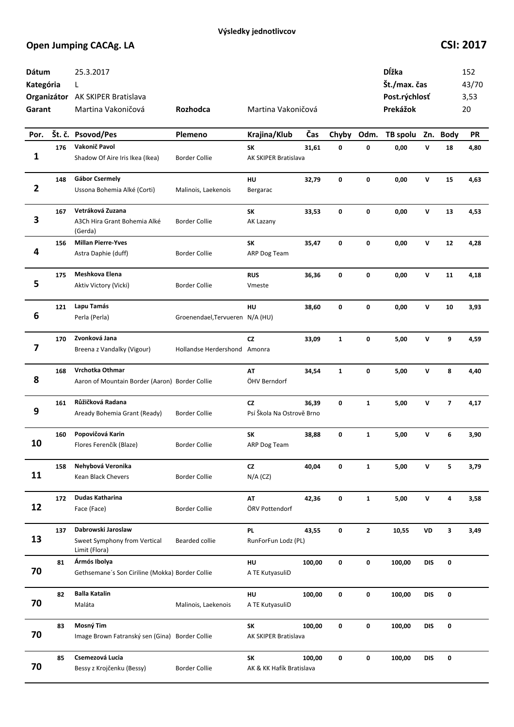**Výsledky jednotlivcov**

## Open Jumping CACAg. LA

**CSI: 2017**

| | | | | | |
|---|---|---|---|---|---|
| **Dátum** | 25.3.2017 | | | **Dĺžka** | 152 |
| **Kategória** | L | | | **Št./max. čas** | 43/70 |
| **Organizátor** | AK SKIPER Bratislava | | | **Post.rýchlosť** | 3,53 |
| **Garant** | Martina Vakoničová | **Rozhodca** | Martina Vakoničová | **Prekážok** | 20 |

| Por. | Št. č. | Psovod/Pes | Plemeno | Krajina/Klub | Čas | Chyby | Odm. | TB spolu | Zn. | Body | PR |
|---|---|---|---|---|---|---|---|---|---|---|---|
| 1 | 176 | **Vakonič Pavol**<br>Shadow Of Aire Iris Ikea (Ikea) | Border Collie | **SK**<br>AK SKIPER Bratislava | 31,61 | 0 | 0 | 0,00 | V | 18 | 4,80 |
| 2 | 148 | **Gábor Csermely**<br>Ussona Bohemia Alké (Corti) | Malinois, Laekenois | **HU**<br>Bergarac | 32,79 | 0 | 0 | 0,00 | V | 15 | 4,63 |
| 3 | 167 | **Vetráková Zuzana**<br>A3Ch Hira Grant Bohemia Alké (Gerda) | Border Collie | **SK**<br>AK Lazany | 33,53 | 0 | 0 | 0,00 | V | 13 | 4,53 |
| 4 | 156 | **Millan Pierre-Yves**<br>Astra Daphie (duff) | Border Collie | **SK**<br>ARP Dog Team | 35,47 | 0 | 0 | 0,00 | V | 12 | 4,28 |
| 5 | 175 | **Meshkova Elena**<br>Aktiv Victory (Vicki) | Border Collie | **RUS**<br>Vmeste | 36,36 | 0 | 0 | 0,00 | V | 11 | 4,18 |
| 6 | 121 | **Lapu Tamás**<br>Perla (Perla) | Groenendael,Tervueren | **HU**<br>N/A (HU) | 38,60 | 0 | 0 | 0,00 | V | 10 | 3,93 |
| 7 | 170 | **Zvonková Jana**<br>Breena z Vandalky (Vigour) | Hollandse Herdershond | **CZ**<br>Amonra | 33,09 | 1 | 0 | 5,00 | V | 9 | 4,59 |
| 8 | 168 | **Vrchotka Othmar**<br>Aaron of Mountain Border (Aaron) | Border Collie | **AT**<br>ÖHV Berndorf | 34,54 | 1 | 0 | 5,00 | V | 8 | 4,40 |
| 9 | 161 | **Růžičková Radana**<br>Aready Bohemia Grant (Ready) | Border Collie | **CZ**<br>Psí Škola Na Ostrově Brno | 36,39 | 0 | 1 | 5,00 | V | 7 | 4,17 |
| 10 | 160 | **Popovičová Karin**<br>Flores Ferenčík (Blaze) | Border Collie | **SK**<br>ARP Dog Team | 38,88 | 0 | 1 | 5,00 | V | 6 | 3,90 |
| 11 | 158 | **Nehybová Veronika**<br>Kean Black Chevers | Border Collie | **CZ**<br>N/A (CZ) | 40,04 | 0 | 1 | 5,00 | V | 5 | 3,79 |
| 12 | 172 | **Dudas Katharina**<br>Face (Face) | Border Collie | **AT**<br>ÖRV Pottendorf | 42,36 | 0 | 1 | 5,00 | V | 4 | 3,58 |
| 13 | 137 | **Dabrowski Jaroslaw**<br>Sweet Symphony from Vertical Limit (Flora) | Bearded collie | **PL**<br>RunForFun Lodz (PL) | 43,55 | 0 | 2 | 10,55 | VD | 3 | 3,49 |
| 70 | 81 | **Ármós Ibolya**<br>Gethsemane´s Son Ciriline (Mokka) | Border Collie | **HU**<br>A TE KutyasuliD | 100,00 | 0 | 0 | 100,00 | DIS | 0 | |
| 70 | 82 | **Balla Katalin**<br>Maláta | Malinois, Laekenois | **HU**<br>A TE KutyasuliD | 100,00 | 0 | 0 | 100,00 | DIS | 0 | |
| 70 | 83 | **Mosný Tim**<br>Image Brown Fatranský sen (Gina) | Border Collie | **SK**<br>AK SKIPER Bratislava | 100,00 | 0 | 0 | 100,00 | DIS | 0 | |
| 70 | 85 | **Csemezová Lucia**<br>Bessy z Krojčenku (Bessy) | Border Collie | **SK**<br>AK & KK Hafík Bratislava | 100,00 | 0 | 0 | 100,00 | DIS | 0 | |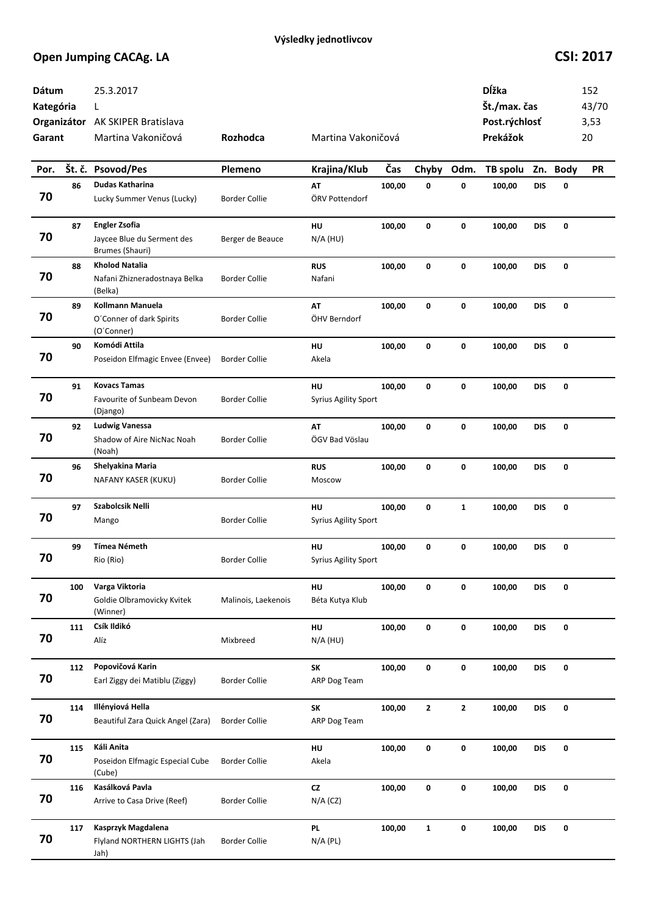**Výsledky jednotlivcov**

## Open Jumping CACAg. LA

**CSI: 2017**

| | | | | | |
|---|---|---|---|---|---|
| **Dátum** | 25.3.2017 | | | **Dĺžka** | 152 |
| **Kategória** | L | | | **Št./max. čas** | 43/70 |
| **Organizátor** | AK SKIPER Bratislava | | | **Post.rýchlosť** | 3,53 |
| **Garant** | Martina Vakoničová | **Rozhodca** | Martina Vakoničová | **Prekážok** | 20 |

| Por. | Št. č. | Psovod/Pes | Plemeno | Krajina/Klub | Čas | Chyby | Odm. | TB spolu | Zn. | Body | PR |
|---|---|---|---|---|---|---|---|---|---|---|---|
| 70 | 86 | **Dudas Katharina**<br>Lucky Summer Venus (Lucky) | Border Collie | **AT**<br>ÖRV Pottendorf | 100,00 | 0 | 0 | 100,00 | DIS | 0 | |
| 70 | 87 | **Engler Zsofia**<br>Jaycee Blue du Serment des Brumes (Shauri) | Berger de Beauce | **HU**<br>N/A (HU) | 100,00 | 0 | 0 | 100,00 | DIS | 0 | |
| 70 | 88 | **Kholod Natalia**<br>Nafani Zhizneradostnaya Belka (Belka) | Border Collie | **RUS**<br>Nafani | 100,00 | 0 | 0 | 100,00 | DIS | 0 | |
| 70 | 89 | **Kollmann Manuela**<br>O´Conner of dark Spirits (O´Conner) | Border Collie | **AT**<br>ÖHV Berndorf | 100,00 | 0 | 0 | 100,00 | DIS | 0 | |
| 70 | 90 | **Komódi Attila**<br>Poseidon Elfmagic Envee (Envee) | Border Collie | **HU**<br>Akela | 100,00 | 0 | 0 | 100,00 | DIS | 0 | |
| 70 | 91 | **Kovacs Tamas**<br>Favourite of Sunbeam Devon (Django) | Border Collie | **HU**<br>Syrius Agility Sport | 100,00 | 0 | 0 | 100,00 | DIS | 0 | |
| 70 | 92 | **Ludwig Vanessa**<br>Shadow of Aire NicNac Noah (Noah) | Border Collie | **AT**<br>ÖGV Bad Vöslau | 100,00 | 0 | 0 | 100,00 | DIS | 0 | |
| 70 | 96 | **Shelyakina Maria**<br>NAFANY KASER (KUKU) | Border Collie | **RUS**<br>Moscow | 100,00 | 0 | 0 | 100,00 | DIS | 0 | |
| 70 | 97 | **Szabolcsik Nelli**<br>Mango | Border Collie | **HU**<br>Syrius Agility Sport | 100,00 | 0 | 1 | 100,00 | DIS | 0 | |
| 70 | 99 | **Tímea Németh**<br>Rio (Rio) | Border Collie | **HU**<br>Syrius Agility Sport | 100,00 | 0 | 0 | 100,00 | DIS | 0 | |
| 70 | 100 | **Varga Viktoria**<br>Goldie Olbramovicky Kvitek (Winner) | Malinois, Laekenois | **HU**<br>Béta Kutya Klub | 100,00 | 0 | 0 | 100,00 | DIS | 0 | |
| 70 | 111 | **Csík Ildikó**<br>Alíz | Mixbreed | **HU**<br>N/A (HU) | 100,00 | 0 | 0 | 100,00 | DIS | 0 | |
| 70 | 112 | **Popovičová Karin**<br>Earl Ziggy dei Matiblu (Ziggy) | Border Collie | **SK**<br>ARP Dog Team | 100,00 | 0 | 0 | 100,00 | DIS | 0 | |
| 70 | 114 | **Illényiová Hella**<br>Beautiful Zara Quick Angel (Zara) | Border Collie | **SK**<br>ARP Dog Team | 100,00 | 2 | 2 | 100,00 | DIS | 0 | |
| 70 | 115 | **Káli Anita**<br>Poseidon Elfmagic Especial Cube (Cube) | Border Collie | **HU**<br>Akela | 100,00 | 0 | 0 | 100,00 | DIS | 0 | |
| 70 | 116 | **Kasálková Pavla**<br>Arrive to Casa Drive (Reef) | Border Collie | **CZ**<br>N/A (CZ) | 100,00 | 0 | 0 | 100,00 | DIS | 0 | |
| 70 | 117 | **Kasprzyk Magdalena**<br>Flyland NORTHERN LIGHTS (Jah Jah) | Border Collie | **PL**<br>N/A (PL) | 100,00 | 1 | 0 | 100,00 | DIS | 0 | |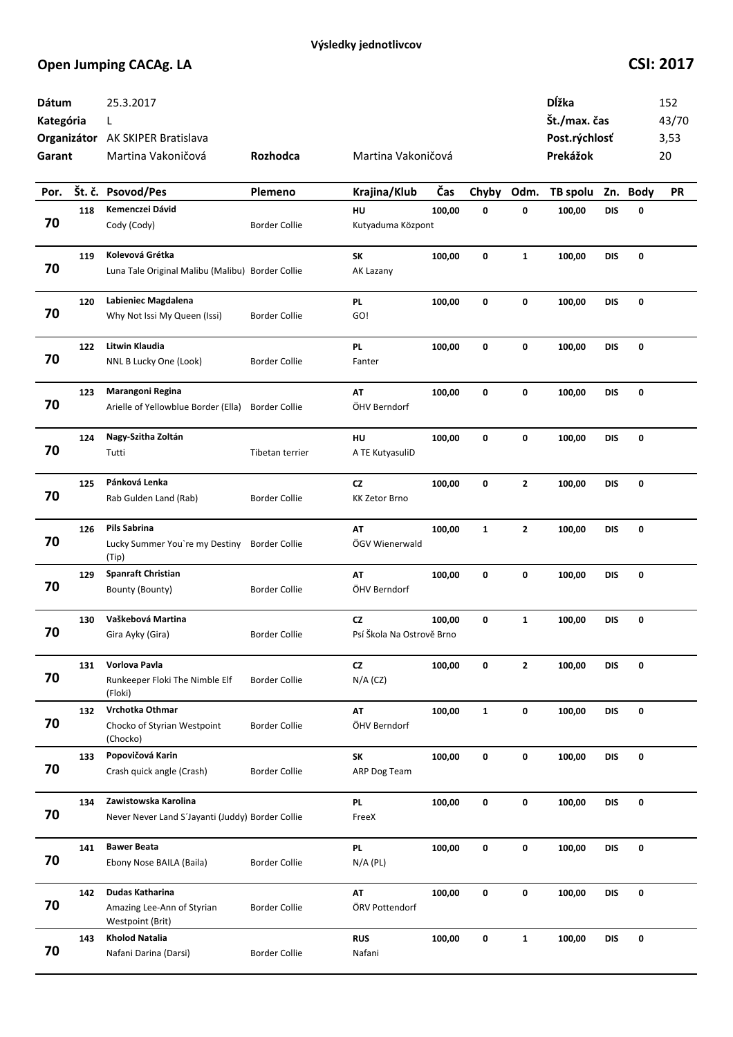**Výsledky jednotlivcov**

## Open Jumping CACAg. LA

**CSI: 2017**

| | | | | | |
|---|---|---|---|---|---|
| **Dátum** | 25.3.2017 | | | **Dĺžka** | 152 |
| **Kategória** | L | | | **Št./max. čas** | 43/70 |
| **Organizátor** | AK SKIPER Bratislava | | | **Post.rýchlosť** | 3,53 |
| **Garant** | Martina Vakoničová | **Rozhodca** | Martina Vakoničová | **Prekážok** | 20 |

| Por. | Št. č. | Psovod/Pes | Plemeno | Krajina/Klub | Čas | Chyby | Odm. | TB spolu | Zn. | Body | PR |
|---|---|---|---|---|---|---|---|---|---|---|---|
| 70 | 118 | **Kemenczei Dávid**<br>Cody (Cody) | Border Collie | **HU**<br>Kutyaduma Központ | 100,00 | 0 | 0 | 100,00 | DIS | 0 | |
| 70 | 119 | **Kolevová Grétka**<br>Luna Tale Original Malibu (Malibu) | Border Collie | **SK**<br>AK Lazany | 100,00 | 0 | 1 | 100,00 | DIS | 0 | |
| 70 | 120 | **Labieniec Magdalena**<br>Why Not Issi My Queen (Issi) | Border Collie | **PL**<br>GO! | 100,00 | 0 | 0 | 100,00 | DIS | 0 | |
| 70 | 122 | **Litwin Klaudia**<br>NNL B Lucky One (Look) | Border Collie | **PL**<br>Fanter | 100,00 | 0 | 0 | 100,00 | DIS | 0 | |
| 70 | 123 | **Marangoni Regina**<br>Arielle of Yellowblue Border (Ella) | Border Collie | **AT**<br>ÖHV Berndorf | 100,00 | 0 | 0 | 100,00 | DIS | 0 | |
| 70 | 124 | **Nagy-Szitha Zoltán**<br>Tutti | Tibetan terrier | **HU**<br>A TE KutyasuliD | 100,00 | 0 | 0 | 100,00 | DIS | 0 | |
| 70 | 125 | **Pánková Lenka**<br>Rab Gulden Land (Rab) | Border Collie | **CZ**<br>KK Zetor Brno | 100,00 | 0 | 2 | 100,00 | DIS | 0 | |
| 70 | 126 | **Pils Sabrina**<br>Lucky Summer You`re my Destiny (Tip) | Border Collie | **AT**<br>ÖGV Wienerwald | 100,00 | 1 | 2 | 100,00 | DIS | 0 | |
| 70 | 129 | **Spanraft Christian**<br>Bounty (Bounty) | Border Collie | **AT**<br>ÖHV Berndorf | 100,00 | 0 | 0 | 100,00 | DIS | 0 | |
| 70 | 130 | **Vaškebová Martina**<br>Gira Ayky (Gira) | Border Collie | **CZ**<br>Psí Škola Na Ostrově Brno | 100,00 | 0 | 1 | 100,00 | DIS | 0 | |
| 70 | 131 | **Vorlova Pavla**<br>Runkeeper Floki The Nimble Elf (Floki) | Border Collie | **CZ**<br>N/A (CZ) | 100,00 | 0 | 2 | 100,00 | DIS | 0 | |
| 70 | 132 | **Vrchotka Othmar**<br>Chocko of Styrian Westpoint (Chocko) | Border Collie | **AT**<br>ÖHV Berndorf | 100,00 | 1 | 0 | 100,00 | DIS | 0 | |
| 70 | 133 | **Popovičová Karin**<br>Crash quick angle (Crash) | Border Collie | **SK**<br>ARP Dog Team | 100,00 | 0 | 0 | 100,00 | DIS | 0 | |
| 70 | 134 | **Zawistowska Karolina**<br>Never Never Land S´Jayanti (Juddy) | Border Collie | **PL**<br>FreeX | 100,00 | 0 | 0 | 100,00 | DIS | 0 | |
| 70 | 141 | **Bawer Beata**<br>Ebony Nose BAILA (Baila) | Border Collie | **PL**<br>N/A (PL) | 100,00 | 0 | 0 | 100,00 | DIS | 0 | |
| 70 | 142 | **Dudas Katharina**<br>Amazing Lee-Ann of Styrian Westpoint (Brit) | Border Collie | **AT**<br>ÖRV Pottendorf | 100,00 | 0 | 0 | 100,00 | DIS | 0 | |
| 70 | 143 | **Kholod Natalia**<br>Nafani Darina (Darsi) | Border Collie | **RUS**<br>Nafani | 100,00 | 0 | 1 | 100,00 | DIS | 0 | |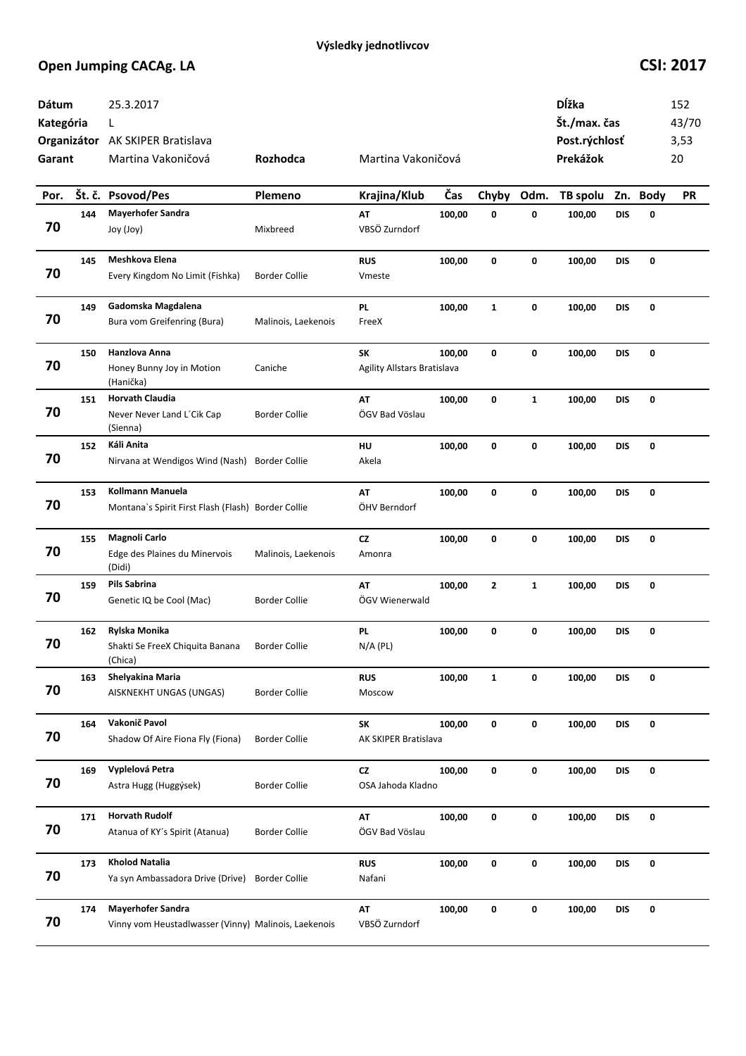Výsledky jednotlivcov

# Open Jumping CACAg. LA

**CSI: 2017**

| | | | |
|---|---|---|---|
| **Dátum** | 25.3.2017 | **Dĺžka** | 152 |
| **Kategória** | L | **Št./max. čas** | 43/70 |
| **Organizátor** | AK SKIPER Bratislava | **Post.rýchlosť** | 3,53 |
| **Garant** | Martina Vakoničová | **Prekážok** | 20 |

**Rozhodca** Martina Vakoničová

| Por. | Št. č. | Psovod/Pes | Plemeno | Krajina/Klub | Čas | Chyby | Odm. | TB spolu | Zn. | Body | PR |
|---|---|---|---|---|---|---|---|---|---|---|---|
| 70 | 144 | **Mayerhofer Sandra**<br>Joy (Joy) | Mixbreed | **AT**<br>VBSÖ Zurndorf | 100,00 | 0 | 0 | 100,00 | DIS | 0 | |
| 70 | 145 | **Meshkova Elena**<br>Every Kingdom No Limit (Fishka) | Border Collie | **RUS**<br>Vmeste | 100,00 | 0 | 0 | 100,00 | DIS | 0 | |
| 70 | 149 | **Gadomska Magdalena**<br>Bura vom Greifenring (Bura) | Malinois, Laekenois | **PL**<br>FreeX | 100,00 | 1 | 0 | 100,00 | DIS | 0 | |
| 70 | 150 | **Hanzlova Anna**<br>Honey Bunny Joy in Motion (Hanička) | Caniche | **SK**<br>Agility Allstars Bratislava | 100,00 | 0 | 0 | 100,00 | DIS | 0 | |
| 70 | 151 | **Horvath Claudia**<br>Never Never Land L´Cik Cap (Sienna) | Border Collie | **AT**<br>ÖGV Bad Vöslau | 100,00 | 0 | 1 | 100,00 | DIS | 0 | |
| 70 | 152 | **Káli Anita**<br>Nirvana at Wendigos Wind (Nash) | Border Collie | **HU**<br>Akela | 100,00 | 0 | 0 | 100,00 | DIS | 0 | |
| 70 | 153 | **Kollmann Manuela**<br>Montana`s Spirit First Flash (Flash) | Border Collie | **AT**<br>ÖHV Berndorf | 100,00 | 0 | 0 | 100,00 | DIS | 0 | |
| 70 | 155 | **Magnoli Carlo**<br>Edge des Plaines du Minervois (Didi) | Malinois, Laekenois | **CZ**<br>Amonra | 100,00 | 0 | 0 | 100,00 | DIS | 0 | |
| 70 | 159 | **Pils Sabrina**<br>Genetic IQ be Cool (Mac) | Border Collie | **AT**<br>ÖGV Wienerwald | 100,00 | 2 | 1 | 100,00 | DIS | 0 | |
| 70 | 162 | **Rylska Monika**<br>Shakti Se FreeX Chiquita Banana (Chica) | Border Collie | **PL**<br>N/A (PL) | 100,00 | 0 | 0 | 100,00 | DIS | 0 | |
| 70 | 163 | **Shelyakina Maria**<br>AISKNEKHT UNGAS (UNGAS) | Border Collie | **RUS**<br>Moscow | 100,00 | 1 | 0 | 100,00 | DIS | 0 | |
| 70 | 164 | **Vakonič Pavol**<br>Shadow Of Aire Fiona Fly (Fiona) | Border Collie | **SK**<br>AK SKIPER Bratislava | 100,00 | 0 | 0 | 100,00 | DIS | 0 | |
| 70 | 169 | **Vyplelová Petra**<br>Astra Hugg (Huggýsek) | Border Collie | **CZ**<br>OSA Jahoda Kladno | 100,00 | 0 | 0 | 100,00 | DIS | 0 | |
| 70 | 171 | **Horvath Rudolf**<br>Atanua of KY´s Spirit (Atanua) | Border Collie | **AT**<br>ÖGV Bad Vöslau | 100,00 | 0 | 0 | 100,00 | DIS | 0 | |
| 70 | 173 | **Kholod Natalia**<br>Ya syn Ambassadora Drive (Drive) | Border Collie | **RUS**<br>Nafani | 100,00 | 0 | 0 | 100,00 | DIS | 0 | |
| 70 | 174 | **Mayerhofer Sandra**<br>Vinny vom Heustadlwasser (Vinny) | Malinois, Laekenois | **AT**<br>VBSÖ Zurndorf | 100,00 | 0 | 0 | 100,00 | DIS | 0 | |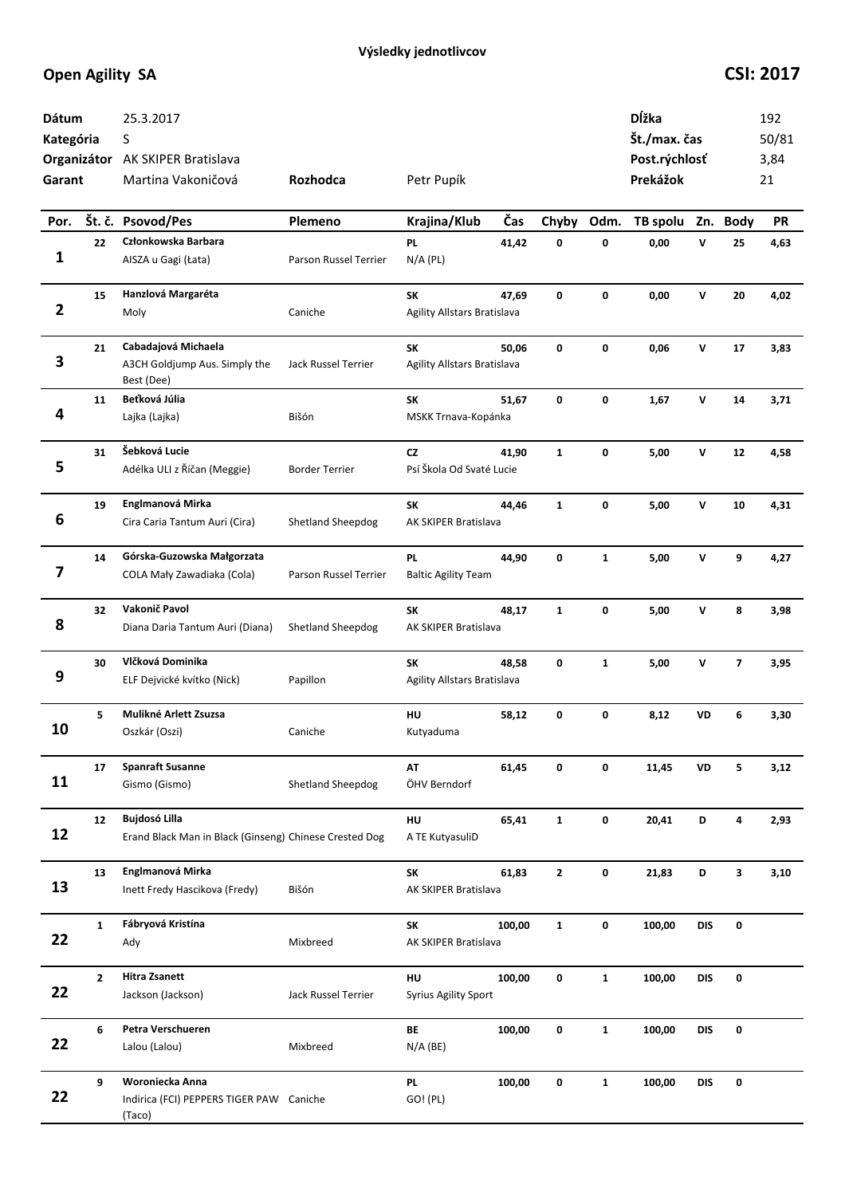**Výsledky jednotlivcov**

## Open Agility SA

## CSI: 2017

| | | | | | | | |
|---|---|---|---|---|---|---|---|
| **Dátum** | 25.3.2017 | | | | **Dĺžka** | | 192 |
| **Kategória** | S | | | | **Št./max. čas** | | 50/81 |
| **Organizátor** | AK SKIPER Bratislava | | | | **Post.rýchlosť** | | 3,84 |
| **Garant** | Martina Vakoničová | **Rozhodca** | Petr Pupík | | **Prekážok** | | 21 |

| Por. | Št. č. | Psovod/Pes | Plemeno | Krajina/Klub | Čas | Chyby | Odm. | TB spolu | Zn. | Body | PR |
|---|---|---|---|---|---|---|---|---|---|---|---|
| 1 | 22 | **Członkowska Barbara**<br>AISZA u Gagi (Łata) | Parson Russel Terrier | **PL**<br>N/A (PL) | 41,42 | 0 | 0 | 0,00 | V | 25 | 4,63 |
| 2 | 15 | **Hanzlová Margaréta**<br>Moly | Caniche | **SK**<br>Agility Allstars Bratislava | 47,69 | 0 | 0 | 0,00 | V | 20 | 4,02 |
| 3 | 21 | **Cabadajová Michaela**<br>A3CH Goldjump Aus. Simply the Best (Dee) | Jack Russel Terrier | **SK**<br>Agility Allstars Bratislava | 50,06 | 0 | 0 | 0,06 | V | 17 | 3,83 |
| 4 | 11 | **Beťková Júlia**<br>Lajka (Lajka) | Bišón | **SK**<br>MSKK Trnava-Kopánka | 51,67 | 0 | 0 | 1,67 | V | 14 | 3,71 |
| 5 | 31 | **Šebková Lucie**<br>Adélka ULI z Říčan (Meggie) | Border Terrier | **CZ**<br>Psí Škola Od Svaté Lucie | 41,90 | 1 | 0 | 5,00 | V | 12 | 4,58 |
| 6 | 19 | **Englmanová Mirka**<br>Cira Caria Tantum Auri (Cira) | Shetland Sheepdog | **SK**<br>AK SKIPER Bratislava | 44,46 | 1 | 0 | 5,00 | V | 10 | 4,31 |
| 7 | 14 | **Górska-Guzowska Małgorzata**<br>COLA Mały Zawadiaka (Cola) | Parson Russel Terrier | **PL**<br>Baltic Agility Team | 44,90 | 0 | 1 | 5,00 | V | 9 | 4,27 |
| 8 | 32 | **Vakonič Pavol**<br>Diana Daria Tantum Auri (Diana) | Shetland Sheepdog | **SK**<br>AK SKIPER Bratislava | 48,17 | 1 | 0 | 5,00 | V | 8 | 3,98 |
| 9 | 30 | **Vlčková Dominika**<br>ELF Dejvické kvítko (Nick) | Papillon | **SK**<br>Agility Allstars Bratislava | 48,58 | 0 | 1 | 5,00 | V | 7 | 3,95 |
| 10 | 5 | **Mulikné Arlett Zsuzsa**<br>Oszkár (Oszi) | Caniche | **HU**<br>Kutyaduma | 58,12 | 0 | 0 | 8,12 | VD | 6 | 3,30 |
| 11 | 17 | **Spanraft Susanne**<br>Gismo (Gismo) | Shetland Sheepdog | **AT**<br>ÖHV Berndorf | 61,45 | 0 | 0 | 11,45 | VD | 5 | 3,12 |
| 12 | 12 | **Bujdosó Lilla**<br>Erand Black Man in Black (Ginseng) | Chinese Crested Dog | **HU**<br>A TE KutyasuliD | 65,41 | 1 | 0 | 20,41 | D | 4 | 2,93 |
| 13 | 13 | **Englmanová Mirka**<br>Inett Fredy Hascikova (Fredy) | Bišón | **SK**<br>AK SKIPER Bratislava | 61,83 | 2 | 0 | 21,83 | D | 3 | 3,10 |
| 22 | 1 | **Fábryová Kristína**<br>Ady | Mixbreed | **SK**<br>AK SKIPER Bratislava | 100,00 | 1 | 0 | 100,00 | DIS | 0 | |
| 22 | 2 | **Hitra Zsanett**<br>Jackson (Jackson) | Jack Russel Terrier | **HU**<br>Syrius Agility Sport | 100,00 | 0 | 1 | 100,00 | DIS | 0 | |
| 22 | 6 | **Petra Verschueren**<br>Lalou (Lalou) | Mixbreed | **BE**<br>N/A (BE) | 100,00 | 0 | 1 | 100,00 | DIS | 0 | |
| 22 | 9 | **Woroniecka Anna**<br>Indirica (FCI) PEPPERS TIGER PAW (Taco) | Caniche | **PL**<br>GO! (PL) | 100,00 | 0 | 1 | 100,00 | DIS | 0 | |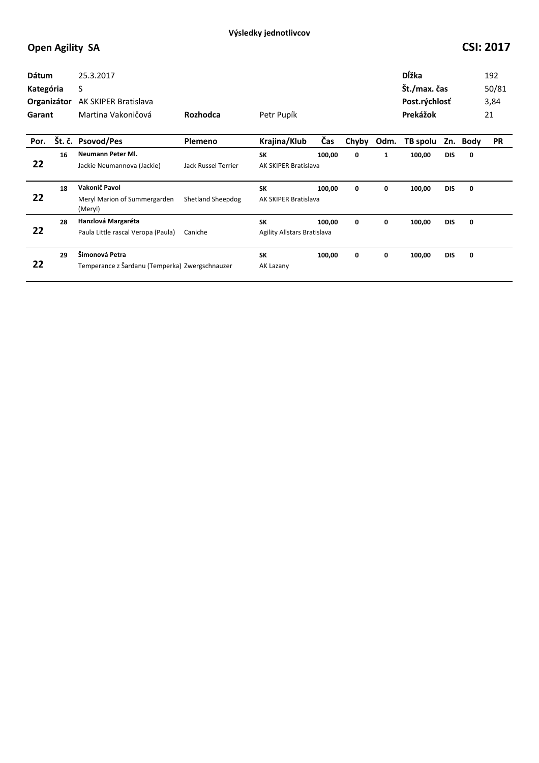**Výsledky jednotlivcov**

## Open Agility SA

## CSI: 2017

| | | | |
|---|---|---|---|
| **Dátum** | 25.3.2017 | **Dĺžka** | 192 |
| **Kategória** | S | **Št./max. čas** | 50/81 |
| **Organizátor** | AK SKIPER Bratislava | **Post.rýchlosť** | 3,84 |
| **Garant** | Martina Vakoničová | **Prekážok** | 21 |
| **Rozhodca** | Petr Pupík | | |

| Por. | Št. č. | Psovod/Pes | Plemeno | Krajina/Klub | Čas | Chyby | Odm. | TB spolu | Zn. | Body | PR |
|---|---|---|---|---|---|---|---|---|---|---|---|
| 22 | 16 | **Neumann Peter Ml.**<br>Jackie Neumannova (Jackie) | Jack Russel Terrier | **SK**<br>AK SKIPER Bratislava | 100,00 | 0 | 1 | 100,00 | DIS | 0 | |
| 22 | 18 | **Vakonič Pavol**<br>Meryl Marion of Summergarden (Meryl) | Shetland Sheepdog | **SK**<br>AK SKIPER Bratislava | 100,00 | 0 | 0 | 100,00 | DIS | 0 | |
| 22 | 28 | **Hanzlová Margaréta**<br>Paula Little rascal Veropa (Paula) | Caniche | **SK**<br>Agility Allstars Bratislava | 100,00 | 0 | 0 | 100,00 | DIS | 0 | |
| 22 | 29 | **Šimonová Petra**<br>Temperance z Šardanu (Temperka) | Zwergschnauzer | **SK**<br>AK Lazany | 100,00 | 0 | 0 | 100,00 | DIS | 0 | |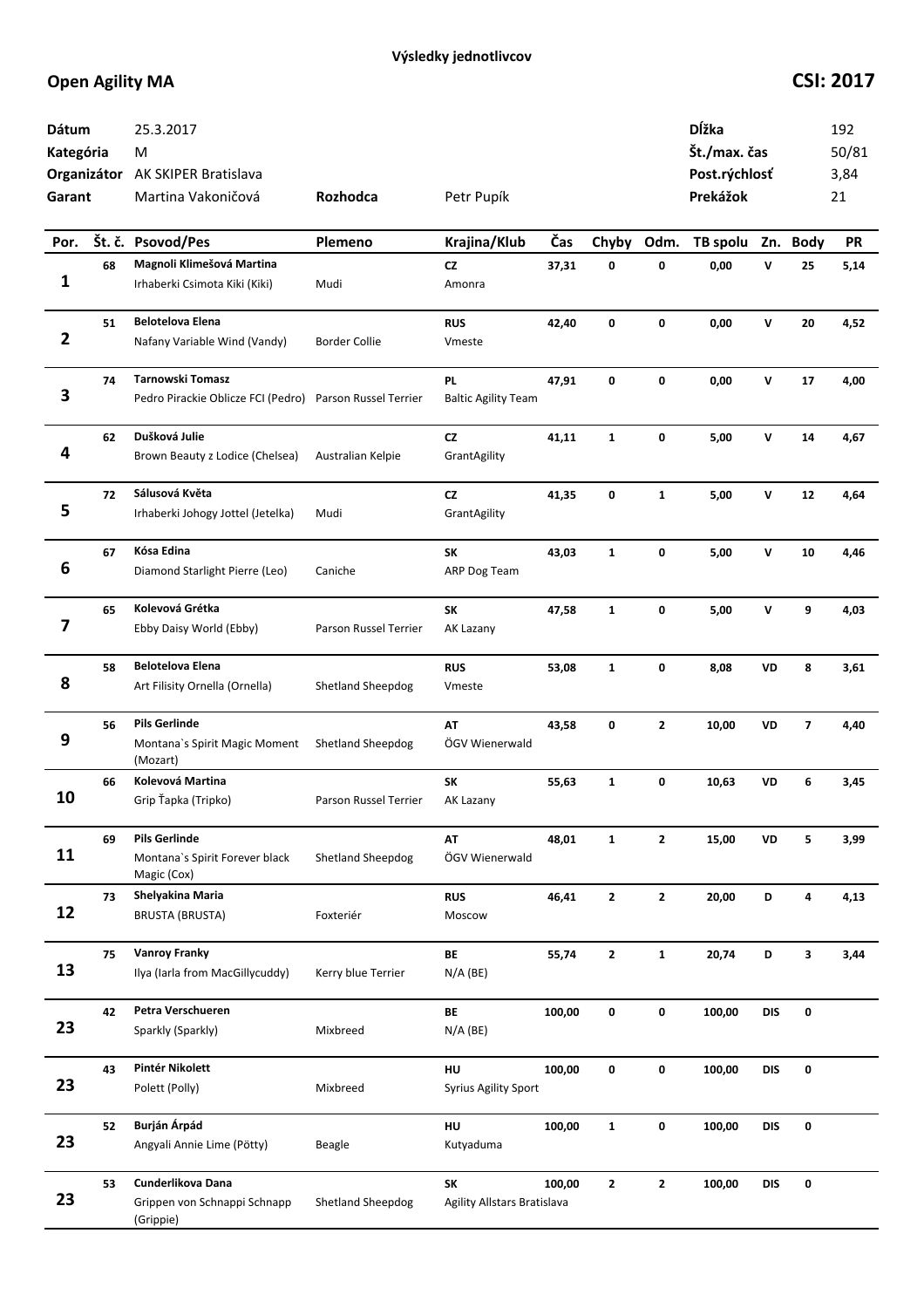**Výsledky jednotlivcov**

## Open Agility MA

## CSI: 2017

| | | | | | |
|---|---|---|---|---|---|
| **Dátum** | 25.3.2017 | | | **Dĺžka** | 192 |
| **Kategória** | M | | | **Št./max. čas** | 50/81 |
| **Organizátor** | AK SKIPER Bratislava | | | **Post.rýchlosť** | 3,84 |
| **Garant** | Martina Vakoničová | **Rozhodca** | Petr Pupík | **Prekážok** | 21 |

| Por. | Št. č. | Psovod/Pes | Plemeno | Krajina/Klub | Čas | Chyby | Odm. | TB spolu | Zn. | Body | PR |
|---|---|---|---|---|---|---|---|---|---|---|---|
| 1 | 68 | **Magnoli Klimešová Martina**<br>Irhaberki Csimota Kiki (Kiki) | Mudi | **CZ**<br>Amonra | 37,31 | 0 | 0 | 0,00 | V | 25 | 5,14 |
| 2 | 51 | **Belotelova Elena**<br>Nafany Variable Wind (Vandy) | Border Collie | **RUS**<br>Vmeste | 42,40 | 0 | 0 | 0,00 | V | 20 | 4,52 |
| 3 | 74 | **Tarnowski Tomasz**<br>Pedro Pirackie Oblicze FCI (Pedro) | Parson Russel Terrier | **PL**<br>Baltic Agility Team | 47,91 | 0 | 0 | 0,00 | V | 17 | 4,00 |
| 4 | 62 | **Dušková Julie**<br>Brown Beauty z Lodice (Chelsea) | Australian Kelpie | **CZ**<br>GrantAgility | 41,11 | 1 | 0 | 5,00 | V | 14 | 4,67 |
| 5 | 72 | **Sálusová Květa**<br>Irhaberki Johogy Jottel (Jetelka) | Mudi | **CZ**<br>GrantAgility | 41,35 | 0 | 1 | 5,00 | V | 12 | 4,64 |
| 6 | 67 | **Kósa Edina**<br>Diamond Starlight Pierre (Leo) | Caniche | **SK**<br>ARP Dog Team | 43,03 | 1 | 0 | 5,00 | V | 10 | 4,46 |
| 7 | 65 | **Kolevová Grétka**<br>Ebby Daisy World (Ebby) | Parson Russel Terrier | **SK**<br>AK Lazany | 47,58 | 1 | 0 | 5,00 | V | 9 | 4,03 |
| 8 | 58 | **Belotelova Elena**<br>Art Filisity Ornella (Ornella) | Shetland Sheepdog | **RUS**<br>Vmeste | 53,08 | 1 | 0 | 8,08 | VD | 8 | 3,61 |
| 9 | 56 | **Pils Gerlinde**<br>Montana`s Spirit Magic Moment (Mozart) | Shetland Sheepdog | **AT**<br>ÖGV Wienerwald | 43,58 | 0 | 2 | 10,00 | VD | 7 | 4,40 |
| 10 | 66 | **Kolevová Martina**<br>Grip Ťapka (Tripko) | Parson Russel Terrier | **SK**<br>AK Lazany | 55,63 | 1 | 0 | 10,63 | VD | 6 | 3,45 |
| 11 | 69 | **Pils Gerlinde**<br>Montana`s Spirit Forever black Magic (Cox) | Shetland Sheepdog | **AT**<br>ÖGV Wienerwald | 48,01 | 1 | 2 | 15,00 | VD | 5 | 3,99 |
| 12 | 73 | **Shelyakina Maria**<br>BRUSTA (BRUSTA) | Foxteriér | **RUS**<br>Moscow | 46,41 | 2 | 2 | 20,00 | D | 4 | 4,13 |
| 13 | 75 | **Vanroy Franky**<br>Ilya (Iarla from MacGillycuddy) | Kerry blue Terrier | **BE**<br>N/A (BE) | 55,74 | 2 | 1 | 20,74 | D | 3 | 3,44 |
| 23 | 42 | **Petra Verschueren**<br>Sparkly (Sparkly) | Mixbreed | **BE**<br>N/A (BE) | 100,00 | 0 | 0 | 100,00 | DIS | 0 | |
| 23 | 43 | **Pintér Nikolett**<br>Polett (Polly) | Mixbreed | **HU**<br>Syrius Agility Sport | 100,00 | 0 | 0 | 100,00 | DIS | 0 | |
| 23 | 52 | **Burján Árpád**<br>Angyali Annie Lime (Pötty) | Beagle | **HU**<br>Kutyaduma | 100,00 | 1 | 0 | 100,00 | DIS | 0 | |
| 23 | 53 | **Cunderlikova Dana**<br>Grippen von Schnappi Schnapp (Grippie) | Shetland Sheepdog | **SK**<br>Agility Allstars Bratislava | 100,00 | 2 | 2 | 100,00 | DIS | 0 | |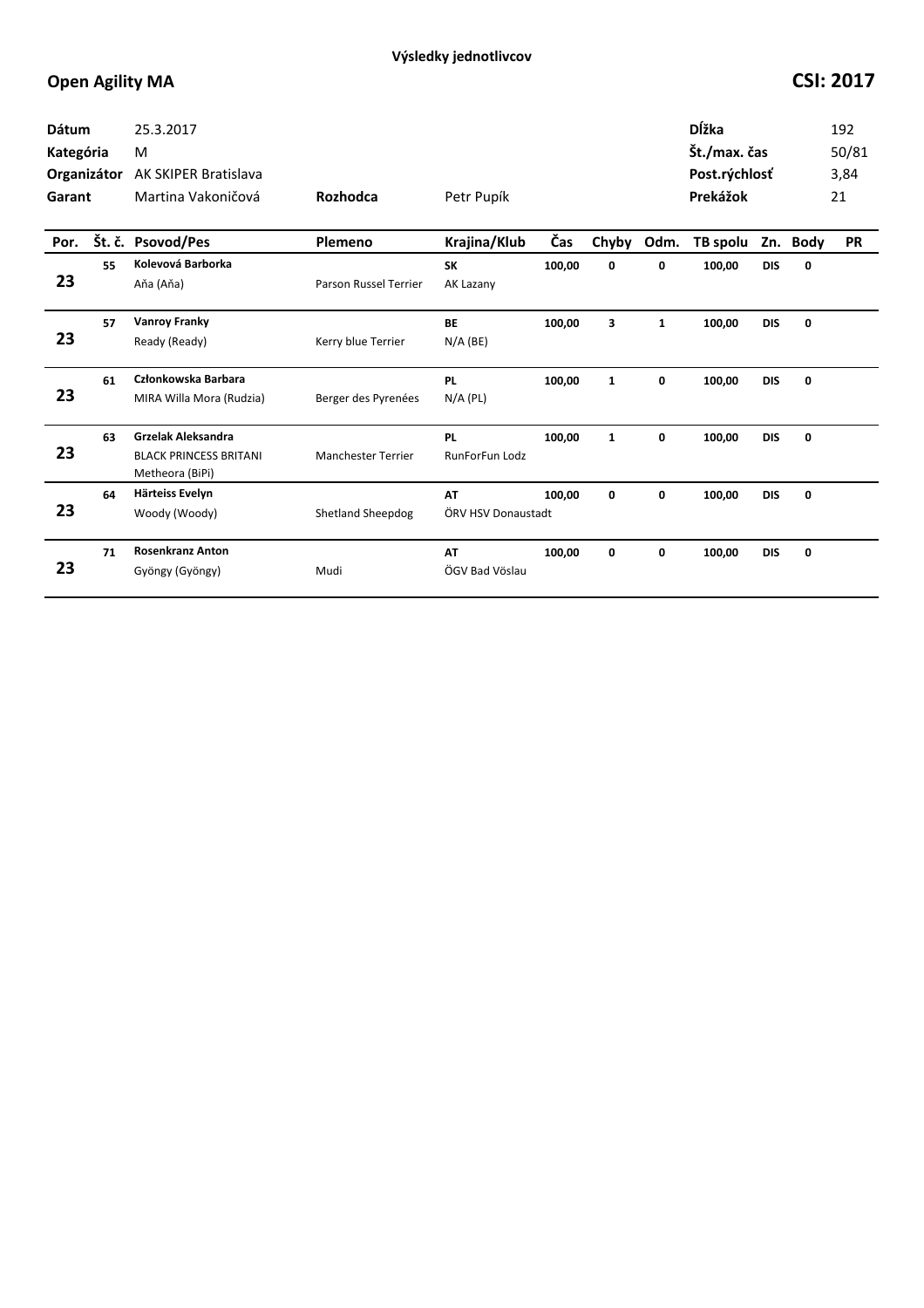**Výsledky jednotlivcov**

## Open Agility MA

**CSI: 2017**

| | | | |
|---|---|---|---|
| **Dátum** | 25.3.2017 | **Dĺžka** | 192 |
| **Kategória** | M | **Št./max. čas** | 50/81 |
| **Organizátor** | AK SKIPER Bratislava | **Post.rýchlosť** | 3,84 |
| **Garant** | Martina Vakoničová | **Prekážok** | 21 |

**Rozhodca** Petr Pupík

| Por. | Št. č. | Psovod/Pes | Plemeno | Krajina/Klub | Čas | Chyby | Odm. | TB spolu | Zn. | Body | PR |
|---|---|---|---|---|---|---|---|---|---|---|---|
| 23 | 55 | **Kolevová Barborka**<br>Aňa (Aňa) | Parson Russel Terrier | **SK**<br>AK Lazany | 100,00 | 0 | 0 | 100,00 | DIS | 0 | |
| 23 | 57 | **Vanroy Franky**<br>Ready (Ready) | Kerry blue Terrier | **BE**<br>N/A (BE) | 100,00 | 3 | 1 | 100,00 | DIS | 0 | |
| 23 | 61 | **Członkowska Barbara**<br>MIRA Willa Mora (Rudzia) | Berger des Pyrenées | **PL**<br>N/A (PL) | 100,00 | 1 | 0 | 100,00 | DIS | 0 | |
| 23 | 63 | **Grzelak Aleksandra**<br>BLACK PRINCESS BRITANI Metheora (BiPi) | Manchester Terrier | **PL**<br>RunForFun Lodz | 100,00 | 1 | 0 | 100,00 | DIS | 0 | |
| 23 | 64 | **Härteiss Evelyn**<br>Woody (Woody) | Shetland Sheepdog | **AT**<br>ÖRV HSV Donaustadt | 100,00 | 0 | 0 | 100,00 | DIS | 0 | |
| 23 | 71 | **Rosenkranz Anton**<br>Gyöngy (Gyöngy) | Mudi | **AT**<br>ÖGV Bad Vöslau | 100,00 | 0 | 0 | 100,00 | DIS | 0 | |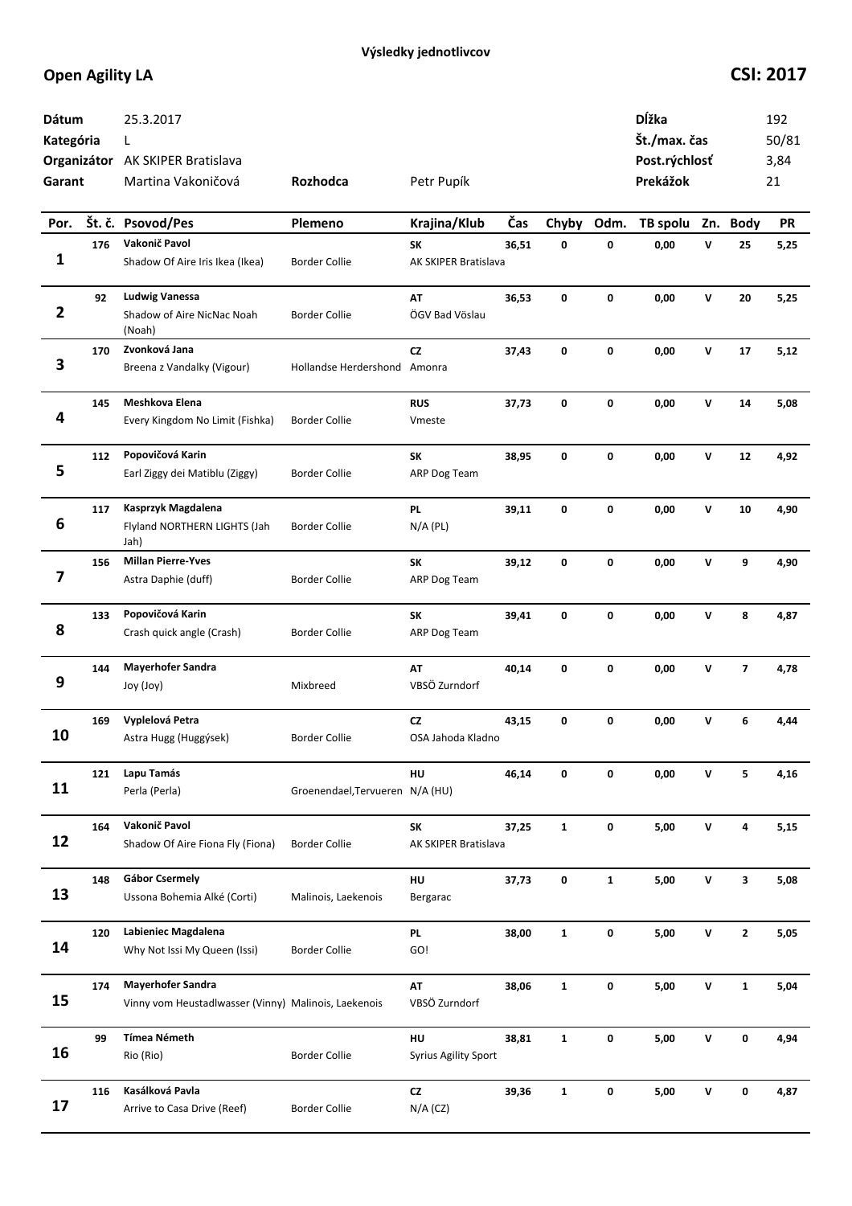**Výsledky jednotlivcov**

## Open Agility LA

## CSI: 2017

| | | | | | |
|---|---|---|---|---|---|
| **Dátum** | 25.3.2017 | | | **Dĺžka** | 192 |
| **Kategória** | L | | | **Št./max. čas** | 50/81 |
| **Organizátor** | AK SKIPER Bratislava | | | **Post.rýchlosť** | 3,84 |
| **Garant** | Martina Vakoničová | **Rozhodca** | Petr Pupík | **Prekážok** | 21 |

| Por. | Št. č. | Psovod/Pes | Plemeno | Krajina/Klub | Čas | Chyby | Odm. | TB spolu | Zn. | Body | PR |
|---|---|---|---|---|---|---|---|---|---|---|---|
| 1 | 176 | **Vakonič Pavol**<br>Shadow Of Aire Iris Ikea (Ikea) | Border Collie | **SK**<br>AK SKIPER Bratislava | 36,51 | 0 | 0 | 0,00 | V | 25 | 5,25 |
| 2 | 92 | **Ludwig Vanessa**<br>Shadow of Aire NicNac Noah (Noah) | Border Collie | **AT**<br>ÖGV Bad Vöslau | 36,53 | 0 | 0 | 0,00 | V | 20 | 5,25 |
| 3 | 170 | **Zvonková Jana**<br>Breena z Vandalky (Vigour) | Hollandse Herdershond | **CZ**<br>Amonra | 37,43 | 0 | 0 | 0,00 | V | 17 | 5,12 |
| 4 | 145 | **Meshkova Elena**<br>Every Kingdom No Limit (Fishka) | Border Collie | **RUS**<br>Vmeste | 37,73 | 0 | 0 | 0,00 | V | 14 | 5,08 |
| 5 | 112 | **Popovičová Karin**<br>Earl Ziggy dei Matiblu (Ziggy) | Border Collie | **SK**<br>ARP Dog Team | 38,95 | 0 | 0 | 0,00 | V | 12 | 4,92 |
| 6 | 117 | **Kasprzyk Magdalena**<br>Flyland NORTHERN LIGHTS (Jah Jah) | Border Collie | **PL**<br>N/A (PL) | 39,11 | 0 | 0 | 0,00 | V | 10 | 4,90 |
| 7 | 156 | **Millan Pierre-Yves**<br>Astra Daphie (duff) | Border Collie | **SK**<br>ARP Dog Team | 39,12 | 0 | 0 | 0,00 | V | 9 | 4,90 |
| 8 | 133 | **Popovičová Karin**<br>Crash quick angle (Crash) | Border Collie | **SK**<br>ARP Dog Team | 39,41 | 0 | 0 | 0,00 | V | 8 | 4,87 |
| 9 | 144 | **Mayerhofer Sandra**<br>Joy (Joy) | Mixbreed | **AT**<br>VBSÖ Zurndorf | 40,14 | 0 | 0 | 0,00 | V | 7 | 4,78 |
| 10 | 169 | **Vyplelová Petra**<br>Astra Hugg (Huggýsek) | Border Collie | **CZ**<br>OSA Jahoda Kladno | 43,15 | 0 | 0 | 0,00 | V | 6 | 4,44 |
| 11 | 121 | **Lapu Tamás**<br>Perla (Perla) | Groenendael,Tervueren | **HU**<br>N/A (HU) | 46,14 | 0 | 0 | 0,00 | V | 5 | 4,16 |
| 12 | 164 | **Vakonič Pavol**<br>Shadow Of Aire Fiona Fly (Fiona) | Border Collie | **SK**<br>AK SKIPER Bratislava | 37,25 | 1 | 0 | 5,00 | V | 4 | 5,15 |
| 13 | 148 | **Gábor Csermely**<br>Ussona Bohemia Alké (Corti) | Malinois, Laekenois | **HU**<br>Bergarac | 37,73 | 0 | 1 | 5,00 | V | 3 | 5,08 |
| 14 | 120 | **Labieniec Magdalena**<br>Why Not Issi My Queen (Issi) | Border Collie | **PL**<br>GO! | 38,00 | 1 | 0 | 5,00 | V | 2 | 5,05 |
| 15 | 174 | **Mayerhofer Sandra**<br>Vinny vom Heustadlwasser (Vinny) | Malinois, Laekenois | **AT**<br>VBSÖ Zurndorf | 38,06 | 1 | 0 | 5,00 | V | 1 | 5,04 |
| 16 | 99 | **Tímea Németh**<br>Rio (Rio) | Border Collie | **HU**<br>Syrius Agility Sport | 38,81 | 1 | 0 | 5,00 | V | 0 | 4,94 |
| 17 | 116 | **Kasálková Pavla**<br>Arrive to Casa Drive (Reef) | Border Collie | **CZ**<br>N/A (CZ) | 39,36 | 1 | 0 | 5,00 | V | 0 | 4,87 |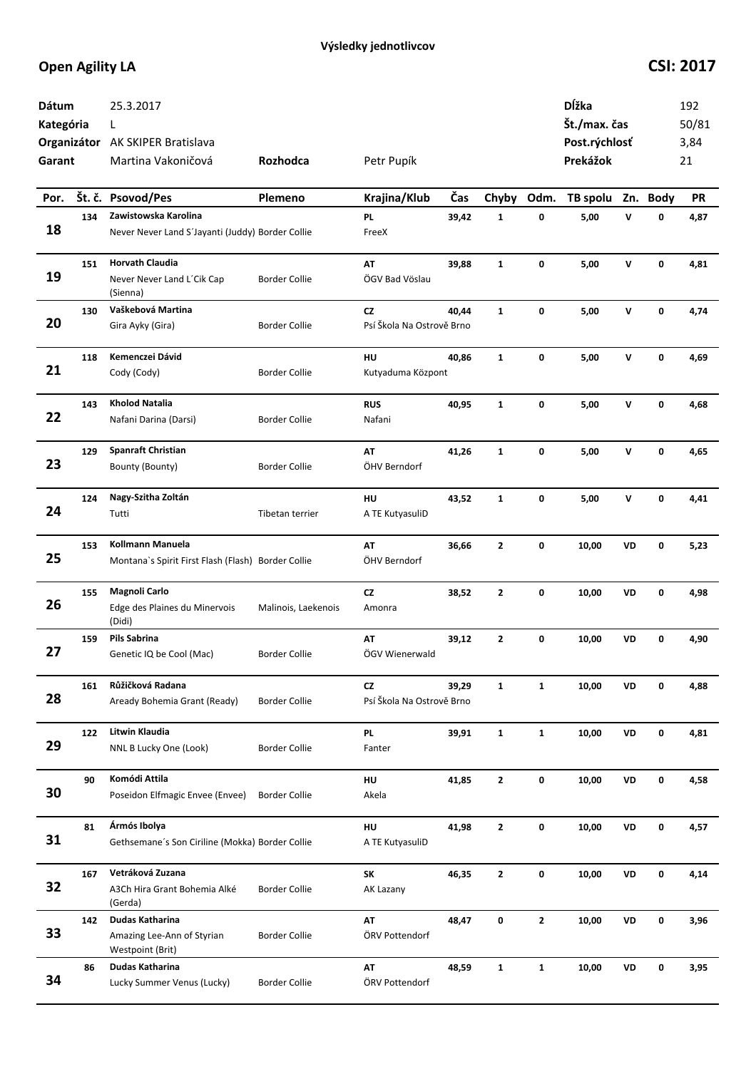**Výsledky jednotlivcov**

## Open Agility LA

## CSI: 2017

| | | | | | |
|---|---|---|---|---|---|
| **Dátum** | 25.3.2017 | | | **Dĺžka** | 192 |
| **Kategória** | L | | | **Št./max. čas** | 50/81 |
| **Organizátor** | AK SKIPER Bratislava | | | **Post.rýchlosť** | 3,84 |
| **Garant** | Martina Vakoničová | **Rozhodca** | Petr Pupík | **Prekážok** | 21 |

| Por. | Št. č. | Psovod/Pes | Plemeno | Krajina/Klub | Čas | Chyby | Odm. | TB spolu | Zn. | Body | PR |
|---|---|---|---|---|---|---|---|---|---|---|---|
| 18 | 134 | **Zawistowska Karolina**<br>Never Never Land S´Jayanti (Juddy) | Border Collie | **PL**<br>FreeX | **39,42** | **1** | **0** | **5,00** | **V** | **0** | **4,87** |
| 19 | 151 | **Horvath Claudia**<br>Never Never Land L´Cik Cap (Sienna) | Border Collie | **AT**<br>ÖGV Bad Vöslau | **39,88** | **1** | **0** | **5,00** | **V** | **0** | **4,81** |
| 20 | 130 | **Vaškebová Martina**<br>Gira Ayky (Gira) | Border Collie | **CZ**<br>Psí Škola Na Ostrově Brno | **40,44** | **1** | **0** | **5,00** | **V** | **0** | **4,74** |
| 21 | 118 | **Kemenczei Dávid**<br>Cody (Cody) | Border Collie | **HU**<br>Kutyaduma Központ | **40,86** | **1** | **0** | **5,00** | **V** | **0** | **4,69** |
| 22 | 143 | **Kholod Natalia**<br>Nafani Darina (Darsi) | Border Collie | **RUS**<br>Nafani | **40,95** | **1** | **0** | **5,00** | **V** | **0** | **4,68** |
| 23 | 129 | **Spanraft Christian**<br>Bounty (Bounty) | Border Collie | **AT**<br>ÖHV Berndorf | **41,26** | **1** | **0** | **5,00** | **V** | **0** | **4,65** |
| 24 | 124 | **Nagy-Szitha Zoltán**<br>Tutti | Tibetan terrier | **HU**<br>A TE KutyasuliD | **43,52** | **1** | **0** | **5,00** | **V** | **0** | **4,41** |
| 25 | 153 | **Kollmann Manuela**<br>Montana`s Spirit First Flash (Flash) | Border Collie | **AT**<br>ÖHV Berndorf | **36,66** | **2** | **0** | **10,00** | **VD** | **0** | **5,23** |
| 26 | 155 | **Magnoli Carlo**<br>Edge des Plaines du Minervois (Didi) | Malinois, Laekenois | **CZ**<br>Amonra | **38,52** | **2** | **0** | **10,00** | **VD** | **0** | **4,98** |
| 27 | 159 | **Pils Sabrina**<br>Genetic IQ be Cool (Mac) | Border Collie | **AT**<br>ÖGV Wienerwald | **39,12** | **2** | **0** | **10,00** | **VD** | **0** | **4,90** |
| 28 | 161 | **Růžičková Radana**<br>Aready Bohemia Grant (Ready) | Border Collie | **CZ**<br>Psí Škola Na Ostrově Brno | **39,29** | **1** | **1** | **10,00** | **VD** | **0** | **4,88** |
| 29 | 122 | **Litwin Klaudia**<br>NNL B Lucky One (Look) | Border Collie | **PL**<br>Fanter | **39,91** | **1** | **1** | **10,00** | **VD** | **0** | **4,81** |
| 30 | 90 | **Komódi Attila**<br>Poseidon Elfmagic Envee (Envee) | Border Collie | **HU**<br>Akela | **41,85** | **2** | **0** | **10,00** | **VD** | **0** | **4,58** |
| 31 | 81 | **Ármós Ibolya**<br>Gethsemane´s Son Ciriline (Mokka) | Border Collie | **HU**<br>A TE KutyasuliD | **41,98** | **2** | **0** | **10,00** | **VD** | **0** | **4,57** |
| 32 | 167 | **Vetráková Zuzana**<br>A3Ch Hira Grant Bohemia Alké (Gerda) | Border Collie | **SK**<br>AK Lazany | **46,35** | **2** | **0** | **10,00** | **VD** | **0** | **4,14** |
| 33 | 142 | **Dudas Katharina**<br>Amazing Lee-Ann of Styrian Westpoint (Brit) | Border Collie | **AT**<br>ÖRV Pottendorf | **48,47** | **0** | **2** | **10,00** | **VD** | **0** | **3,96** |
| 34 | 86 | **Dudas Katharina**<br>Lucky Summer Venus (Lucky) | Border Collie | **AT**<br>ÖRV Pottendorf | **48,59** | **1** | **1** | **10,00** | **VD** | **0** | **3,95** |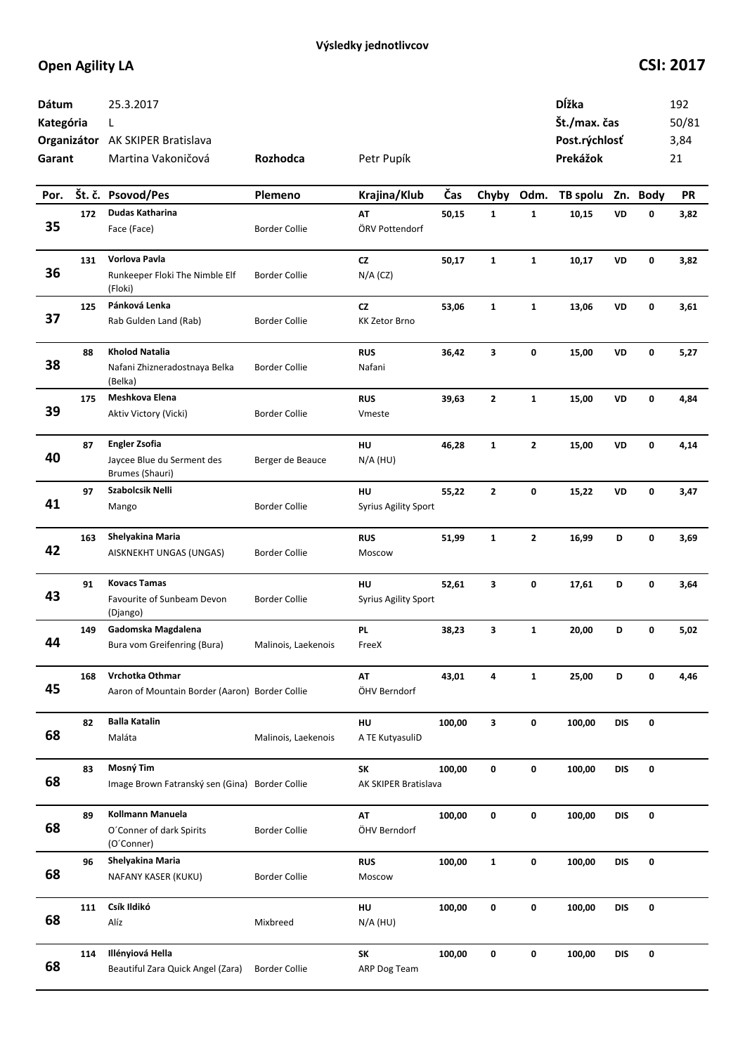**Výsledky jednotlivcov**

## Open Agility LA

## CSI: 2017

| | | | |
|---|---|---|---|
| **Dátum** | 25.3.2017 | **Dĺžka** | 192 |
| **Kategória** | L | **Št./max. čas** | 50/81 |
| **Organizátor** | AK SKIPER Bratislava | **Post.rýchlosť** | 3,84 |
| **Garant** | Martina Vakoničová | **Prekážok** | 21 |
| **Rozhodca** | Petr Pupík | | |

| Por. | Št. č. | Psovod/Pes | Plemeno | Krajina/Klub | Čas | Chyby | Odm. | TB spolu | Zn. | Body | PR |
|---|---|---|---|---|---|---|---|---|---|---|---|
| 35 | 172 | **Dudas Katharina**<br>Face (Face) | Border Collie | **AT**<br>ÖRV Pottendorf | 50,15 | 1 | 1 | 10,15 | VD | 0 | 3,82 |
| 36 | 131 | **Vorlova Pavla**<br>Runkeeper Floki The Nimble Elf (Floki) | Border Collie | **CZ**<br>N/A (CZ) | 50,17 | 1 | 1 | 10,17 | VD | 0 | 3,82 |
| 37 | 125 | **Pánková Lenka**<br>Rab Gulden Land (Rab) | Border Collie | **CZ**<br>KK Zetor Brno | 53,06 | 1 | 1 | 13,06 | VD | 0 | 3,61 |
| 38 | 88 | **Kholod Natalia**<br>Nafani Zhizneradostnaya Belka (Belka) | Border Collie | **RUS**<br>Nafani | 36,42 | 3 | 0 | 15,00 | VD | 0 | 5,27 |
| 39 | 175 | **Meshkova Elena**<br>Aktiv Victory (Vicki) | Border Collie | **RUS**<br>Vmeste | 39,63 | 2 | 1 | 15,00 | VD | 0 | 4,84 |
| 40 | 87 | **Engler Zsofia**<br>Jaycee Blue du Serment des Brumes (Shauri) | Berger de Beauce | **HU**<br>N/A (HU) | 46,28 | 1 | 2 | 15,00 | VD | 0 | 4,14 |
| 41 | 97 | **Szabolcsik Nelli**<br>Mango | Border Collie | **HU**<br>Syrius Agility Sport | 55,22 | 2 | 0 | 15,22 | VD | 0 | 3,47 |
| 42 | 163 | **Shelyakina Maria**<br>AISKNEKHT UNGAS (UNGAS) | Border Collie | **RUS**<br>Moscow | 51,99 | 1 | 2 | 16,99 | D | 0 | 3,69 |
| 43 | 91 | **Kovacs Tamas**<br>Favourite of Sunbeam Devon (Django) | Border Collie | **HU**<br>Syrius Agility Sport | 52,61 | 3 | 0 | 17,61 | D | 0 | 3,64 |
| 44 | 149 | **Gadomska Magdalena**<br>Bura vom Greifenring (Bura) | Malinois, Laekenois | **PL**<br>FreeX | 38,23 | 3 | 1 | 20,00 | D | 0 | 5,02 |
| 45 | 168 | **Vrchotka Othmar**<br>Aaron of Mountain Border (Aaron) | Border Collie | **AT**<br>ÖHV Berndorf | 43,01 | 4 | 1 | 25,00 | D | 0 | 4,46 |
| 68 | 82 | **Balla Katalin**<br>Maláta | Malinois, Laekenois | **HU**<br>A TE KutyasuliD | 100,00 | 3 | 0 | 100,00 | DIS | 0 | |
| 68 | 83 | **Mosný Tim**<br>Image Brown Fatranský sen (Gina) | Border Collie | **SK**<br>AK SKIPER Bratislava | 100,00 | 0 | 0 | 100,00 | DIS | 0 | |
| 68 | 89 | **Kollmann Manuela**<br>O´Conner of dark Spirits (O´Conner) | Border Collie | **AT**<br>ÖHV Berndorf | 100,00 | 0 | 0 | 100,00 | DIS | 0 | |
| 68 | 96 | **Shelyakina Maria**<br>NAFANY KASER (KUKU) | Border Collie | **RUS**<br>Moscow | 100,00 | 1 | 0 | 100,00 | DIS | 0 | |
| 68 | 111 | **Csík Ildikó**<br>Alíz | Mixbreed | **HU**<br>N/A (HU) | 100,00 | 0 | 0 | 100,00 | DIS | 0 | |
| 68 | 114 | **Illényiová Hella**<br>Beautiful Zara Quick Angel (Zara) | Border Collie | **SK**<br>ARP Dog Team | 100,00 | 0 | 0 | 100,00 | DIS | 0 | |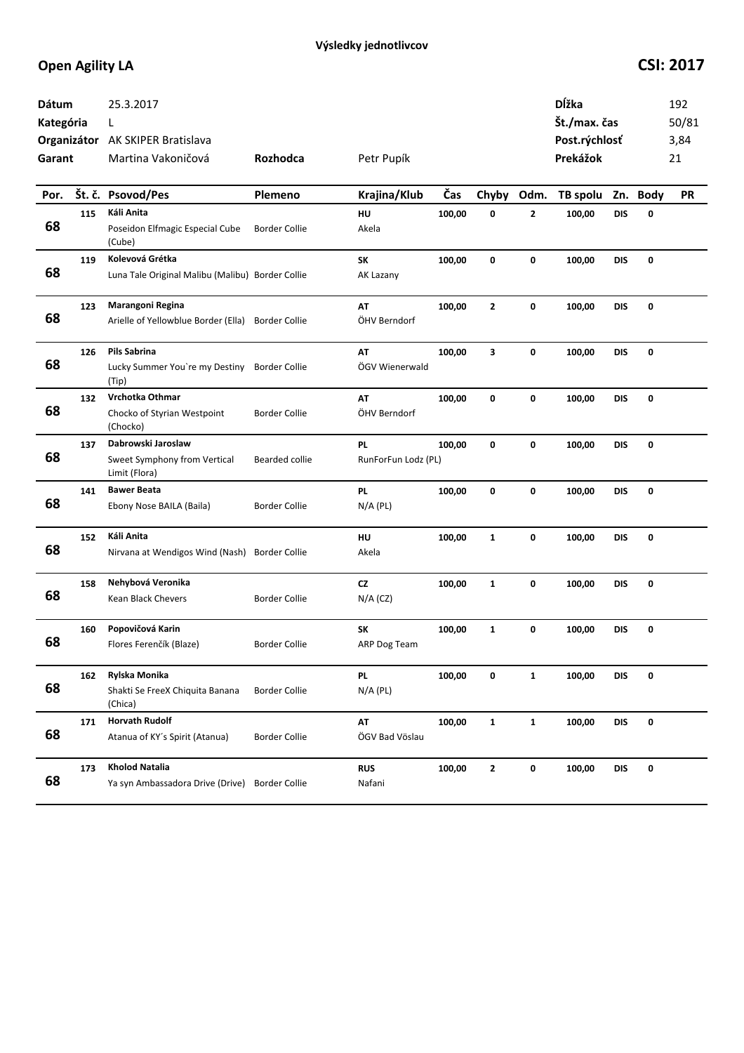**Výsledky jednotlivcov**

## Open Agility LA

**CSI: 2017**

| | | | | | | |
|---|---|---|---|---|---|---|
| **Dátum** | 25.3.2017 | | | | **Dĺžka** | 192 |
| **Kategória** | L | | | | **Št./max. čas** | 50/81 |
| **Organizátor** | AK SKIPER Bratislava | | | | **Post.rýchlosť** | 3,84 |
| **Garant** | Martina Vakoničová | **Rozhodca** | Petr Pupík | | **Prekážok** | 21 |

| Por. | Št. č. | Psovod/Pes | Plemeno | Krajina/Klub | Čas | Chyby | Odm. | TB spolu | Zn. | Body | PR |
|---|---|---|---|---|---|---|---|---|---|---|---|
| 68 | 115 | **Káli Anita**<br>Poseidon Elfmagic Especial Cube (Cube) | Border Collie | **HU**<br>Akela | 100,00 | 0 | 2 | 100,00 | DIS | 0 | |
| 68 | 119 | **Kolevová Grétka**<br>Luna Tale Original Malibu (Malibu) | Border Collie | **SK**<br>AK Lazany | 100,00 | 0 | 0 | 100,00 | DIS | 0 | |
| 68 | 123 | **Marangoni Regina**<br>Arielle of Yellowblue Border (Ella) | Border Collie | **AT**<br>ÖHV Berndorf | 100,00 | 2 | 0 | 100,00 | DIS | 0 | |
| 68 | 126 | **Pils Sabrina**<br>Lucky Summer You`re my Destiny (Tip) | Border Collie | **AT**<br>ÖGV Wienerwald | 100,00 | 3 | 0 | 100,00 | DIS | 0 | |
| 68 | 132 | **Vrchotka Othmar**<br>Chocko of Styrian Westpoint (Chocko) | Border Collie | **AT**<br>ÖHV Berndorf | 100,00 | 0 | 0 | 100,00 | DIS | 0 | |
| 68 | 137 | **Dabrowski Jaroslaw**<br>Sweet Symphony from Vertical Limit (Flora) | Bearded collie | **PL**<br>RunForFun Lodz (PL) | 100,00 | 0 | 0 | 100,00 | DIS | 0 | |
| 68 | 141 | **Bawer Beata**<br>Ebony Nose BAILA (Baila) | Border Collie | **PL**<br>N/A (PL) | 100,00 | 0 | 0 | 100,00 | DIS | 0 | |
| 68 | 152 | **Káli Anita**<br>Nirvana at Wendigos Wind (Nash) | Border Collie | **HU**<br>Akela | 100,00 | 1 | 0 | 100,00 | DIS | 0 | |
| 68 | 158 | **Nehybová Veronika**<br>Kean Black Chevers | Border Collie | **CZ**<br>N/A (CZ) | 100,00 | 1 | 0 | 100,00 | DIS | 0 | |
| 68 | 160 | **Popovičová Karin**<br>Flores Ferenčík (Blaze) | Border Collie | **SK**<br>ARP Dog Team | 100,00 | 1 | 0 | 100,00 | DIS | 0 | |
| 68 | 162 | **Rylska Monika**<br>Shakti Se FreeX Chiquita Banana (Chica) | Border Collie | **PL**<br>N/A (PL) | 100,00 | 0 | 1 | 100,00 | DIS | 0 | |
| 68 | 171 | **Horvath Rudolf**<br>Atanua of KY´s Spirit (Atanua) | Border Collie | **AT**<br>ÖGV Bad Vöslau | 100,00 | 1 | 1 | 100,00 | DIS | 0 | |
| 68 | 173 | **Kholod Natalia**<br>Ya syn Ambassadora Drive (Drive) | Border Collie | **RUS**<br>Nafani | 100,00 | 2 | 0 | 100,00 | DIS | 0 | |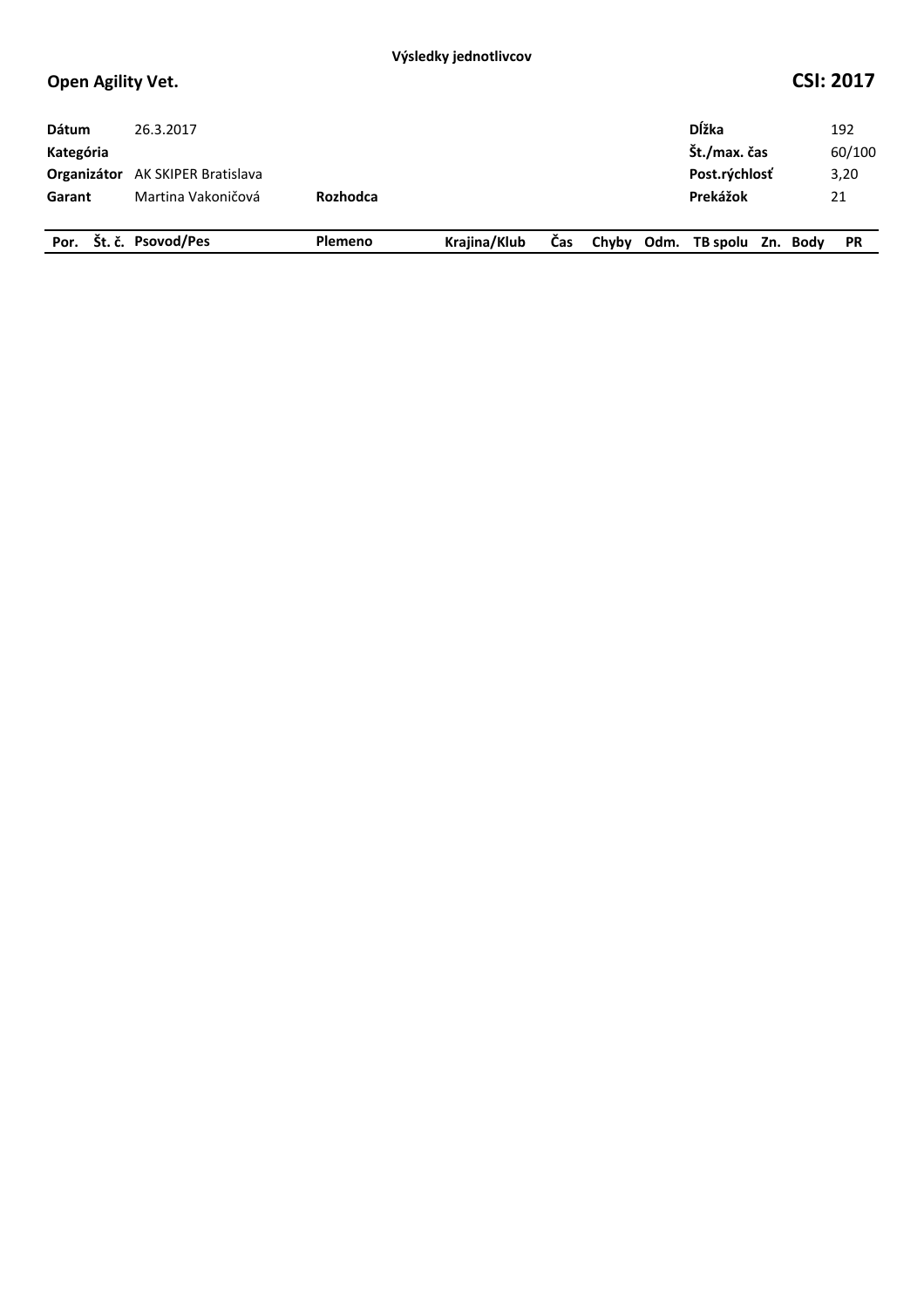**Výsledky jednotlivcov**

**Open Agility Vet.** **CSI: 2017**

| | | | |
|---|---|---|---|
| **Dátum** | 26.3.2017 | **Dĺžka** | 192 |
| **Kategória** | | **Št./max. čas** | 60/100 |
| **Organizátor** | AK SKIPER Bratislava | **Post.rýchlosť** | 3,20 |
| **Garant** | Martina Vakoničová | **Prekážok** | 21 |
| **Rozhodca** | | | |

| Por. | Št. č. | Psovod/Pes | Plemeno | Krajina/Klub | Čas | Chyby | Odm. | TB spolu | Zn. | Body | PR |
|---|---|---|---|---|---|---|---|---|---|---|---|